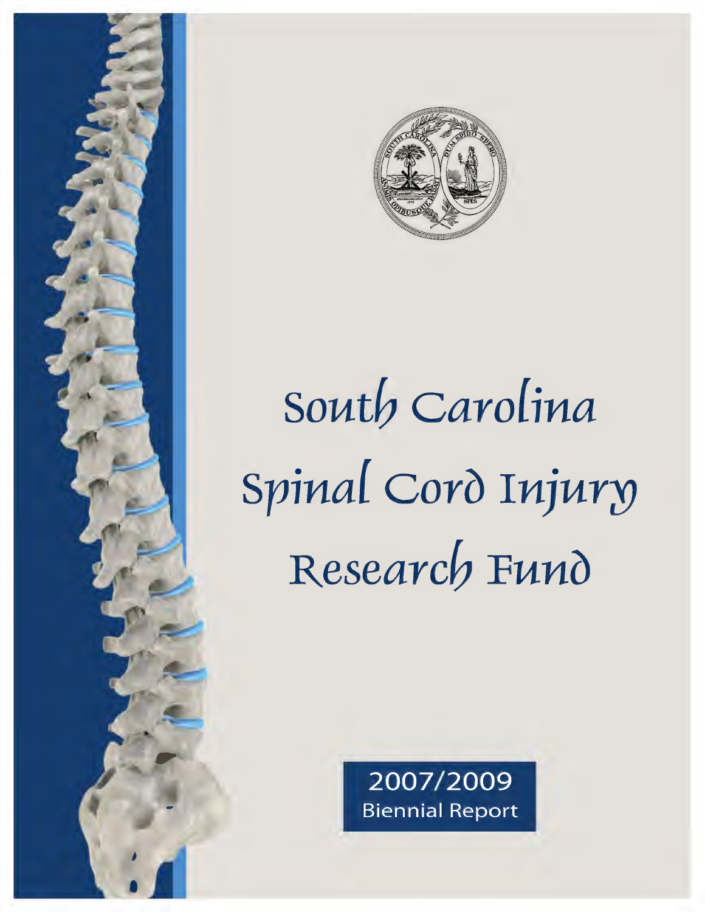# South Carolina Spinal Cord Injury Research Fund

2007/2009
Biennial Report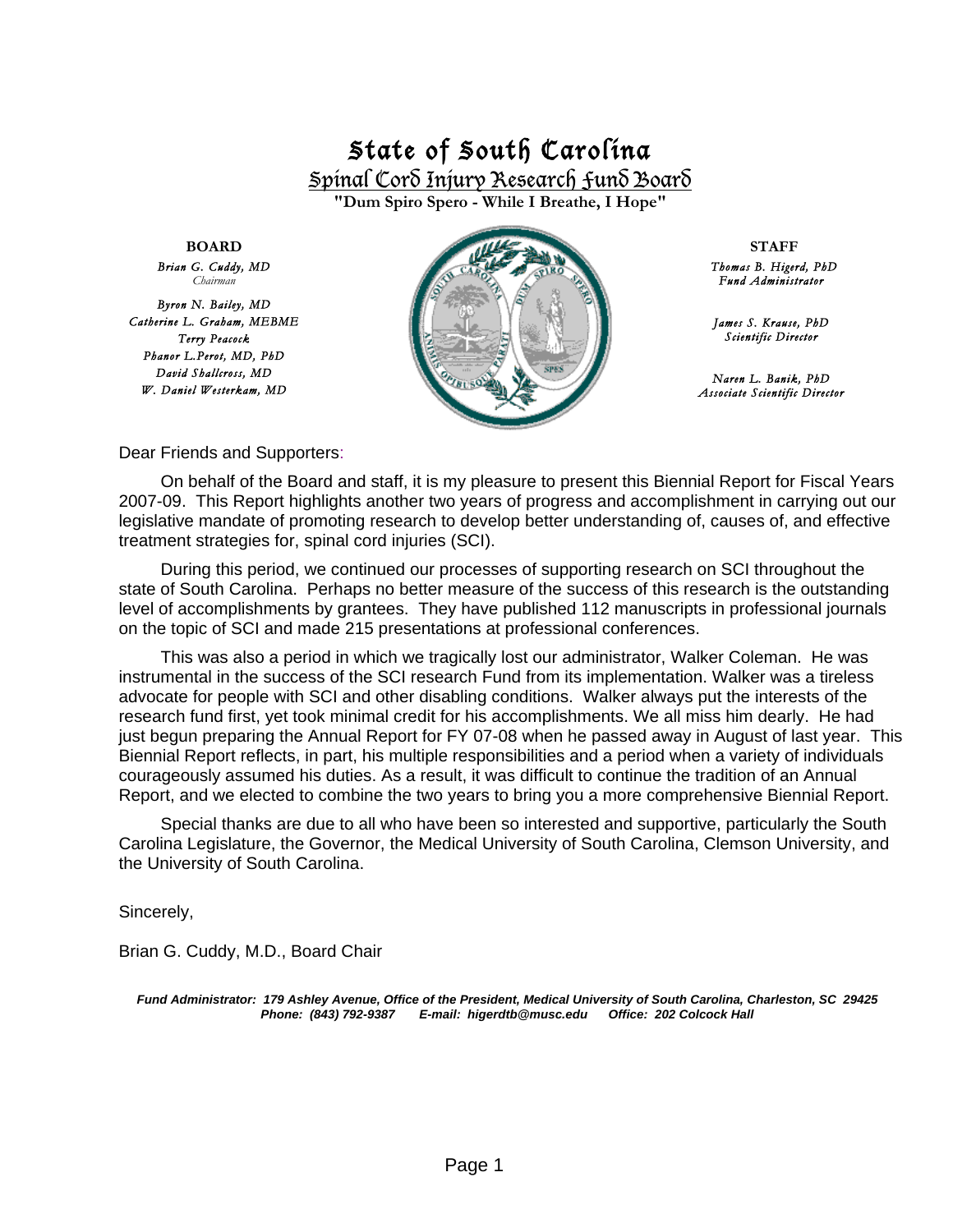# State of South Carolina

## Spinal Cord Injury Research Fund Board

**"Dum Spiro Spero - While I Breathe, I Hope"**

**BOARD**

*Brian G. Cuddy, MD*
*Chairman*

*Byron N. Bailey, MD*
*Catherine L. Graham, MEBME*
*Terry Peacock*
*Phanor L.Perot, MD, PhD*
*David Shallcross, MD*
*W. Daniel Westerkam, MD*

**STAFF**

*Thomas B. Higerd, PhD*
*Fund Administrator*

*James S. Krause, PhD*
*Scientific Director*

*Naren L. Banik, PhD*
*Associate Scientific Director*

Dear Friends and Supporters:

On behalf of the Board and staff, it is my pleasure to present this Biennial Report for Fiscal Years 2007-09. This Report highlights another two years of progress and accomplishment in carrying out our legislative mandate of promoting research to develop better understanding of, causes of, and effective treatment strategies for, spinal cord injuries (SCI).

During this period, we continued our processes of supporting research on SCI throughout the state of South Carolina. Perhaps no better measure of the success of this research is the outstanding level of accomplishments by grantees. They have published 112 manuscripts in professional journals on the topic of SCI and made 215 presentations at professional conferences.

This was also a period in which we tragically lost our administrator, Walker Coleman. He was instrumental in the success of the SCI research Fund from its implementation. Walker was a tireless advocate for people with SCI and other disabling conditions. Walker always put the interests of the research fund first, yet took minimal credit for his accomplishments. We all miss him dearly. He had just begun preparing the Annual Report for FY 07-08 when he passed away in August of last year. This Biennial Report reflects, in part, his multiple responsibilities and a period when a variety of individuals courageously assumed his duties. As a result, it was difficult to continue the tradition of an Annual Report, and we elected to combine the two years to bring you a more comprehensive Biennial Report.

Special thanks are due to all who have been so interested and supportive, particularly the South Carolina Legislature, the Governor, the Medical University of South Carolina, Clemson University, and the University of South Carolina.

Sincerely,

Brian G. Cuddy, M.D., Board Chair

***Fund Administrator: 179 Ashley Avenue, Office of the President, Medical University of South Carolina, Charleston, SC 29425***
***Phone: (843) 792-9387 E-mail: higerdtb@musc.edu Office: 202 Colcock Hall***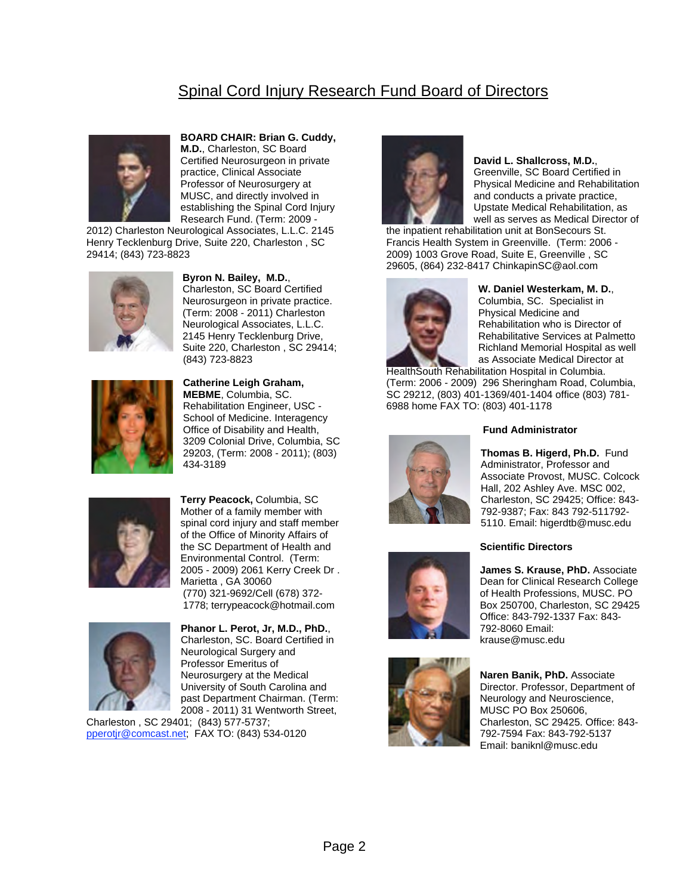# Spinal Cord Injury Research Fund Board of Directors

**BOARD CHAIR: Brian G. Cuddy, M.D.**, Charleston, SC Board Certified Neurosurgeon in private practice, Clinical Associate Professor of Neurosurgery at MUSC, and directly involved in establishing the Spinal Cord Injury Research Fund. (Term: 2009 - 2012) Charleston Neurological Associates, L.L.C. 2145 Henry Tecklenburg Drive, Suite 220, Charleston , SC 29414; (843) 723-8823

**Byron N. Bailey, M.D.**, Charleston, SC Board Certified Neurosurgeon in private practice. (Term: 2008 - 2011) Charleston Neurological Associates, L.L.C. 2145 Henry Tecklenburg Drive, Suite 220, Charleston , SC 29414; (843) 723-8823

**Catherine Leigh Graham, MEBME**, Columbia, SC. Rehabilitation Engineer, USC - School of Medicine. Interagency Office of Disability and Health, 3209 Colonial Drive, Columbia, SC 29203, (Term: 2008 - 2011); (803) 434-3189

**Terry Peacock,** Columbia, SC Mother of a family member with spinal cord injury and staff member of the Office of Minority Affairs of the SC Department of Health and Environmental Control. (Term: 2005 - 2009) 2061 Kerry Creek Dr . Marietta , GA 30060 (770) 321-9692/Cell (678) 372-1778; terrypeacock@hotmail.com

**Phanor L. Perot, Jr, M.D., PhD.**, Charleston, SC. Board Certified in Neurological Surgery and Professor Emeritus of Neurosurgery at the Medical University of South Carolina and past Department Chairman. (Term: 2008 - 2011) 31 Wentworth Street, Charleston , SC 29401; (843) 577-5737; pperotjr@comcast.net; FAX TO: (843) 534-0120

**David L. Shallcross, M.D.**, Greenville, SC Board Certified in Physical Medicine and Rehabilitation and conducts a private practice, Upstate Medical Rehabilitation, as well as serves as Medical Director of the inpatient rehabilitation unit at BonSecours St. Francis Health System in Greenville. (Term: 2006 - 2009) 1003 Grove Road, Suite E, Greenville , SC 29605, (864) 232-8417 ChinkapinSC@aol.com

**W. Daniel Westerkam, M. D.**, Columbia, SC. Specialist in Physical Medicine and Rehabilitation who is Director of Rehabilitative Services at Palmetto Richland Memorial Hospital as well as Associate Medical Director at HealthSouth Rehabilitation Hospital in Columbia. (Term: 2006 - 2009) 296 Sheringham Road, Columbia, SC 29212, (803) 401-1369/401-1404 office (803) 781-6988 home FAX TO: (803) 401-1178

### Fund Administrator

**Thomas B. Higerd, Ph.D.** Fund Administrator, Professor and Associate Provost, MUSC. Colcock Hall, 202 Ashley Ave. MSC 002, Charleston, SC 29425; Office: 843-792-9387; Fax: 843 792-511792-5110. Email: higerdtb@musc.edu

### Scientific Directors

**James S. Krause, PhD.** Associate Dean for Clinical Research College of Health Professions, MUSC. PO Box 250700, Charleston, SC 29425 Office: 843-792-1337 Fax: 843-792-8060 Email: krause@musc.edu

**Naren Banik, PhD.** Associate Director. Professor, Department of Neurology and Neuroscience, MUSC PO Box 250606, Charleston, SC 29425. Office: 843-792-7594 Fax: 843-792-5137 Email: baniknl@musc.edu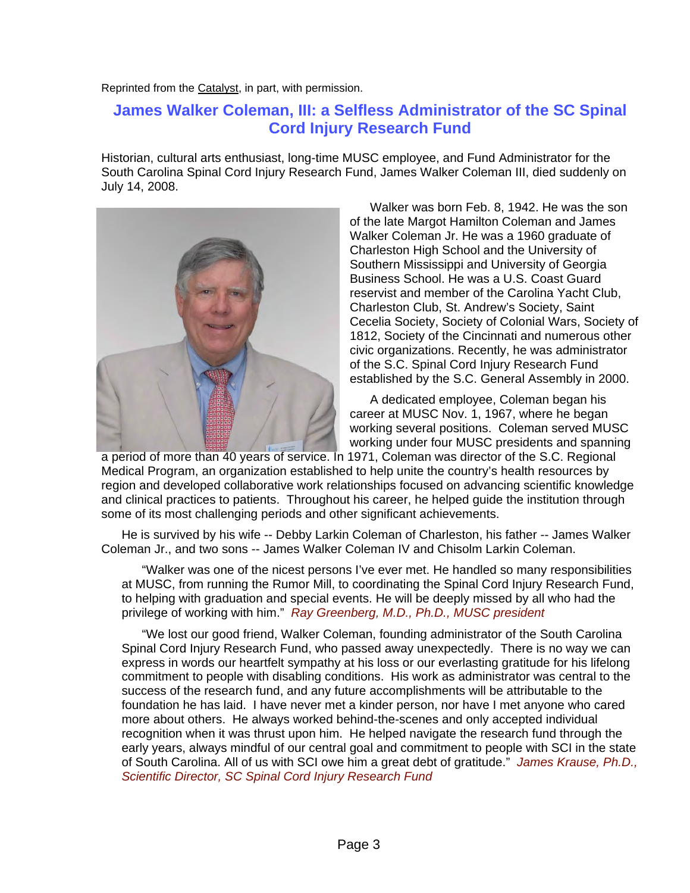Reprinted from the Catalyst, in part, with permission.

## James Walker Coleman, III: a Selfless Administrator of the SC Spinal Cord Injury Research Fund

Historian, cultural arts enthusiast, long-time MUSC employee, and Fund Administrator for the South Carolina Spinal Cord Injury Research Fund, James Walker Coleman III, died suddenly on July 14, 2008.

Walker was born Feb. 8, 1942. He was the son of the late Margot Hamilton Coleman and James Walker Coleman Jr. He was a 1960 graduate of Charleston High School and the University of Southern Mississippi and University of Georgia Business School. He was a U.S. Coast Guard reservist and member of the Carolina Yacht Club, Charleston Club, St. Andrew's Society, Saint Cecelia Society, Society of Colonial Wars, Society of 1812, Society of the Cincinnati and numerous other civic organizations. Recently, he was administrator of the S.C. Spinal Cord Injury Research Fund established by the S.C. General Assembly in 2000.

A dedicated employee, Coleman began his career at MUSC Nov. 1, 1967, where he began working several positions. Coleman served MUSC working under four MUSC presidents and spanning a period of more than 40 years of service. In 1971, Coleman was director of the S.C. Regional Medical Program, an organization established to help unite the country's health resources by region and developed collaborative work relationships focused on advancing scientific knowledge and clinical practices to patients. Throughout his career, he helped guide the institution through some of its most challenging periods and other significant achievements.

He is survived by his wife -- Debby Larkin Coleman of Charleston, his father -- James Walker Coleman Jr., and two sons -- James Walker Coleman IV and Chisolm Larkin Coleman.

"Walker was one of the nicest persons I've ever met. He handled so many responsibilities at MUSC, from running the Rumor Mill, to coordinating the Spinal Cord Injury Research Fund, to helping with graduation and special events. He will be deeply missed by all who had the privilege of working with him." *Ray Greenberg, M.D., Ph.D., MUSC president*

"We lost our good friend, Walker Coleman, founding administrator of the South Carolina Spinal Cord Injury Research Fund, who passed away unexpectedly. There is no way we can express in words our heartfelt sympathy at his loss or our everlasting gratitude for his lifelong commitment to people with disabling conditions. His work as administrator was central to the success of the research fund, and any future accomplishments will be attributable to the foundation he has laid. I have never met a kinder person, nor have I met anyone who cared more about others. He always worked behind-the-scenes and only accepted individual recognition when it was thrust upon him. He helped navigate the research fund through the early years, always mindful of our central goal and commitment to people with SCI in the state of South Carolina. All of us with SCI owe him a great debt of gratitude." *James Krause, Ph.D., Scientific Director, SC Spinal Cord Injury Research Fund*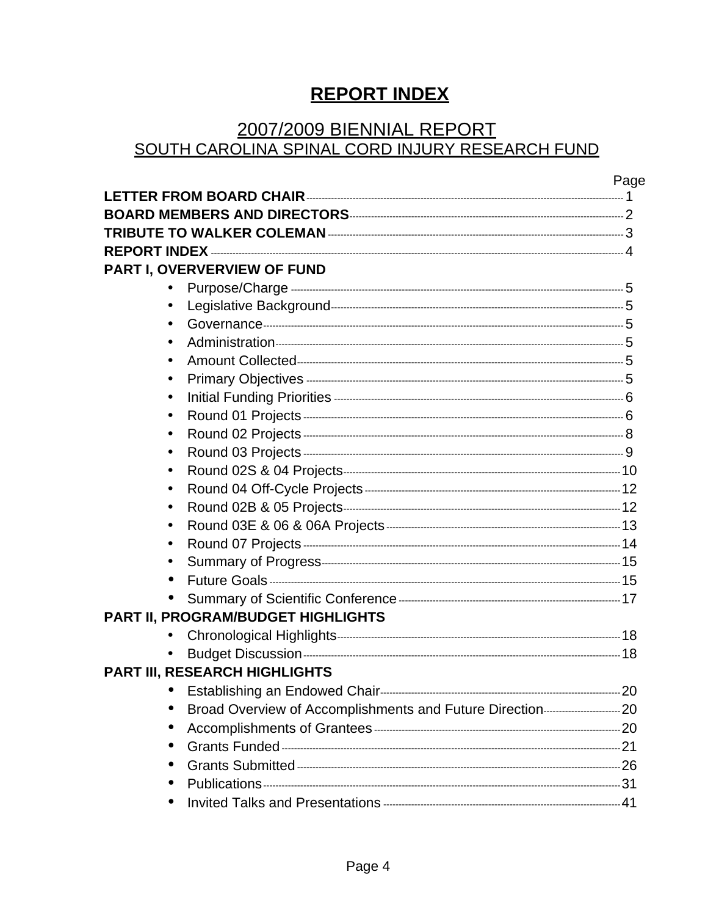# REPORT INDEX

## 2007/2009 BIENNIAL REPORT
## SOUTH CAROLINA SPINAL CORD INJURY RESEARCH FUND

| | Page |
|---|---|
| **LETTER FROM BOARD CHAIR** | 1 |
| **BOARD MEMBERS AND DIRECTORS** | 2 |
| **TRIBUTE TO WALKER COLEMAN** | 3 |
| **REPORT INDEX** | 4 |
| **PART I, OVERVERVIEW OF FUND** | |
| • Purpose/Charge | 5 |
| • Legislative Background | 5 |
| • Governance | 5 |
| • Administration | 5 |
| • Amount Collected | 5 |
| • Primary Objectives | 5 |
| • Initial Funding Priorities | 6 |
| • Round 01 Projects | 6 |
| • Round 02 Projects | 8 |
| • Round 03 Projects | 9 |
| • Round 02S & 04 Projects | 10 |
| • Round 04 Off-Cycle Projects | 12 |
| • Round 02B & 05 Projects | 12 |
| • Round 03E & 06 & 06A Projects | 13 |
| • Round 07 Projects | 14 |
| • Summary of Progress | 15 |
| • Future Goals | 15 |
| • Summary of Scientific Conference | 17 |
| **PART II, PROGRAM/BUDGET HIGHLIGHTS** | |
| • Chronological Highlights | 18 |
| • Budget Discussion | 18 |
| **PART III, RESEARCH HIGHLIGHTS** | |
| • Establishing an Endowed Chair | 20 |
| • Broad Overview of Accomplishments and Future Direction | 20 |
| • Accomplishments of Grantees | 20 |
| • Grants Funded | 21 |
| • Grants Submitted | 26 |
| • Publications | 31 |
| • Invited Talks and Presentations | 41 |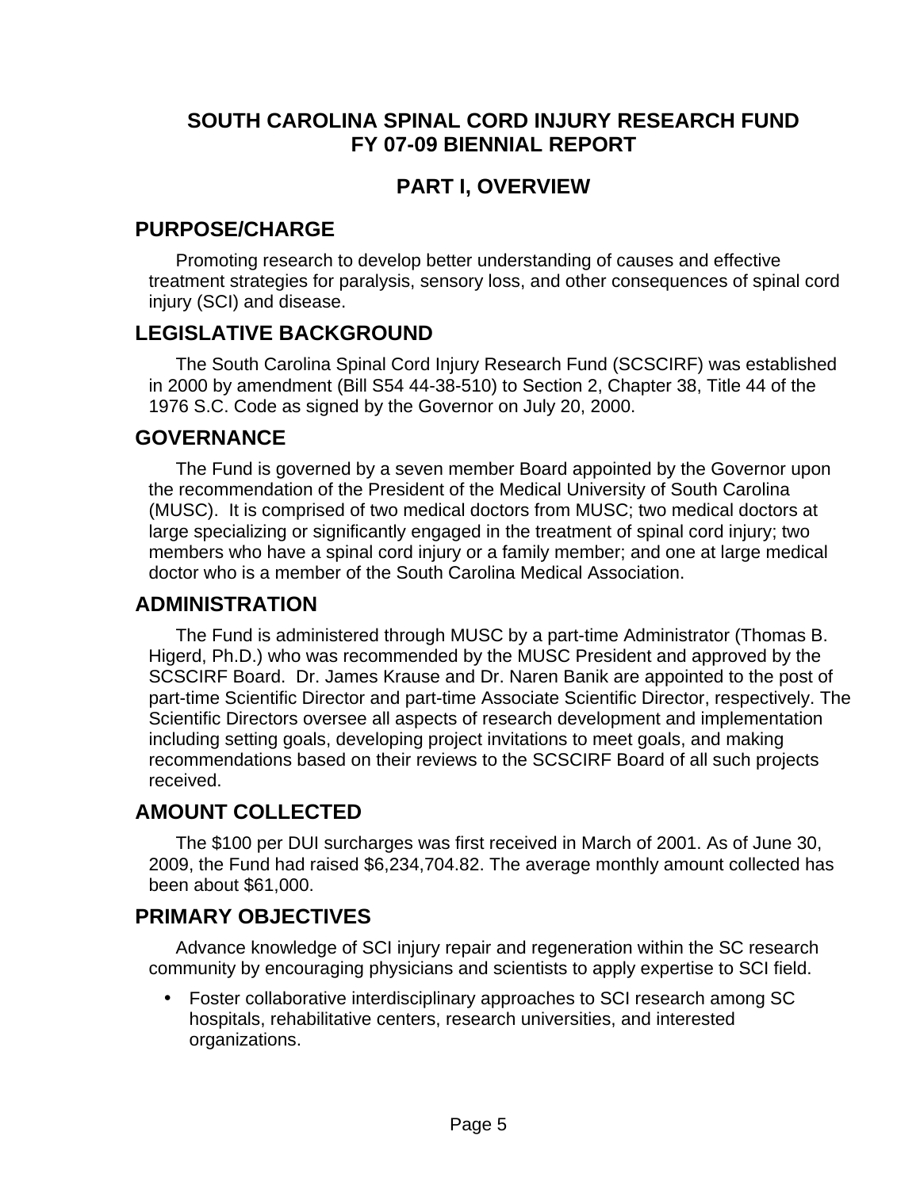# SOUTH CAROLINA SPINAL CORD INJURY RESEARCH FUND
# FY 07-09 BIENNIAL REPORT

## PART I, OVERVIEW

### PURPOSE/CHARGE

Promoting research to develop better understanding of causes and effective treatment strategies for paralysis, sensory loss, and other consequences of spinal cord injury (SCI) and disease.

### LEGISLATIVE BACKGROUND

The South Carolina Spinal Cord Injury Research Fund (SCSCIRF) was established in 2000 by amendment (Bill S54 44-38-510) to Section 2, Chapter 38, Title 44 of the 1976 S.C. Code as signed by the Governor on July 20, 2000.

### GOVERNANCE

The Fund is governed by a seven member Board appointed by the Governor upon the recommendation of the President of the Medical University of South Carolina (MUSC). It is comprised of two medical doctors from MUSC; two medical doctors at large specializing or significantly engaged in the treatment of spinal cord injury; two members who have a spinal cord injury or a family member; and one at large medical doctor who is a member of the South Carolina Medical Association.

### ADMINISTRATION

The Fund is administered through MUSC by a part-time Administrator (Thomas B. Higerd, Ph.D.) who was recommended by the MUSC President and approved by the SCSCIRF Board. Dr. James Krause and Dr. Naren Banik are appointed to the post of part-time Scientific Director and part-time Associate Scientific Director, respectively. The Scientific Directors oversee all aspects of research development and implementation including setting goals, developing project invitations to meet goals, and making recommendations based on their reviews to the SCSCIRF Board of all such projects received.

### AMOUNT COLLECTED

The $100 per DUI surcharges was first received in March of 2001. As of June 30, 2009, the Fund had raised $6,234,704.82. The average monthly amount collected has been about $61,000.

### PRIMARY OBJECTIVES

Advance knowledge of SCI injury repair and regeneration within the SC research community by encouraging physicians and scientists to apply expertise to SCI field.

- Foster collaborative interdisciplinary approaches to SCI research among SC hospitals, rehabilitative centers, research universities, and interested organizations.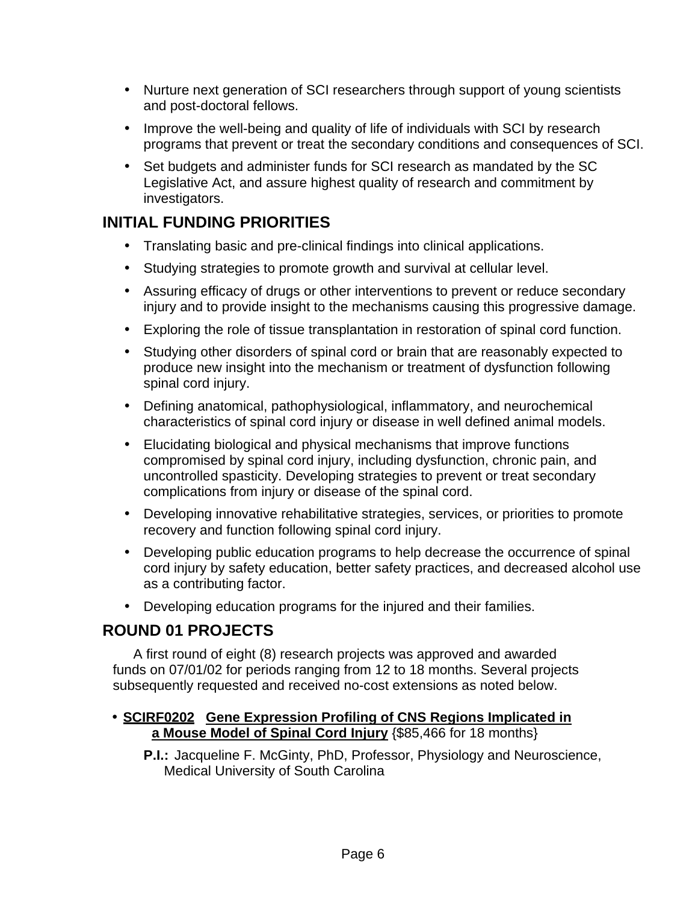- Nurture next generation of SCI researchers through support of young scientists and post-doctoral fellows.
- Improve the well-being and quality of life of individuals with SCI by research programs that prevent or treat the secondary conditions and consequences of SCI.
- Set budgets and administer funds for SCI research as mandated by the SC Legislative Act, and assure highest quality of research and commitment by investigators.

## INITIAL FUNDING PRIORITIES

- Translating basic and pre-clinical findings into clinical applications.
- Studying strategies to promote growth and survival at cellular level.
- Assuring efficacy of drugs or other interventions to prevent or reduce secondary injury and to provide insight to the mechanisms causing this progressive damage.
- Exploring the role of tissue transplantation in restoration of spinal cord function.
- Studying other disorders of spinal cord or brain that are reasonably expected to produce new insight into the mechanism or treatment of dysfunction following spinal cord injury.
- Defining anatomical, pathophysiological, inflammatory, and neurochemical characteristics of spinal cord injury or disease in well defined animal models.
- Elucidating biological and physical mechanisms that improve functions compromised by spinal cord injury, including dysfunction, chronic pain, and uncontrolled spasticity. Developing strategies to prevent or treat secondary complications from injury or disease of the spinal cord.
- Developing innovative rehabilitative strategies, services, or priorities to promote recovery and function following spinal cord injury.
- Developing public education programs to help decrease the occurrence of spinal cord injury by safety education, better safety practices, and decreased alcohol use as a contributing factor.
- Developing education programs for the injured and their families.

## ROUND 01 PROJECTS

A first round of eight (8) research projects was approved and awarded funds on 07/01/02 for periods ranging from 12 to 18 months. Several projects subsequently requested and received no-cost extensions as noted below.

- **SCIRF0202 Gene Expression Profiling of CNS Regions Implicated in a Mouse Model of Spinal Cord Injury** {$85,466 for 18 months}

  **P.I.:** Jacqueline F. McGinty, PhD, Professor, Physiology and Neuroscience, Medical University of South Carolina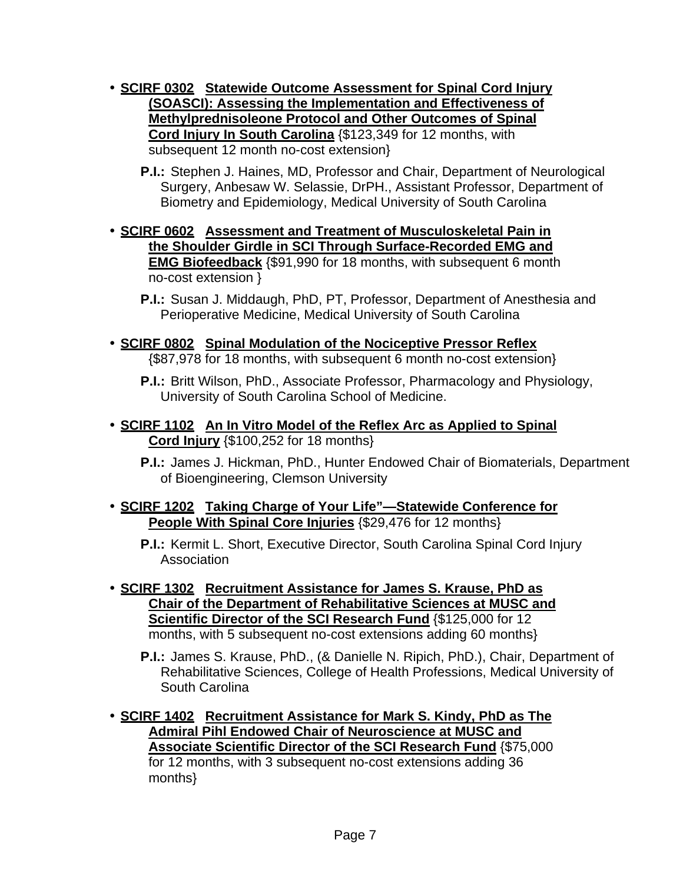- **SCIRF 0302 Statewide Outcome Assessment for Spinal Cord Injury (SOASCI): Assessing the Implementation and Effectiveness of Methylprednisoleone Protocol and Other Outcomes of Spinal Cord Injury In South Carolina** {$123,349 for 12 months, with subsequent 12 month no-cost extension}

  **P.I.:** Stephen J. Haines, MD, Professor and Chair, Department of Neurological Surgery, Anbesaw W. Selassie, DrPH., Assistant Professor, Department of Biometry and Epidemiology, Medical University of South Carolina

- **SCIRF 0602 Assessment and Treatment of Musculoskeletal Pain in the Shoulder Girdle in SCI Through Surface-Recorded EMG and EMG Biofeedback** {$91,990 for 18 months, with subsequent 6 month no-cost extension }

  **P.I.:** Susan J. Middaugh, PhD, PT, Professor, Department of Anesthesia and Perioperative Medicine, Medical University of South Carolina

- **SCIRF 0802 Spinal Modulation of the Nociceptive Pressor Reflex** {$87,978 for 18 months, with subsequent 6 month no-cost extension}

  **P.I.:** Britt Wilson, PhD., Associate Professor, Pharmacology and Physiology, University of South Carolina School of Medicine.

- **SCIRF 1102 An In Vitro Model of the Reflex Arc as Applied to Spinal Cord Injury** {$100,252 for 18 months}

  **P.I.:** James J. Hickman, PhD., Hunter Endowed Chair of Biomaterials, Department of Bioengineering, Clemson University

- **SCIRF 1202 Taking Charge of Your Life"—Statewide Conference for People With Spinal Core Injuries** {$29,476 for 12 months}

  **P.I.:** Kermit L. Short, Executive Director, South Carolina Spinal Cord Injury Association

- **SCIRF 1302 Recruitment Assistance for James S. Krause, PhD as Chair of the Department of Rehabilitative Sciences at MUSC and Scientific Director of the SCI Research Fund** {$125,000 for 12 months, with 5 subsequent no-cost extensions adding 60 months}

  **P.I.:** James S. Krause, PhD., (& Danielle N. Ripich, PhD.), Chair, Department of Rehabilitative Sciences, College of Health Professions, Medical University of South Carolina

- **SCIRF 1402 Recruitment Assistance for Mark S. Kindy, PhD as The Admiral Pihl Endowed Chair of Neuroscience at MUSC and Associate Scientific Director of the SCI Research Fund** {$75,000 for 12 months, with 3 subsequent no-cost extensions adding 36 months}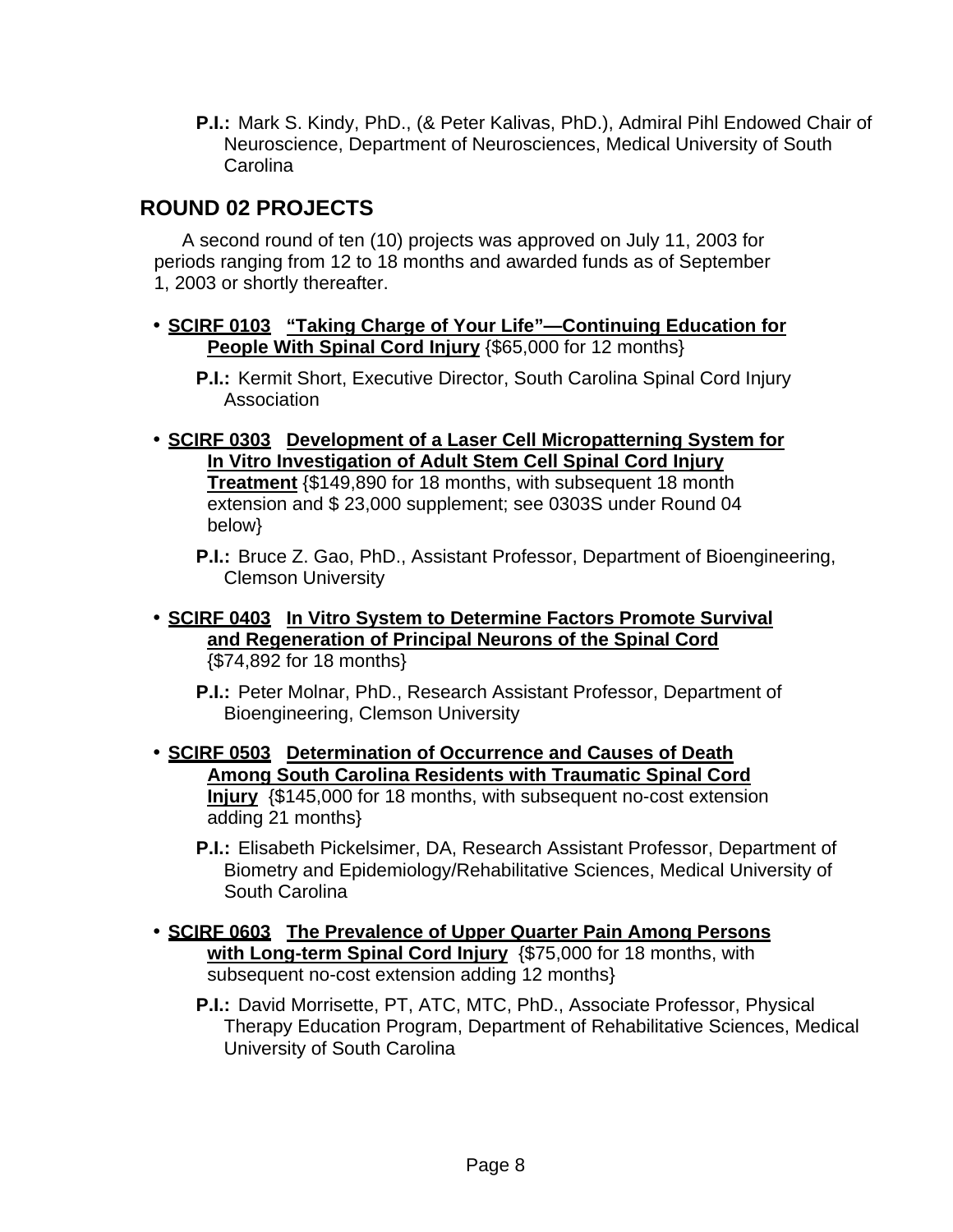**P.I.:** Mark S. Kindy, PhD., (& Peter Kalivas, PhD.), Admiral Pihl Endowed Chair of Neuroscience, Department of Neurosciences, Medical University of South Carolina

## ROUND 02 PROJECTS

A second round of ten (10) projects was approved on July 11, 2003 for periods ranging from 12 to 18 months and awarded funds as of September 1, 2003 or shortly thereafter.

- **SCIRF 0103 “Taking Charge of Your Life”—Continuing Education for People With Spinal Cord Injury** {$65,000 for 12 months}

  **P.I.:** Kermit Short, Executive Director, South Carolina Spinal Cord Injury Association

- **SCIRF 0303 Development of a Laser Cell Micropatterning System for In Vitro Investigation of Adult Stem Cell Spinal Cord Injury Treatment** {$149,890 for 18 months, with subsequent 18 month extension and $ 23,000 supplement; see 0303S under Round 04 below}

  **P.I.:** Bruce Z. Gao, PhD., Assistant Professor, Department of Bioengineering, Clemson University

- **SCIRF 0403 In Vitro System to Determine Factors Promote Survival and Regeneration of Principal Neurons of the Spinal Cord** {$74,892 for 18 months}

  **P.I.:** Peter Molnar, PhD., Research Assistant Professor, Department of Bioengineering, Clemson University

- **SCIRF 0503 Determination of Occurrence and Causes of Death Among South Carolina Residents with Traumatic Spinal Cord Injury** {$145,000 for 18 months, with subsequent no-cost extension adding 21 months}

  **P.I.:** Elisabeth Pickelsimer, DA, Research Assistant Professor, Department of Biometry and Epidemiology/Rehabilitative Sciences, Medical University of South Carolina

- **SCIRF 0603 The Prevalence of Upper Quarter Pain Among Persons with Long-term Spinal Cord Injury** {$75,000 for 18 months, with subsequent no-cost extension adding 12 months}

  **P.I.:** David Morrisette, PT, ATC, MTC, PhD., Associate Professor, Physical Therapy Education Program, Department of Rehabilitative Sciences, Medical University of South Carolina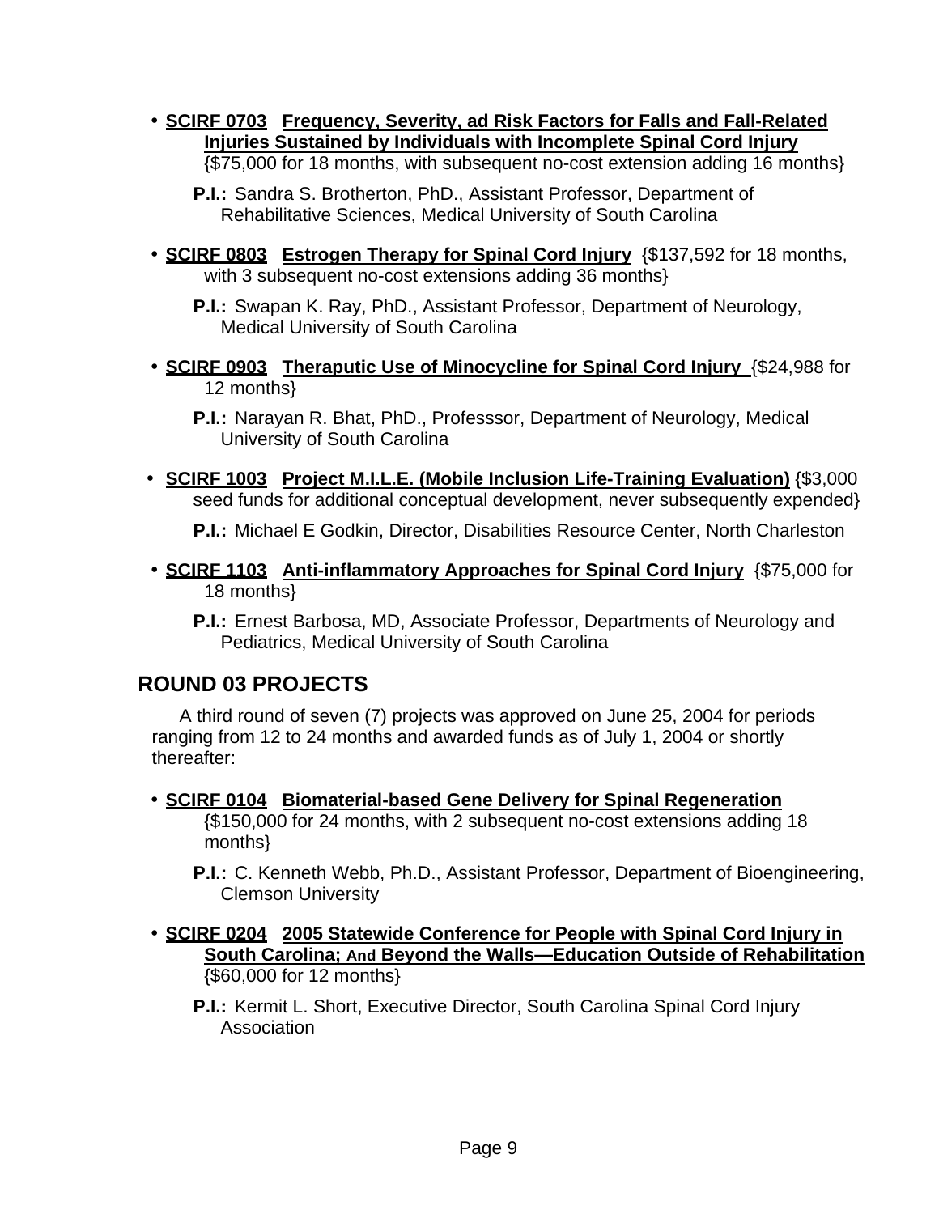- **<u>SCIRF 0703</u>** **<u>Frequency, Severity, ad Risk Factors for Falls and Fall-Related Injuries Sustained by Individuals with Incomplete Spinal Cord Injury</u>** {$75,000 for 18 months, with subsequent no-cost extension adding 16 months}

  **P.I.:** Sandra S. Brotherton, PhD., Assistant Professor, Department of Rehabilitative Sciences, Medical University of South Carolina

- **<u>SCIRF 0803</u>** **<u>Estrogen Therapy for Spinal Cord Injury</u>** {$137,592 for 18 months, with 3 subsequent no-cost extensions adding 36 months}

  **P.I.:** Swapan K. Ray, PhD., Assistant Professor, Department of Neurology, Medical University of South Carolina

- **<u>SCIRF 0903</u>** **<u>Theraputic Use of Minocycline for Spinal Cord Injury</u>** {$24,988 for 12 months}

  **P.I.:** Narayan R. Bhat, PhD., Professsor, Department of Neurology, Medical University of South Carolina

- **<u>SCIRF 1003</u>** **<u>Project M.I.L.E. (Mobile Inclusion Life-Training Evaluation)</u>** {$3,000 seed funds for additional conceptual development, never subsequently expended}

  **P.I.:** Michael E Godkin, Director, Disabilities Resource Center, North Charleston

- **<u>SCIRF 1103</u>** **<u>Anti-inflammatory Approaches for Spinal Cord Injury</u>** {$75,000 for 18 months}

  **P.I.:** Ernest Barbosa, MD, Associate Professor, Departments of Neurology and Pediatrics, Medical University of South Carolina

## ROUND 03 PROJECTS

A third round of seven (7) projects was approved on June 25, 2004 for periods ranging from 12 to 24 months and awarded funds as of July 1, 2004 or shortly thereafter:

- **<u>SCIRF 0104</u>** **<u>Biomaterial-based Gene Delivery for Spinal Regeneration</u>** {$150,000 for 24 months, with 2 subsequent no-cost extensions adding 18 months}

  **P.I.:** C. Kenneth Webb, Ph.D., Assistant Professor, Department of Bioengineering, Clemson University

- **<u>SCIRF 0204</u>** **<u>2005 Statewide Conference for People with Spinal Cord Injury in South Carolina; And Beyond the Walls—Education Outside of Rehabilitation</u>** {$60,000 for 12 months}

  **P.I.:** Kermit L. Short, Executive Director, South Carolina Spinal Cord Injury Association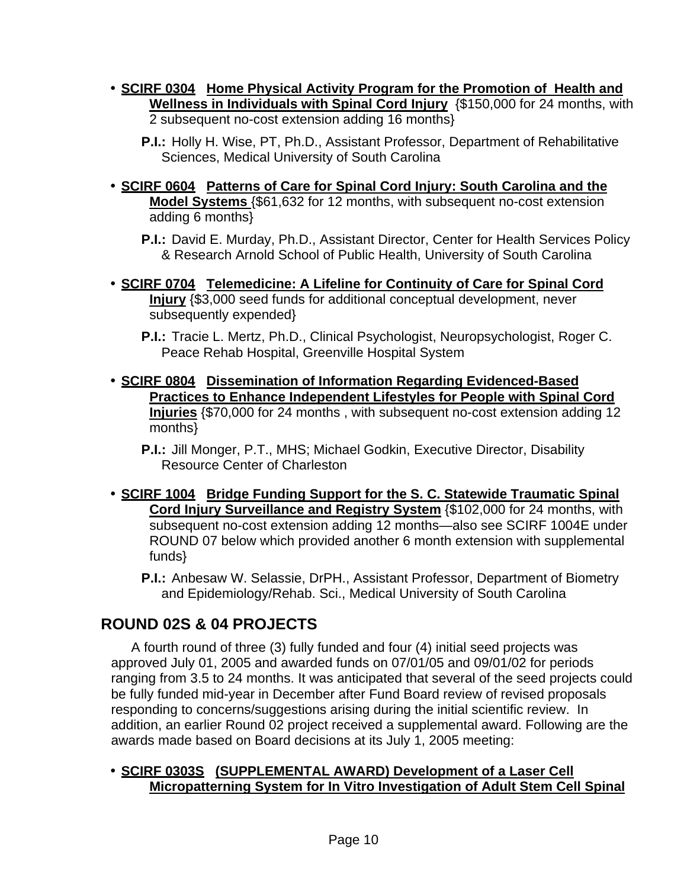- **<u>SCIRF 0304</u>** **<u>Home Physical Activity Program for the Promotion of Health and Wellness in Individuals with Spinal Cord Injury</u>** {$150,000 for 24 months, with 2 subsequent no-cost extension adding 16 months}

  **P.I.:** Holly H. Wise, PT, Ph.D., Assistant Professor, Department of Rehabilitative Sciences, Medical University of South Carolina

- **<u>SCIRF 0604</u>** **<u>Patterns of Care for Spinal Cord Injury: South Carolina and the Model Systems</u>** {$61,632 for 12 months, with subsequent no-cost extension adding 6 months}

  **P.I.:** David E. Murday, Ph.D., Assistant Director, Center for Health Services Policy & Research Arnold School of Public Health, University of South Carolina

- **<u>SCIRF 0704</u>** **<u>Telemedicine: A Lifeline for Continuity of Care for Spinal Cord Injury</u>** {$3,000 seed funds for additional conceptual development, never subsequently expended}

  **P.I.:** Tracie L. Mertz, Ph.D., Clinical Psychologist, Neuropsychologist, Roger C. Peace Rehab Hospital, Greenville Hospital System

- **<u>SCIRF 0804</u>** **<u>Dissemination of Information Regarding Evidenced-Based Practices to Enhance Independent Lifestyles for People with Spinal Cord Injuries</u>** {$70,000 for 24 months , with subsequent no-cost extension adding 12 months}

  **P.I.:** Jill Monger, P.T., MHS; Michael Godkin, Executive Director, Disability Resource Center of Charleston

- **<u>SCIRF 1004</u>** **<u>Bridge Funding Support for the S. C. Statewide Traumatic Spinal Cord Injury Surveillance and Registry System</u>** {$102,000 for 24 months, with subsequent no-cost extension adding 12 months—also see SCIRF 1004E under ROUND 07 below which provided another 6 month extension with supplemental funds}

  **P.I.:** Anbesaw W. Selassie, DrPH., Assistant Professor, Department of Biometry and Epidemiology/Rehab. Sci., Medical University of South Carolina

## ROUND 02S & 04 PROJECTS

A fourth round of three (3) fully funded and four (4) initial seed projects was approved July 01, 2005 and awarded funds on 07/01/05 and 09/01/02 for periods ranging from 3.5 to 24 months. It was anticipated that several of the seed projects could be fully funded mid-year in December after Fund Board review of revised proposals responding to concerns/suggestions arising during the initial scientific review. In addition, an earlier Round 02 project received a supplemental award. Following are the awards made based on Board decisions at its July 1, 2005 meeting:

- **<u>SCIRF 0303S</u>** **<u>(SUPPLEMENTAL AWARD) Development of a Laser Cell Micropatterning System for In Vitro Investigation of Adult Stem Cell Spinal</u>**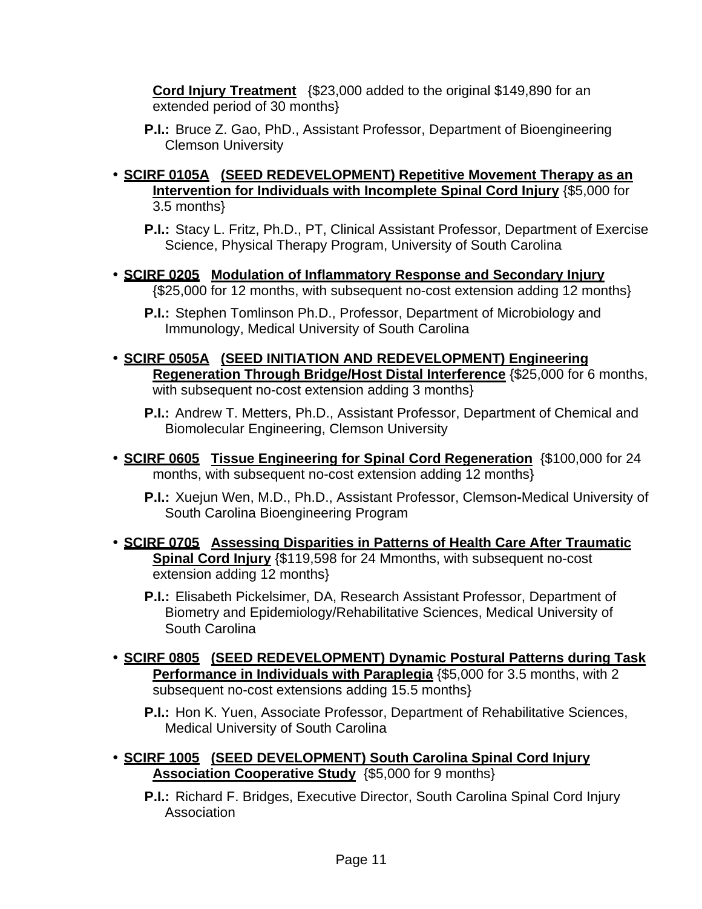**Cord Injury Treatment** {$23,000 added to the original $149,890 for an extended period of 30 months}

**P.I.:** Bruce Z. Gao, PhD., Assistant Professor, Department of Bioengineering Clemson University

- **SCIRF 0105A (SEED REDEVELOPMENT) Repetitive Movement Therapy as an Intervention for Individuals with Incomplete Spinal Cord Injury** {$5,000 for 3.5 months}

  **P.I.:** Stacy L. Fritz, Ph.D., PT, Clinical Assistant Professor, Department of Exercise Science, Physical Therapy Program, University of South Carolina

- **SCIRF 0205 Modulation of Inflammatory Response and Secondary Injury** {$25,000 for 12 months, with subsequent no-cost extension adding 12 months}

  **P.I.:** Stephen Tomlinson Ph.D., Professor, Department of Microbiology and Immunology, Medical University of South Carolina

- **SCIRF 0505A (SEED INITIATION AND REDEVELOPMENT) Engineering Regeneration Through Bridge/Host Distal Interference** {$25,000 for 6 months, with subsequent no-cost extension adding 3 months}

  **P.I.:** Andrew T. Metters, Ph.D., Assistant Professor, Department of Chemical and Biomolecular Engineering, Clemson University

- **SCIRF 0605 Tissue Engineering for Spinal Cord Regeneration** {$100,000 for 24 months, with subsequent no-cost extension adding 12 months}

  **P.I.:** Xuejun Wen, M.D., Ph.D., Assistant Professor, Clemson-Medical University of South Carolina Bioengineering Program

- **SCIRF 0705 Assessing Disparities in Patterns of Health Care After Traumatic Spinal Cord Injury** {$119,598 for 24 Mmonths, with subsequent no-cost extension adding 12 months}

  **P.I.:** Elisabeth Pickelsimer, DA, Research Assistant Professor, Department of Biometry and Epidemiology/Rehabilitative Sciences, Medical University of South Carolina

- **SCIRF 0805 (SEED REDEVELOPMENT) Dynamic Postural Patterns during Task Performance in Individuals with Paraplegia** {$5,000 for 3.5 months, with 2 subsequent no-cost extensions adding 15.5 months}

  **P.I.:** Hon K. Yuen, Associate Professor, Department of Rehabilitative Sciences, Medical University of South Carolina

- **SCIRF 1005 (SEED DEVELOPMENT) South Carolina Spinal Cord Injury Association Cooperative Study** {$5,000 for 9 months}

  **P.I.:** Richard F. Bridges, Executive Director, South Carolina Spinal Cord Injury Association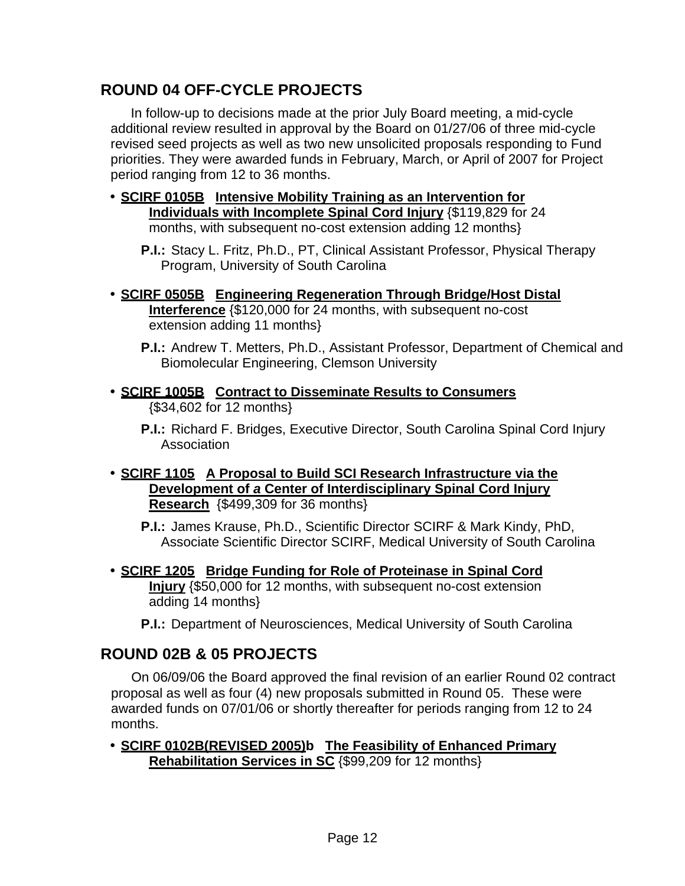## ROUND 04 OFF-CYCLE PROJECTS

In follow-up to decisions made at the prior July Board meeting, a mid-cycle additional review resulted in approval by the Board on 01/27/06 of three mid-cycle revised seed projects as well as two new unsolicited proposals responding to Fund priorities. They were awarded funds in February, March, or April of 2007 for Project period ranging from 12 to 36 months.

- **SCIRF 0105B Intensive Mobility Training as an Intervention for Individuals with Incomplete Spinal Cord Injury** {$119,829 for 24 months, with subsequent no-cost extension adding 12 months}

  **P.I.:** Stacy L. Fritz, Ph.D., PT, Clinical Assistant Professor, Physical Therapy Program, University of South Carolina

- **SCIRF 0505B Engineering Regeneration Through Bridge/Host Distal Interference** {$120,000 for 24 months, with subsequent no-cost extension adding 11 months}

  **P.I.:** Andrew T. Metters, Ph.D., Assistant Professor, Department of Chemical and Biomolecular Engineering, Clemson University

- **SCIRF 1005B Contract to Disseminate Results to Consumers** {$34,602 for 12 months}

  **P.I.:** Richard F. Bridges, Executive Director, South Carolina Spinal Cord Injury Association

- **SCIRF 1105 A Proposal to Build SCI Research Infrastructure via the Development of *a* Center of Interdisciplinary Spinal Cord Injury Research** {$499,309 for 36 months}

  **P.I.:** James Krause, Ph.D., Scientific Director SCIRF & Mark Kindy, PhD, Associate Scientific Director SCIRF, Medical University of South Carolina

- **SCIRF 1205 Bridge Funding for Role of Proteinase in Spinal Cord Injury** {$50,000 for 12 months, with subsequent no-cost extension adding 14 months}

  **P.I.:** Department of Neurosciences, Medical University of South Carolina

## ROUND 02B & 05 PROJECTS

On 06/09/06 the Board approved the final revision of an earlier Round 02 contract proposal as well as four (4) new proposals submitted in Round 05. These were awarded funds on 07/01/06 or shortly thereafter for periods ranging from 12 to 24 months.

- **SCIRF 0102B(REVISED 2005)b The Feasibility of Enhanced Primary Rehabilitation Services in SC** {$99,209 for 12 months}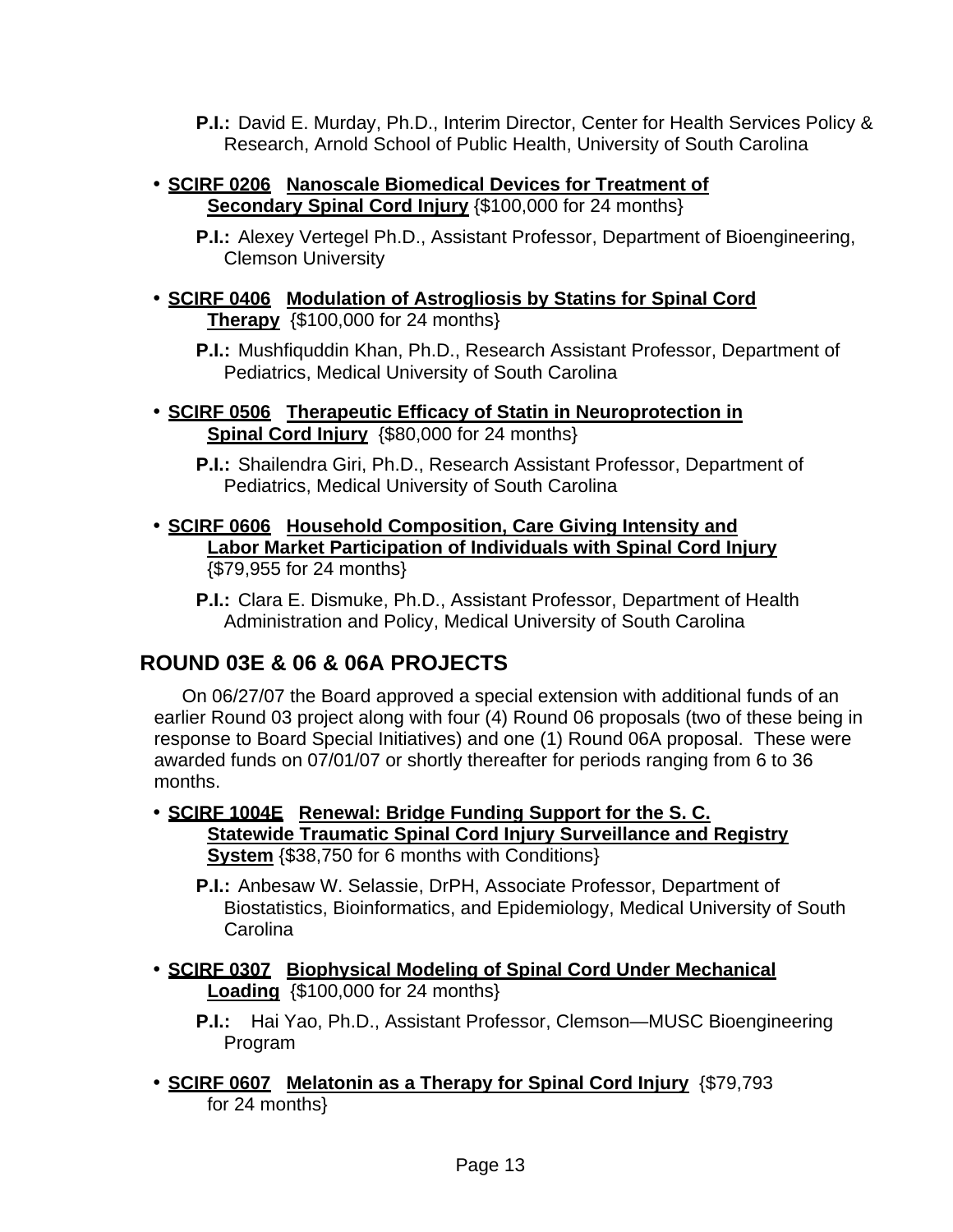**P.I.:** David E. Murday, Ph.D., Interim Director, Center for Health Services Policy & Research, Arnold School of Public Health, University of South Carolina

- **SCIRF 0206 Nanoscale Biomedical Devices for Treatment of Secondary Spinal Cord Injury** {$100,000 for 24 months}

  **P.I.:** Alexey Vertegel Ph.D., Assistant Professor, Department of Bioengineering, Clemson University

- **SCIRF 0406 Modulation of Astrogliosis by Statins for Spinal Cord Therapy** {$100,000 for 24 months}

  **P.I.:** Mushfiquddin Khan, Ph.D., Research Assistant Professor, Department of Pediatrics, Medical University of South Carolina

- **SCIRF 0506 Therapeutic Efficacy of Statin in Neuroprotection in Spinal Cord Injury** {$80,000 for 24 months}

  **P.I.:** Shailendra Giri, Ph.D., Research Assistant Professor, Department of Pediatrics, Medical University of South Carolina

- **SCIRF 0606 Household Composition, Care Giving Intensity and Labor Market Participation of Individuals with Spinal Cord Injury** {$79,955 for 24 months}

  **P.I.:** Clara E. Dismuke, Ph.D., Assistant Professor, Department of Health Administration and Policy, Medical University of South Carolina

## ROUND 03E & 06 & 06A PROJECTS

On 06/27/07 the Board approved a special extension with additional funds of an earlier Round 03 project along with four (4) Round 06 proposals (two of these being in response to Board Special Initiatives) and one (1) Round 06A proposal. These were awarded funds on 07/01/07 or shortly thereafter for periods ranging from 6 to 36 months.

- **SCIRF 1004E Renewal: Bridge Funding Support for the S. C. Statewide Traumatic Spinal Cord Injury Surveillance and Registry System** {$38,750 for 6 months with Conditions}

  **P.I.:** Anbesaw W. Selassie, DrPH, Associate Professor, Department of Biostatistics, Bioinformatics, and Epidemiology, Medical University of South Carolina

- **SCIRF 0307 Biophysical Modeling of Spinal Cord Under Mechanical Loading** {$100,000 for 24 months}

  **P.I.:** Hai Yao, Ph.D., Assistant Professor, Clemson—MUSC Bioengineering Program

- **SCIRF 0607 Melatonin as a Therapy for Spinal Cord Injury** {$79,793 for 24 months}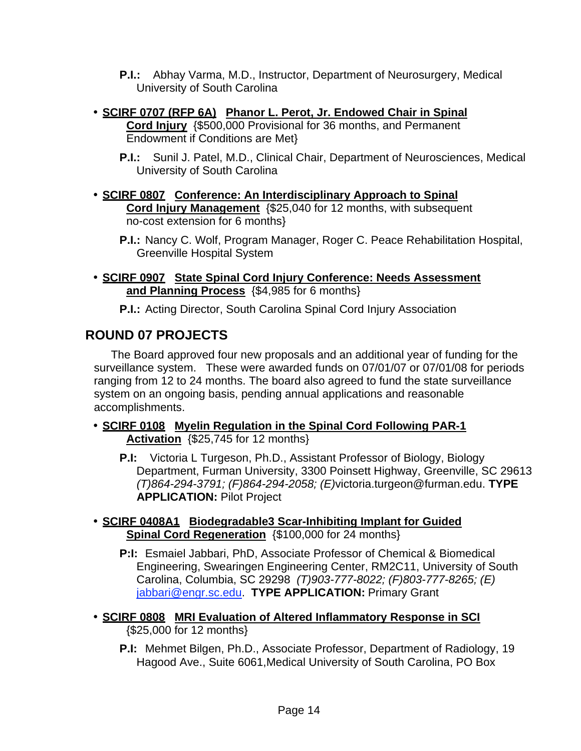**P.I.:** Abhay Varma, M.D., Instructor, Department of Neurosurgery, Medical University of South Carolina

- **SCIRF 0707 (RFP 6A) Phanor L. Perot, Jr. Endowed Chair in Spinal Cord Injury** {$500,000 Provisional for 36 months, and Permanent Endowment if Conditions are Met}

  **P.I.:** Sunil J. Patel, M.D., Clinical Chair, Department of Neurosciences, Medical University of South Carolina

- **SCIRF 0807 Conference: An Interdisciplinary Approach to Spinal Cord Injury Management** {$25,040 for 12 months, with subsequent no-cost extension for 6 months}

  **P.I.:** Nancy C. Wolf, Program Manager, Roger C. Peace Rehabilitation Hospital, Greenville Hospital System

- **SCIRF 0907 State Spinal Cord Injury Conference: Needs Assessment and Planning Process** {$4,985 for 6 months}

  **P.I.:** Acting Director, South Carolina Spinal Cord Injury Association

## ROUND 07 PROJECTS

The Board approved four new proposals and an additional year of funding for the surveillance system. These were awarded funds on 07/01/07 or 07/01/08 for periods ranging from 12 to 24 months. The board also agreed to fund the state surveillance system on an ongoing basis, pending annual applications and reasonable accomplishments.

- **SCIRF 0108 Myelin Regulation in the Spinal Cord Following PAR-1 Activation** {$25,745 for 12 months}

  **P.I:** Victoria L Turgeson, Ph.D., Assistant Professor of Biology, Biology Department, Furman University, 3300 Poinsett Highway, Greenville, SC 29613 *(T)864-294-3791; (F)864-294-2058; (E)*victoria.turgeon@furman.edu. **TYPE APPLICATION:** Pilot Project

- **SCIRF 0408A1 Biodegradable3 Scar-Inhibiting Implant for Guided Spinal Cord Regeneration** {$100,000 for 24 months}

  **P:I:** Esmaiel Jabbari, PhD, Associate Professor of Chemical & Biomedical Engineering, Swearingen Engineering Center, RM2C11, University of South Carolina, Columbia, SC 29298 *(T)903-777-8022; (F)803-777-8265; (E)* jabbari@engr.sc.edu. **TYPE APPLICATION:** Primary Grant

- **SCIRF 0808 MRI Evaluation of Altered Inflammatory Response in SCI** {$25,000 for 12 months}

  **P.I:** Mehmet Bilgen, Ph.D., Associate Professor, Department of Radiology, 19 Hagood Ave., Suite 6061,Medical University of South Carolina, PO Box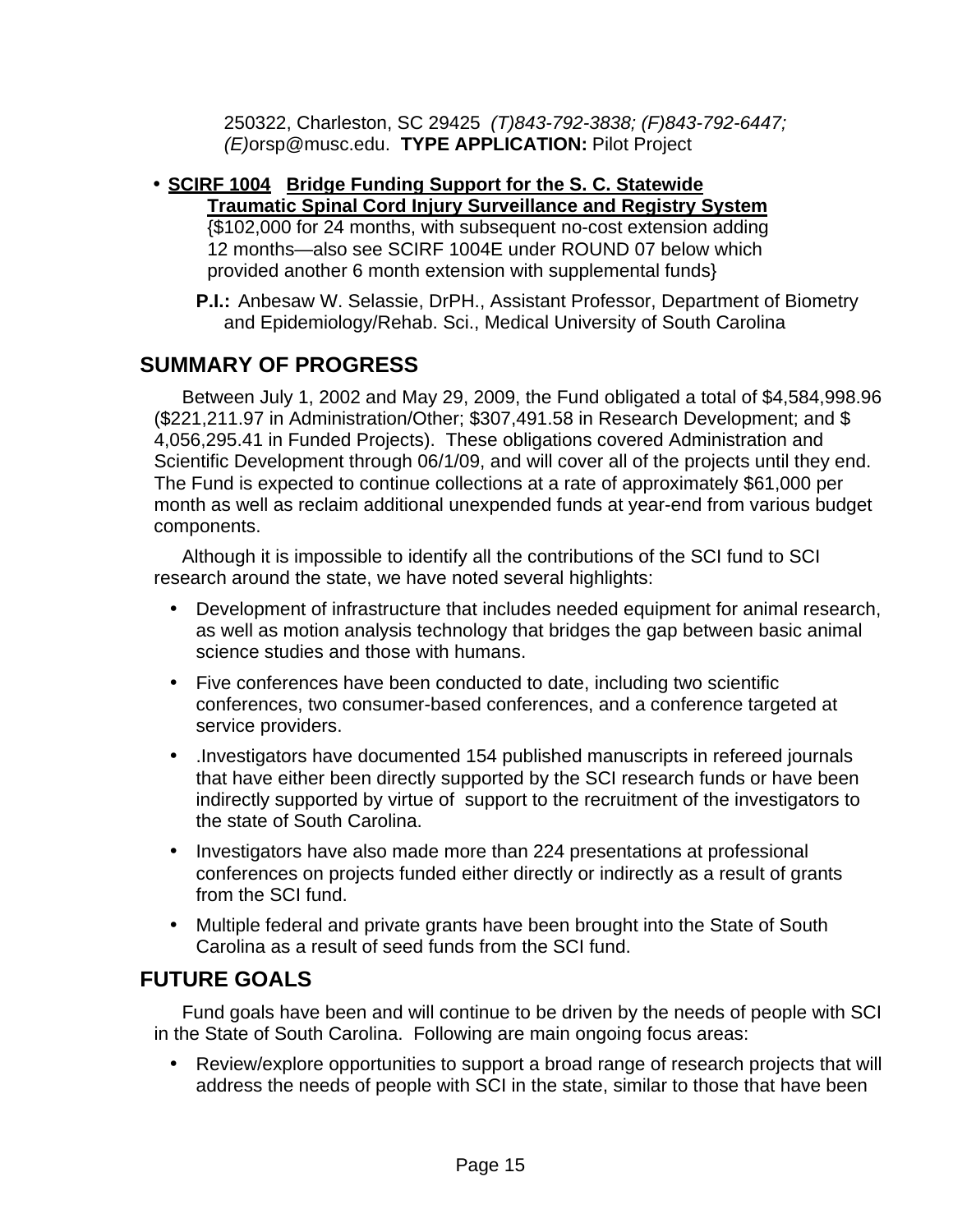250322, Charleston, SC 29425 *(T)843-792-3838; (F)843-792-6447; (E)*orsp@musc.edu. **TYPE APPLICATION:** Pilot Project

- **SCIRF 1004 Bridge Funding Support for the S. C. Statewide Traumatic Spinal Cord Injury Surveillance and Registry System** {$102,000 for 24 months, with subsequent no-cost extension adding 12 months—also see SCIRF 1004E under ROUND 07 below which provided another 6 month extension with supplemental funds}

  **P.I.:** Anbesaw W. Selassie, DrPH., Assistant Professor, Department of Biometry and Epidemiology/Rehab. Sci., Medical University of South Carolina

## SUMMARY OF PROGRESS

Between July 1, 2002 and May 29, 2009, the Fund obligated a total of $4,584,998.96 ($221,211.97 in Administration/Other; $307,491.58 in Research Development; and $ 4,056,295.41 in Funded Projects). These obligations covered Administration and Scientific Development through 06/1/09, and will cover all of the projects until they end. The Fund is expected to continue collections at a rate of approximately $61,000 per month as well as reclaim additional unexpended funds at year-end from various budget components.

Although it is impossible to identify all the contributions of the SCI fund to SCI research around the state, we have noted several highlights:

- Development of infrastructure that includes needed equipment for animal research, as well as motion analysis technology that bridges the gap between basic animal science studies and those with humans.
- Five conferences have been conducted to date, including two scientific conferences, two consumer-based conferences, and a conference targeted at service providers.
- .Investigators have documented 154 published manuscripts in refereed journals that have either been directly supported by the SCI research funds or have been indirectly supported by virtue of support to the recruitment of the investigators to the state of South Carolina.
- Investigators have also made more than 224 presentations at professional conferences on projects funded either directly or indirectly as a result of grants from the SCI fund.
- Multiple federal and private grants have been brought into the State of South Carolina as a result of seed funds from the SCI fund.

## FUTURE GOALS

Fund goals have been and will continue to be driven by the needs of people with SCI in the State of South Carolina. Following are main ongoing focus areas:

- Review/explore opportunities to support a broad range of research projects that will address the needs of people with SCI in the state, similar to those that have been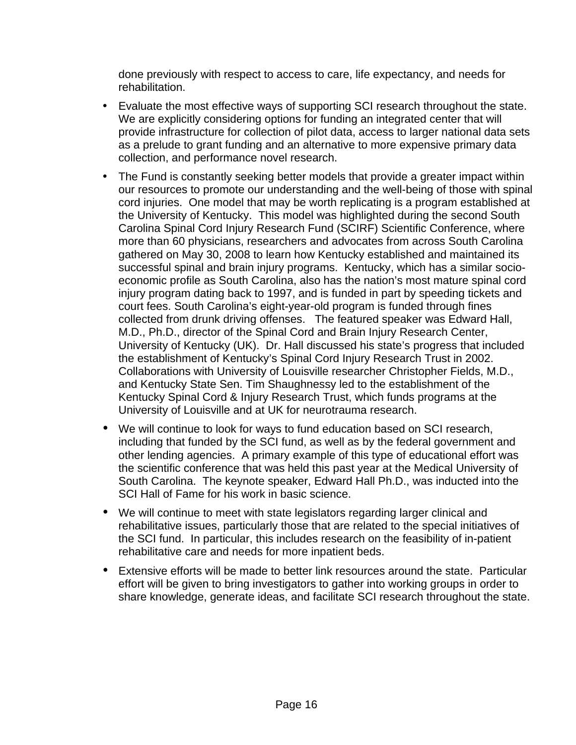done previously with respect to access to care, life expectancy, and needs for rehabilitation.

- Evaluate the most effective ways of supporting SCI research throughout the state. We are explicitly considering options for funding an integrated center that will provide infrastructure for collection of pilot data, access to larger national data sets as a prelude to grant funding and an alternative to more expensive primary data collection, and performance novel research.

- The Fund is constantly seeking better models that provide a greater impact within our resources to promote our understanding and the well-being of those with spinal cord injuries. One model that may be worth replicating is a program established at the University of Kentucky. This model was highlighted during the second South Carolina Spinal Cord Injury Research Fund (SCIRF) Scientific Conference, where more than 60 physicians, researchers and advocates from across South Carolina gathered on May 30, 2008 to learn how Kentucky established and maintained its successful spinal and brain injury programs. Kentucky, which has a similar socio-economic profile as South Carolina, also has the nation's most mature spinal cord injury program dating back to 1997, and is funded in part by speeding tickets and court fees. South Carolina's eight-year-old program is funded through fines collected from drunk driving offenses. The featured speaker was Edward Hall, M.D., Ph.D., director of the Spinal Cord and Brain Injury Research Center, University of Kentucky (UK). Dr. Hall discussed his state's progress that included the establishment of Kentucky's Spinal Cord Injury Research Trust in 2002. Collaborations with University of Louisville researcher Christopher Fields, M.D., and Kentucky State Sen. Tim Shaughnessy led to the establishment of the Kentucky Spinal Cord & Injury Research Trust, which funds programs at the University of Louisville and at UK for neurotrauma research.

- We will continue to look for ways to fund education based on SCI research, including that funded by the SCI fund, as well as by the federal government and other lending agencies. A primary example of this type of educational effort was the scientific conference that was held this past year at the Medical University of South Carolina. The keynote speaker, Edward Hall Ph.D., was inducted into the SCI Hall of Fame for his work in basic science.

- We will continue to meet with state legislators regarding larger clinical and rehabilitative issues, particularly those that are related to the special initiatives of the SCI fund. In particular, this includes research on the feasibility of in-patient rehabilitative care and needs for more inpatient beds.

- Extensive efforts will be made to better link resources around the state. Particular effort will be given to bring investigators to gather into working groups in order to share knowledge, generate ideas, and facilitate SCI research throughout the state.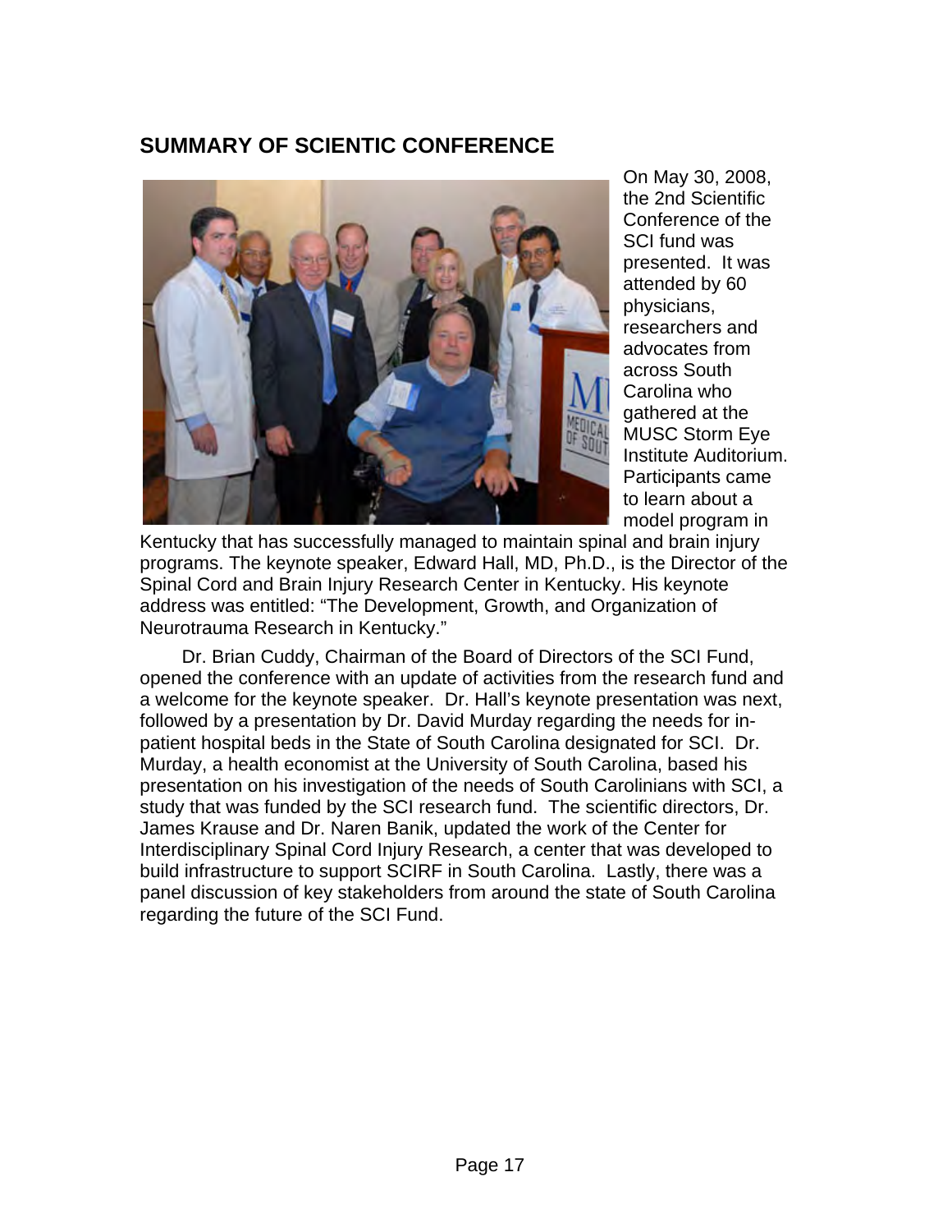## SUMMARY OF SCIENTIC CONFERENCE

On May 30, 2008, the 2nd Scientific Conference of the SCI fund was presented. It was attended by 60 physicians, researchers and advocates from across South Carolina who gathered at the MUSC Storm Eye Institute Auditorium. Participants came to learn about a model program in Kentucky that has successfully managed to maintain spinal and brain injury programs. The keynote speaker, Edward Hall, MD, Ph.D., is the Director of the Spinal Cord and Brain Injury Research Center in Kentucky. His keynote address was entitled: "The Development, Growth, and Organization of Neurotrauma Research in Kentucky."

Dr. Brian Cuddy, Chairman of the Board of Directors of the SCI Fund, opened the conference with an update of activities from the research fund and a welcome for the keynote speaker. Dr. Hall's keynote presentation was next, followed by a presentation by Dr. David Murday regarding the needs for in-patient hospital beds in the State of South Carolina designated for SCI. Dr. Murday, a health economist at the University of South Carolina, based his presentation on his investigation of the needs of South Carolinians with SCI, a study that was funded by the SCI research fund. The scientific directors, Dr. James Krause and Dr. Naren Banik, updated the work of the Center for Interdisciplinary Spinal Cord Injury Research, a center that was developed to build infrastructure to support SCIRF in South Carolina. Lastly, there was a panel discussion of key stakeholders from around the state of South Carolina regarding the future of the SCI Fund.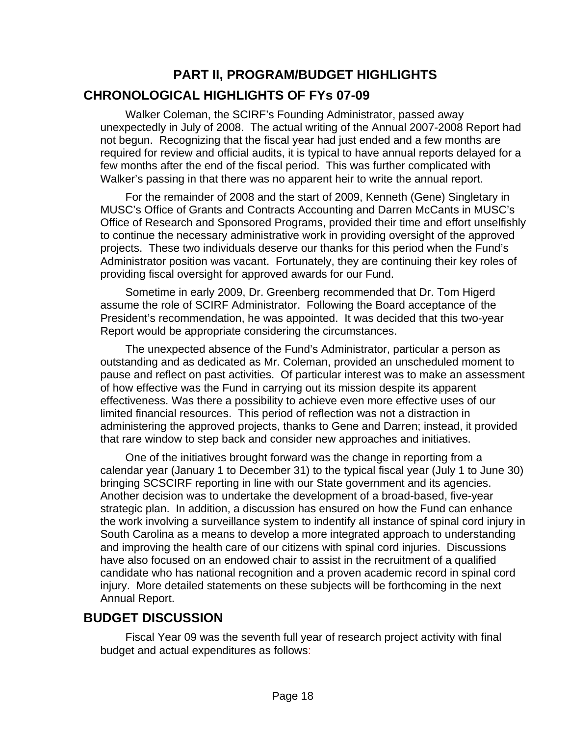# PART II, PROGRAM/BUDGET HIGHLIGHTS

## CHRONOLOGICAL HIGHLIGHTS OF FYs 07-09

Walker Coleman, the SCIRF's Founding Administrator, passed away unexpectedly in July of 2008. The actual writing of the Annual 2007-2008 Report had not begun. Recognizing that the fiscal year had just ended and a few months are required for review and official audits, it is typical to have annual reports delayed for a few months after the end of the fiscal period. This was further complicated with Walker's passing in that there was no apparent heir to write the annual report.

For the remainder of 2008 and the start of 2009, Kenneth (Gene) Singletary in MUSC's Office of Grants and Contracts Accounting and Darren McCants in MUSC's Office of Research and Sponsored Programs, provided their time and effort unselfishly to continue the necessary administrative work in providing oversight of the approved projects. These two individuals deserve our thanks for this period when the Fund's Administrator position was vacant. Fortunately, they are continuing their key roles of providing fiscal oversight for approved awards for our Fund.

Sometime in early 2009, Dr. Greenberg recommended that Dr. Tom Higerd assume the role of SCIRF Administrator. Following the Board acceptance of the President's recommendation, he was appointed. It was decided that this two-year Report would be appropriate considering the circumstances.

The unexpected absence of the Fund's Administrator, particular a person as outstanding and as dedicated as Mr. Coleman, provided an unscheduled moment to pause and reflect on past activities. Of particular interest was to make an assessment of how effective was the Fund in carrying out its mission despite its apparent effectiveness. Was there a possibility to achieve even more effective uses of our limited financial resources. This period of reflection was not a distraction in administering the approved projects, thanks to Gene and Darren; instead, it provided that rare window to step back and consider new approaches and initiatives.

One of the initiatives brought forward was the change in reporting from a calendar year (January 1 to December 31) to the typical fiscal year (July 1 to June 30) bringing SCSCIRF reporting in line with our State government and its agencies. Another decision was to undertake the development of a broad-based, five-year strategic plan. In addition, a discussion has ensured on how the Fund can enhance the work involving a surveillance system to indentify all instance of spinal cord injury in South Carolina as a means to develop a more integrated approach to understanding and improving the health care of our citizens with spinal cord injuries. Discussions have also focused on an endowed chair to assist in the recruitment of a qualified candidate who has national recognition and a proven academic record in spinal cord injury. More detailed statements on these subjects will be forthcoming in the next Annual Report.

## BUDGET DISCUSSION

Fiscal Year 09 was the seventh full year of research project activity with final budget and actual expenditures as follows: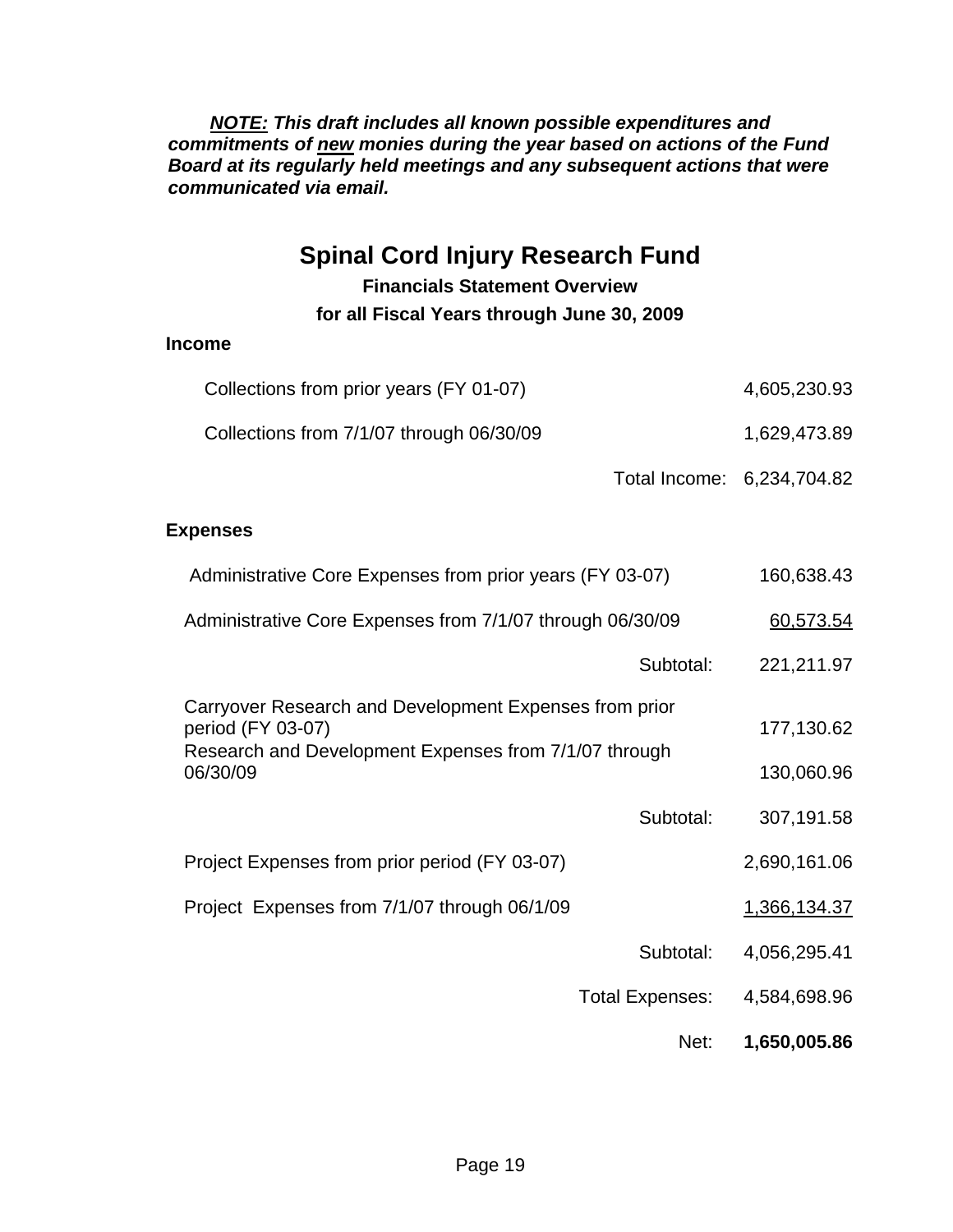***NOTE:* This draft includes all known possible expenditures and commitments of <u>new</u> monies during the year based on actions of the Fund Board at its regularly held meetings and any subsequent actions that were communicated via email.**

# Spinal Cord Injury Research Fund

### Financials Statement Overview

### for all Fiscal Years through June 30, 2009

**Income**

| | |
|---|---|
| Collections from prior years (FY 01-07) | 4,605,230.93 |
| Collections from 7/1/07 through 06/30/09 | 1,629,473.89 |
| Total Income: | 6,234,704.82 |

**Expenses**

| | |
|---|---|
| Administrative Core Expenses from prior years (FY 03-07) | 160,638.43 |
| Administrative Core Expenses from 7/1/07 through 06/30/09 | <u>60,573.54</u> |
| Subtotal: | 221,211.97 |
| Carryover Research and Development Expenses from prior period (FY 03-07) | 177,130.62 |
| Research and Development Expenses from 7/1/07 through 06/30/09 | 130,060.96 |
| Subtotal: | 307,191.58 |
| Project Expenses from prior period (FY 03-07) | 2,690,161.06 |
| Project Expenses from 7/1/07 through 06/1/09 | <u>1,366,134.37</u> |
| Subtotal: | 4,056,295.41 |
| Total Expenses: | 4,584,698.96 |
| Net: | **1,650,005.86** |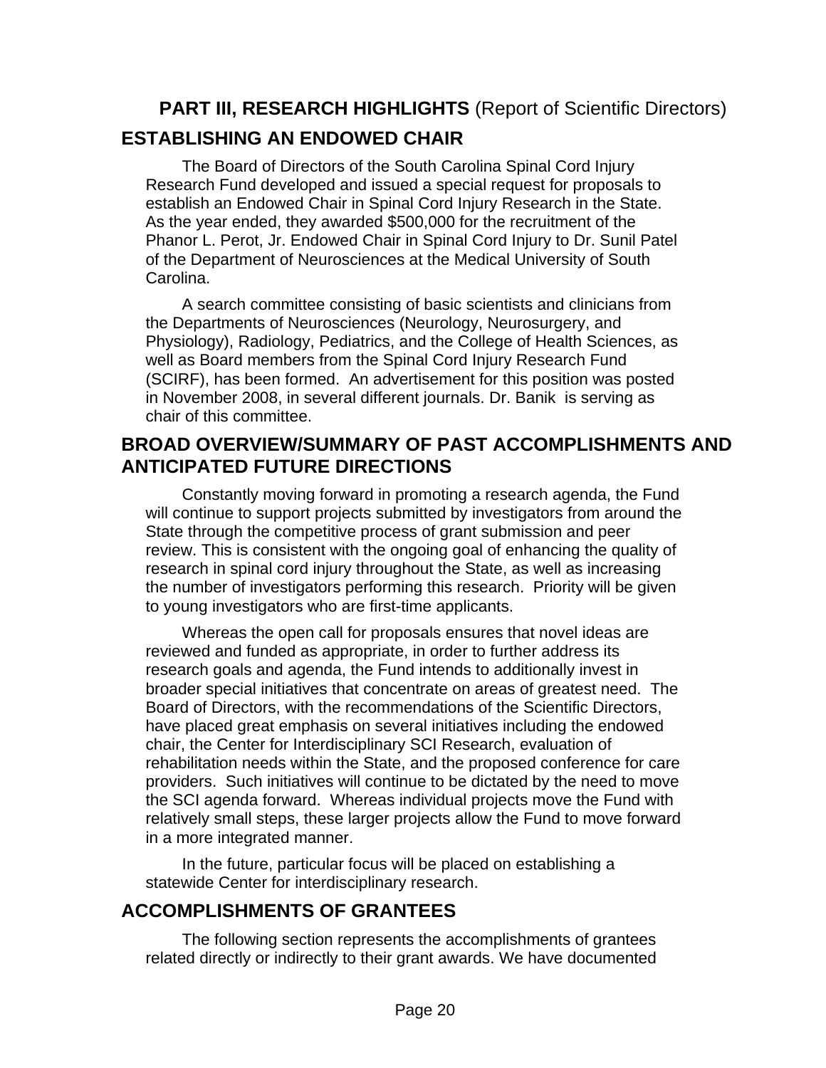## **PART III, RESEARCH HIGHLIGHTS** (Report of Scientific Directors)

## ESTABLISHING AN ENDOWED CHAIR

The Board of Directors of the South Carolina Spinal Cord Injury Research Fund developed and issued a special request for proposals to establish an Endowed Chair in Spinal Cord Injury Research in the State. As the year ended, they awarded $500,000 for the recruitment of the Phanor L. Perot, Jr. Endowed Chair in Spinal Cord Injury to Dr. Sunil Patel of the Department of Neurosciences at the Medical University of South Carolina.

A search committee consisting of basic scientists and clinicians from the Departments of Neurosciences (Neurology, Neurosurgery, and Physiology), Radiology, Pediatrics, and the College of Health Sciences, as well as Board members from the Spinal Cord Injury Research Fund (SCIRF), has been formed. An advertisement for this position was posted in November 2008, in several different journals. Dr. Banik is serving as chair of this committee.

## BROAD OVERVIEW/SUMMARY OF PAST ACCOMPLISHMENTS AND ANTICIPATED FUTURE DIRECTIONS

Constantly moving forward in promoting a research agenda, the Fund will continue to support projects submitted by investigators from around the State through the competitive process of grant submission and peer review. This is consistent with the ongoing goal of enhancing the quality of research in spinal cord injury throughout the State, as well as increasing the number of investigators performing this research. Priority will be given to young investigators who are first-time applicants.

Whereas the open call for proposals ensures that novel ideas are reviewed and funded as appropriate, in order to further address its research goals and agenda, the Fund intends to additionally invest in broader special initiatives that concentrate on areas of greatest need. The Board of Directors, with the recommendations of the Scientific Directors, have placed great emphasis on several initiatives including the endowed chair, the Center for Interdisciplinary SCI Research, evaluation of rehabilitation needs within the State, and the proposed conference for care providers. Such initiatives will continue to be dictated by the need to move the SCI agenda forward. Whereas individual projects move the Fund with relatively small steps, these larger projects allow the Fund to move forward in a more integrated manner.

In the future, particular focus will be placed on establishing a statewide Center for interdisciplinary research.

## ACCOMPLISHMENTS OF GRANTEES

The following section represents the accomplishments of grantees related directly or indirectly to their grant awards. We have documented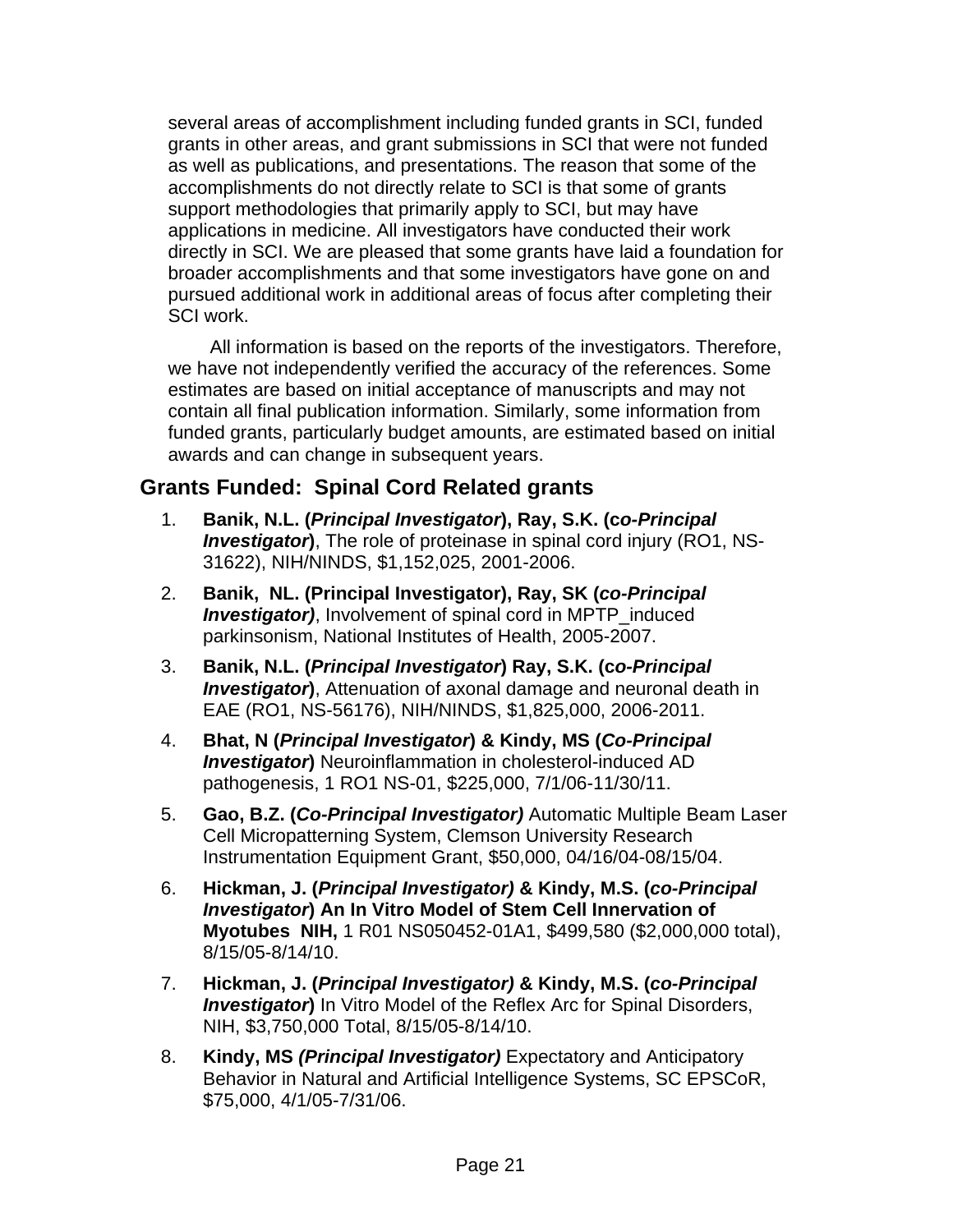several areas of accomplishment including funded grants in SCI, funded grants in other areas, and grant submissions in SCI that were not funded as well as publications, and presentations. The reason that some of the accomplishments do not directly relate to SCI is that some of grants support methodologies that primarily apply to SCI, but may have applications in medicine. All investigators have conducted their work directly in SCI. We are pleased that some grants have laid a foundation for broader accomplishments and that some investigators have gone on and pursued additional work in additional areas of focus after completing their SCI work.

All information is based on the reports of the investigators. Therefore, we have not independently verified the accuracy of the references. Some estimates are based on initial acceptance of manuscripts and may not contain all final publication information. Similarly, some information from funded grants, particularly budget amounts, are estimated based on initial awards and can change in subsequent years.

## Grants Funded: Spinal Cord Related grants

1. **Banik, N.L. (*Principal Investigator*), Ray, S.K. (c*o-Principal Investigator*)**, The role of proteinase in spinal cord injury (RO1, NS-31622), NIH/NINDS, $1,152,025, 2001-2006.
2. **Banik, NL. (Principal Investigator), Ray, SK (*co-Principal Investigator)***, Involvement of spinal cord in MPTP_induced parkinsonism, National Institutes of Health, 2005-2007.
3. **Banik, N.L. (*Principal Investigator*) Ray, S.K. (c*o-Principal Investigator*)**, Attenuation of axonal damage and neuronal death in EAE (RO1, NS-56176), NIH/NINDS, $1,825,000, 2006-2011.
4. **Bhat, N (*Principal Investigator*) & Kindy, MS (*Co-Principal Investigator*)** Neuroinflammation in cholesterol-induced AD pathogenesis, 1 RO1 NS-01, $225,000, 7/1/06-11/30/11.
5. **Gao, B.Z. (*Co-Principal Investigator)*** Automatic Multiple Beam Laser Cell Micropatterning System, Clemson University Research Instrumentation Equipment Grant, $50,000, 04/16/04-08/15/04.
6. **Hickman, J. (*Principal Investigator)* & Kindy, M.S. (*co-Principal Investigator*) An In Vitro Model of Stem Cell Innervation of Myotubes NIH,** 1 R01 NS050452-01A1, $499,580 ($2,000,000 total), 8/15/05-8/14/10.
7. **Hickman, J. (*Principal Investigator)* & Kindy, M.S. (*co-Principal Investigator*)** In Vitro Model of the Reflex Arc for Spinal Disorders, NIH, $3,750,000 Total, 8/15/05-8/14/10.
8. **Kindy, MS *(Principal Investigator)*** Expectatory and Anticipatory Behavior in Natural and Artificial Intelligence Systems, SC EPSCoR, $75,000, 4/1/05-7/31/06.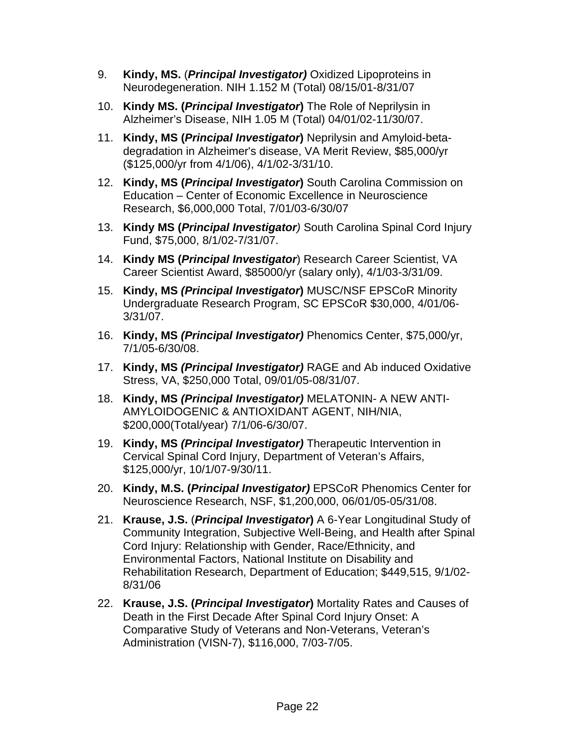9. **Kindy, MS.** (***Principal Investigator)*** Oxidized Lipoproteins in Neurodegeneration. NIH 1.152 M (Total) 08/15/01-8/31/07

10. **Kindy MS. (*Principal Investigator*)** The Role of Neprilysin in Alzheimer's Disease, NIH 1.05 M (Total) 04/01/02-11/30/07.

11. **Kindy, MS (*Principal Investigator*)** Neprilysin and Amyloid-beta-degradation in Alzheimer's disease, VA Merit Review, $85,000/yr ($125,000/yr from 4/1/06), 4/1/02-3/31/10.

12. **Kindy, MS (*Principal Investigator*)** South Carolina Commission on Education – Center of Economic Excellence in Neuroscience Research, $6,000,000 Total, 7/01/03-6/30/07

13. **Kindy MS (*Principal Investigator*)** South Carolina Spinal Cord Injury Fund, $75,000, 8/1/02-7/31/07.

14. **Kindy MS (*Principal Investigator*)** Research Career Scientist, VA Career Scientist Award, $85000/yr (salary only), 4/1/03-3/31/09.

15. **Kindy, MS *(Principal Investigator)*** MUSC/NSF EPSCoR Minority Undergraduate Research Program, SC EPSCoR $30,000, 4/01/06-3/31/07.

16. **Kindy, MS *(Principal Investigator)*** Phenomics Center, $75,000/yr, 7/1/05-6/30/08.

17. **Kindy, MS *(Principal Investigator)*** RAGE and Ab induced Oxidative Stress, VA, $250,000 Total, 09/01/05-08/31/07.

18. **Kindy, MS *(Principal Investigator)*** MELATONIN- A NEW ANTI-AMYLOIDOGENIC & ANTIOXIDANT AGENT, NIH/NIA, $200,000(Total/year) 7/1/06-6/30/07.

19. **Kindy, MS *(Principal Investigator)*** Therapeutic Intervention in Cervical Spinal Cord Injury, Department of Veteran's Affairs, $125,000/yr, 10/1/07-9/30/11.

20. **Kindy, M.S. (*Principal Investigator)*** EPSCoR Phenomics Center for Neuroscience Research, NSF, $1,200,000, 06/01/05-05/31/08.

21. **Krause, J.S.** (***Principal Investigator*)** A 6-Year Longitudinal Study of Community Integration, Subjective Well-Being, and Health after Spinal Cord Injury: Relationship with Gender, Race/Ethnicity, and Environmental Factors, National Institute on Disability and Rehabilitation Research, Department of Education; $449,515, 9/1/02-8/31/06

22. **Krause, J.S. (*Principal Investigator*)** Mortality Rates and Causes of Death in the First Decade After Spinal Cord Injury Onset: A Comparative Study of Veterans and Non-Veterans, Veteran's Administration (VISN-7), $116,000, 7/03-7/05.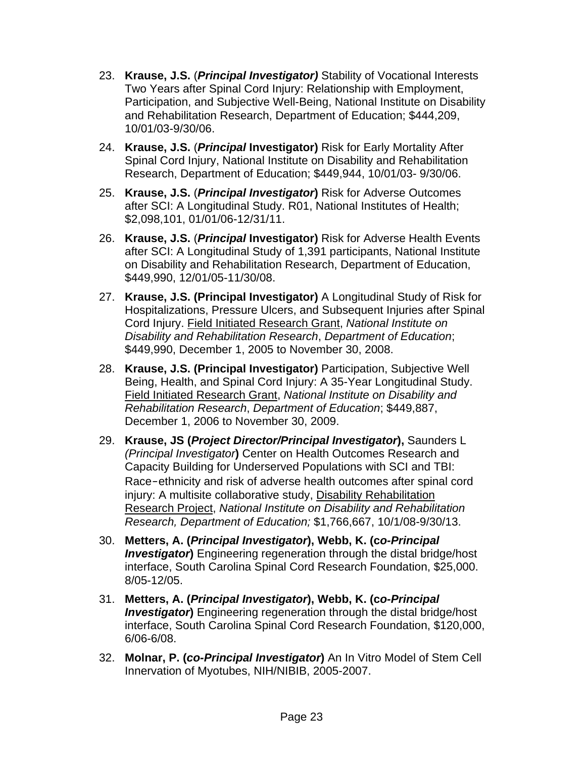23. **Krause, J.S.** (***Principal Investigator)*** Stability of Vocational Interests Two Years after Spinal Cord Injury: Relationship with Employment, Participation, and Subjective Well-Being, National Institute on Disability and Rehabilitation Research, Department of Education; $444,209, 10/01/03-9/30/06.

24. **Krause, J.S.** (***Principal*** **Investigator)** Risk for Early Mortality After Spinal Cord Injury, National Institute on Disability and Rehabilitation Research, Department of Education; $449,944, 10/01/03- 9/30/06.

25. **Krause, J.S.** (***Principal Investigator*****)** Risk for Adverse Outcomes after SCI: A Longitudinal Study. R01, National Institutes of Health; $2,098,101, 01/01/06-12/31/11.

26. **Krause, J.S.** (***Principal*** **Investigator)** Risk for Adverse Health Events after SCI: A Longitudinal Study of 1,391 participants, National Institute on Disability and Rehabilitation Research, Department of Education, $449,990, 12/01/05-11/30/08.

27. **Krause, J.S. (Principal Investigator)** A Longitudinal Study of Risk for Hospitalizations, Pressure Ulcers, and Subsequent Injuries after Spinal Cord Injury. Field Initiated Research Grant, *National Institute on Disability and Rehabilitation Research*, *Department of Education*; $449,990, December 1, 2005 to November 30, 2008.

28. **Krause, J.S. (Principal Investigator)** Participation, Subjective Well Being, Health, and Spinal Cord Injury: A 35-Year Longitudinal Study. Field Initiated Research Grant, *National Institute on Disability and Rehabilitation Research*, *Department of Education*; $449,887, December 1, 2006 to November 30, 2009.

29. **Krause, JS (*Project Director/Principal Investigator*),** Saunders L *(Principal Investigator***)** Center on Health Outcomes Research and Capacity Building for Underserved Populations with SCI and TBI: Race-ethnicity and risk of adverse health outcomes after spinal cord injury: A multisite collaborative study, Disability Rehabilitation Research Project, *National Institute on Disability and Rehabilitation Research, Department of Education;* $1,766,667, 10/1/08-9/30/13.

30. **Metters, A. (*Principal Investigator*), Webb, K. (c*o-Principal Investigator*)** Engineering regeneration through the distal bridge/host interface, South Carolina Spinal Cord Research Foundation, $25,000. 8/05-12/05.

31. **Metters, A. (*Principal Investigator*), Webb, K. (c*o-Principal Investigator*)** Engineering regeneration through the distal bridge/host interface, South Carolina Spinal Cord Research Foundation, $120,000, 6/06-6/08.

32. **Molnar, P. (*co-Principal Investigator*)** An In Vitro Model of Stem Cell Innervation of Myotubes, NIH/NIBIB, 2005-2007.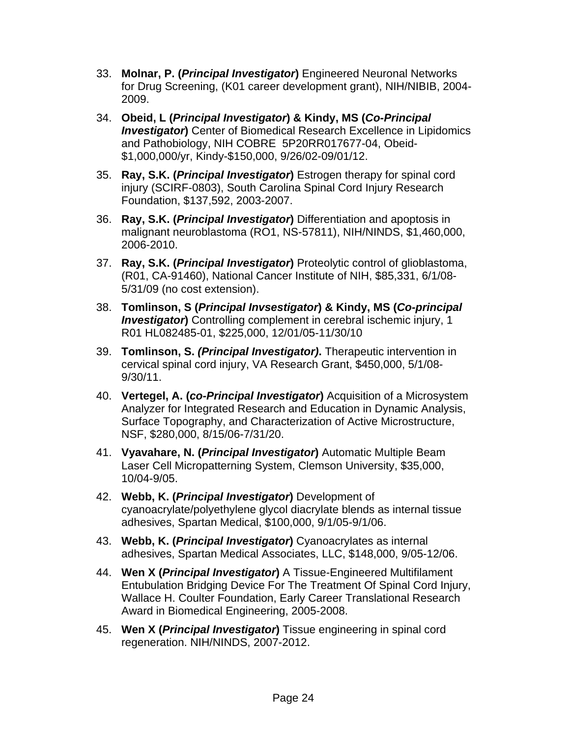33. **Molnar, P. (*Principal Investigator*)** Engineered Neuronal Networks for Drug Screening, (K01 career development grant), NIH/NIBIB, 2004-2009.

34. **Obeid, L (*Principal Investigator*) & Kindy, MS (*Co-Principal Investigator*)** Center of Biomedical Research Excellence in Lipidomics and Pathobiology, NIH COBRE 5P20RR017677-04, Obeid-$1,000,000/yr, Kindy-$150,000, 9/26/02-09/01/12.

35. **Ray, S.K. (*Principal Investigator*)** Estrogen therapy for spinal cord injury (SCIRF-0803), South Carolina Spinal Cord Injury Research Foundation, $137,592, 2003-2007.

36. **Ray, S.K. (*Principal Investigator*)** Differentiation and apoptosis in malignant neuroblastoma (RO1, NS-57811), NIH/NINDS, $1,460,000, 2006-2010.

37. **Ray, S.K. (*Principal Investigator*)** Proteolytic control of glioblastoma, (R01, CA-91460), National Cancer Institute of NIH, $85,331, 6/1/08-5/31/09 (no cost extension).

38. **Tomlinson, S (*Principal Invsestigator*) & Kindy, MS (*Co-principal Investigator*)** Controlling complement in cerebral ischemic injury, 1 R01 HL082485-01, $225,000, 12/01/05-11/30/10

39. **Tomlinson, S. *(Principal Investigator)*.** Therapeutic intervention in cervical spinal cord injury, VA Research Grant, $450,000, 5/1/08-9/30/11.

40. **Vertegel, A. (*co-Principal Investigator*)** Acquisition of a Microsystem Analyzer for Integrated Research and Education in Dynamic Analysis, Surface Topography, and Characterization of Active Microstructure, NSF, $280,000, 8/15/06-7/31/20.

41. **Vyavahare, N. (*Principal Investigator*)** Automatic Multiple Beam Laser Cell Micropatterning System, Clemson University, $35,000, 10/04-9/05.

42. **Webb, K. (*Principal Investigator*)** Development of cyanoacrylate/polyethylene glycol diacrylate blends as internal tissue adhesives, Spartan Medical, $100,000, 9/1/05-9/1/06.

43. **Webb, K. (*Principal Investigator*)** Cyanoacrylates as internal adhesives, Spartan Medical Associates, LLC, $148,000, 9/05-12/06.

44. **Wen X (*Principal Investigator*)** A Tissue-Engineered Multifilament Entubulation Bridging Device For The Treatment Of Spinal Cord Injury, Wallace H. Coulter Foundation, Early Career Translational Research Award in Biomedical Engineering, 2005-2008.

45. **Wen X (*Principal Investigator*)** Tissue engineering in spinal cord regeneration. NIH/NINDS, 2007-2012.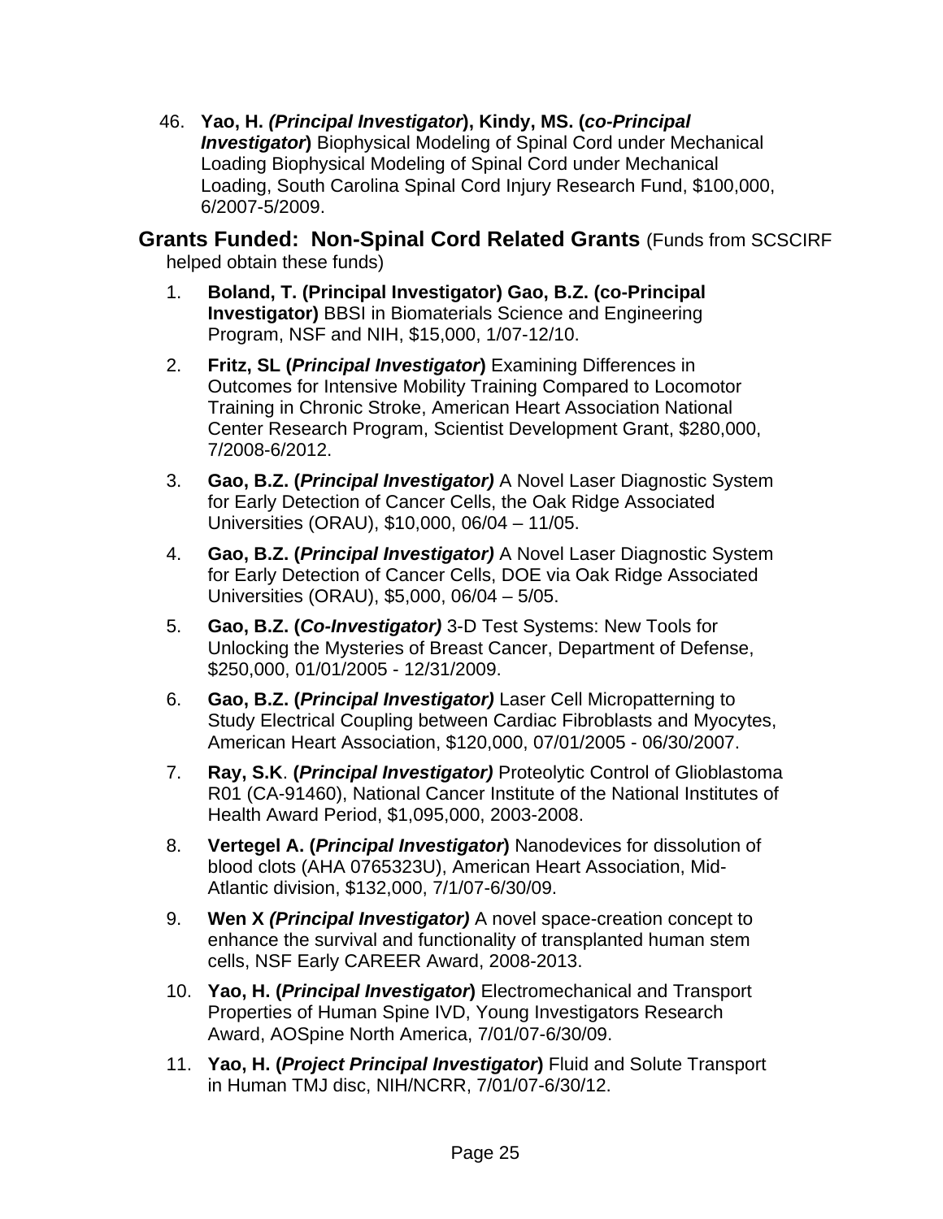46. **Yao, H. *(Principal Investigator*), Kindy, MS. (*co-Principal Investigator*)** Biophysical Modeling of Spinal Cord under Mechanical Loading Biophysical Modeling of Spinal Cord under Mechanical Loading, South Carolina Spinal Cord Injury Research Fund, $100,000, 6/2007-5/2009.

## Grants Funded: Non-Spinal Cord Related Grants (Funds from SCSCIRF helped obtain these funds)

1. **Boland, T. (Principal Investigator) Gao, B.Z. (co-Principal Investigator)** BBSI in Biomaterials Science and Engineering Program, NSF and NIH, $15,000, 1/07-12/10.
2. **Fritz, SL (*Principal Investigator*)** Examining Differences in Outcomes for Intensive Mobility Training Compared to Locomotor Training in Chronic Stroke, American Heart Association National Center Research Program, Scientist Development Grant, $280,000, 7/2008-6/2012.
3. **Gao, B.Z. (*Principal Investigator)*** A Novel Laser Diagnostic System for Early Detection of Cancer Cells, the Oak Ridge Associated Universities (ORAU), $10,000, 06/04 – 11/05.
4. **Gao, B.Z. (*Principal Investigator)*** A Novel Laser Diagnostic System for Early Detection of Cancer Cells, DOE via Oak Ridge Associated Universities (ORAU), $5,000, 06/04 – 5/05.
5. **Gao, B.Z. (*Co-Investigator)*** 3-D Test Systems: New Tools for Unlocking the Mysteries of Breast Cancer, Department of Defense, $250,000, 01/01/2005 - 12/31/2009.
6. **Gao, B.Z. (*Principal Investigator)*** Laser Cell Micropatterning to Study Electrical Coupling between Cardiac Fibroblasts and Myocytes, American Heart Association, $120,000, 07/01/2005 - 06/30/2007.
7. **Ray, S.K**. **(*Principal Investigator)*** Proteolytic Control of Glioblastoma R01 (CA-91460), National Cancer Institute of the National Institutes of Health Award Period, $1,095,000, 2003-2008.
8. **Vertegel A. (*Principal Investigator*)** Nanodevices for dissolution of blood clots (AHA 0765323U), American Heart Association, Mid-Atlantic division, $132,000, 7/1/07-6/30/09.
9. **Wen X *(Principal Investigator)*** A novel space-creation concept to enhance the survival and functionality of transplanted human stem cells, NSF Early CAREER Award, 2008-2013.
10. **Yao, H. (*Principal Investigator*)** Electromechanical and Transport Properties of Human Spine IVD, Young Investigators Research Award, AOSpine North America, 7/01/07-6/30/09.
11. **Yao, H. (*Project Principal Investigator*)** Fluid and Solute Transport in Human TMJ disc, NIH/NCRR, 7/01/07-6/30/12.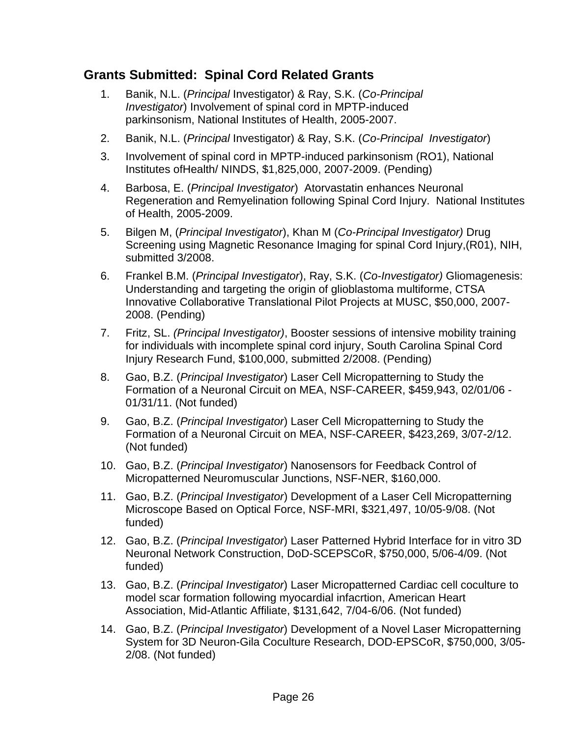## Grants Submitted: Spinal Cord Related Grants

1. Banik, N.L. (*Principal* Investigator) & Ray, S.K. (*Co-Principal Investigator*) Involvement of spinal cord in MPTP-induced parkinsonism, National Institutes of Health, 2005-2007.
2. Banik, N.L. (*Principal* Investigator) & Ray, S.K. (*Co-Principal Investigator*)
3. Involvement of spinal cord in MPTP-induced parkinsonism (RO1), National Institutes ofHealth/ NINDS, $1,825,000, 2007-2009. (Pending)
4. Barbosa, E. (*Principal Investigator*) Atorvastatin enhances Neuronal Regeneration and Remyelination following Spinal Cord Injury. National Institutes of Health, 2005-2009.
5. Bilgen M, (*Principal Investigator*), Khan M (*Co-Principal Investigator)* Drug Screening using Magnetic Resonance Imaging for spinal Cord Injury,(R01), NIH, submitted 3/2008.
6. Frankel B.M. (*Principal Investigator*), Ray, S.K. (*Co-Investigator)* Gliomagenesis: Understanding and targeting the origin of glioblastoma multiforme, CTSA Innovative Collaborative Translational Pilot Projects at MUSC, $50,000, 2007-2008. (Pending)
7. Fritz, SL. *(Principal Investigator)*, Booster sessions of intensive mobility training for individuals with incomplete spinal cord injury, South Carolina Spinal Cord Injury Research Fund, $100,000, submitted 2/2008. (Pending)
8. Gao, B.Z. (*Principal Investigator*) Laser Cell Micropatterning to Study the Formation of a Neuronal Circuit on MEA, NSF-CAREER, $459,943, 02/01/06 - 01/31/11. (Not funded)
9. Gao, B.Z. (*Principal Investigator*) Laser Cell Micropatterning to Study the Formation of a Neuronal Circuit on MEA, NSF-CAREER, $423,269, 3/07-2/12. (Not funded)
10. Gao, B.Z. (*Principal Investigator*) Nanosensors for Feedback Control of Micropatterned Neuromuscular Junctions, NSF-NER, $160,000.
11. Gao, B.Z. (*Principal Investigator*) Development of a Laser Cell Micropatterning Microscope Based on Optical Force, NSF-MRI, $321,497, 10/05-9/08. (Not funded)
12. Gao, B.Z. (*Principal Investigator*) Laser Patterned Hybrid Interface for in vitro 3D Neuronal Network Construction, DoD-SCEPSCoR, $750,000, 5/06-4/09. (Not funded)
13. Gao, B.Z. (*Principal Investigator*) Laser Micropatterned Cardiac cell coculture to model scar formation following myocardial infacrtion, American Heart Association, Mid-Atlantic Affiliate, $131,642, 7/04-6/06. (Not funded)
14. Gao, B.Z. (*Principal Investigator*) Development of a Novel Laser Micropatterning System for 3D Neuron-Gila Coculture Research, DOD-EPSCoR, $750,000, 3/05-2/08. (Not funded)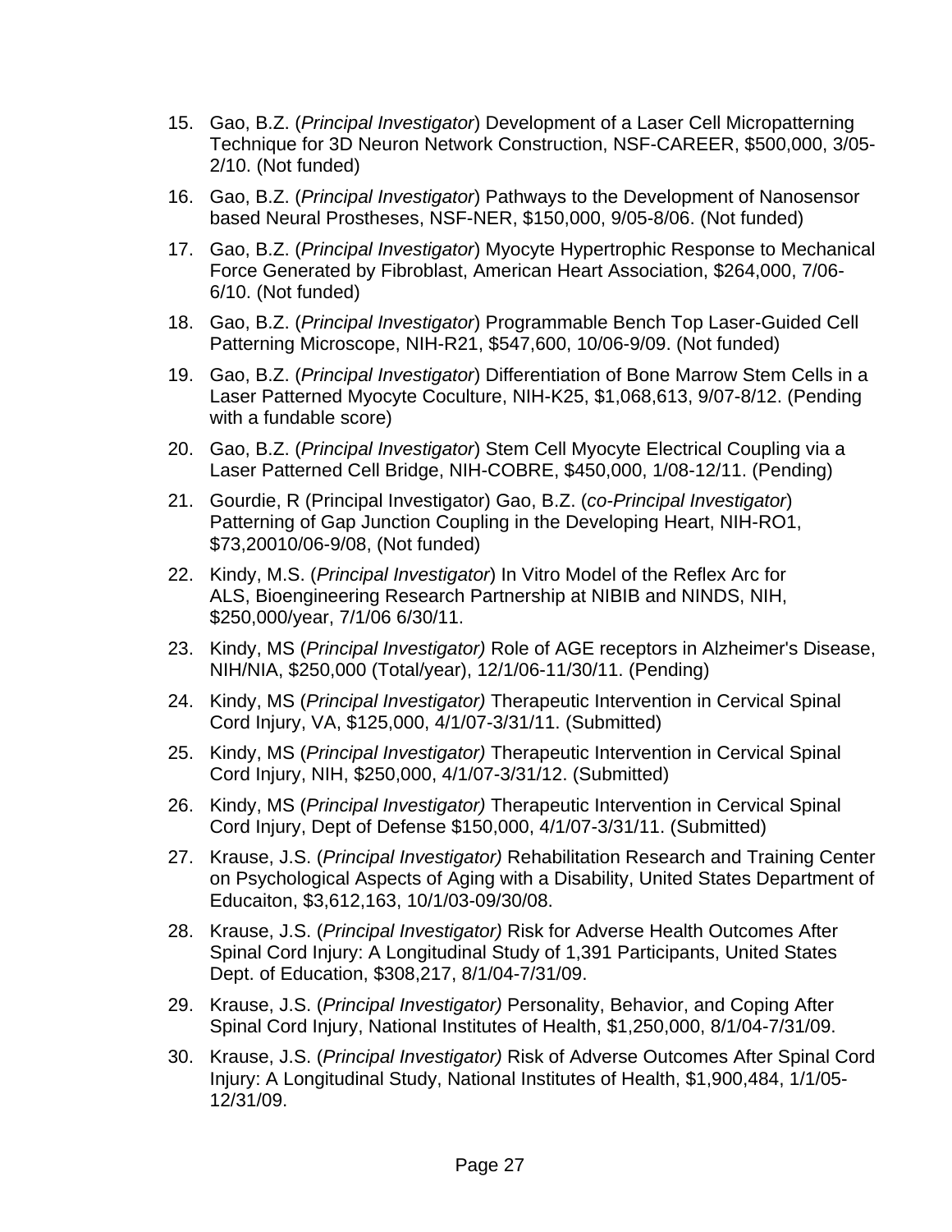15. Gao, B.Z. (*Principal Investigator*) Development of a Laser Cell Micropatterning Technique for 3D Neuron Network Construction, NSF-CAREER, $500,000, 3/05-2/10. (Not funded)

16. Gao, B.Z. (*Principal Investigator*) Pathways to the Development of Nanosensor based Neural Prostheses, NSF-NER, $150,000, 9/05-8/06. (Not funded)

17. Gao, B.Z. (*Principal Investigator*) Myocyte Hypertrophic Response to Mechanical Force Generated by Fibroblast, American Heart Association, $264,000, 7/06-6/10. (Not funded)

18. Gao, B.Z. (*Principal Investigator*) Programmable Bench Top Laser-Guided Cell Patterning Microscope, NIH-R21, $547,600, 10/06-9/09. (Not funded)

19. Gao, B.Z. (*Principal Investigator*) Differentiation of Bone Marrow Stem Cells in a Laser Patterned Myocyte Coculture, NIH-K25, $1,068,613, 9/07-8/12. (Pending with a fundable score)

20. Gao, B.Z. (*Principal Investigator*) Stem Cell Myocyte Electrical Coupling via a Laser Patterned Cell Bridge, NIH-COBRE, $450,000, 1/08-12/11. (Pending)

21. Gourdie, R (Principal Investigator) Gao, B.Z. (*co-Principal Investigator*) Patterning of Gap Junction Coupling in the Developing Heart, NIH-RO1, $73,20010/06-9/08, (Not funded)

22. Kindy, M.S. (*Principal Investigator*) In Vitro Model of the Reflex Arc for ALS, Bioengineering Research Partnership at NIBIB and NINDS, NIH, $250,000/year, 7/1/06 6/30/11.

23. Kindy, MS (*Principal Investigator)* Role of AGE receptors in Alzheimer's Disease, NIH/NIA, $250,000 (Total/year), 12/1/06-11/30/11. (Pending)

24. Kindy, MS (*Principal Investigator)* Therapeutic Intervention in Cervical Spinal Cord Injury, VA, $125,000, 4/1/07-3/31/11. (Submitted)

25. Kindy, MS (*Principal Investigator)* Therapeutic Intervention in Cervical Spinal Cord Injury, NIH, $250,000, 4/1/07-3/31/12. (Submitted)

26. Kindy, MS (*Principal Investigator)* Therapeutic Intervention in Cervical Spinal Cord Injury, Dept of Defense $150,000, 4/1/07-3/31/11. (Submitted)

27. Krause, J.S. (*Principal Investigator)* Rehabilitation Research and Training Center on Psychological Aspects of Aging with a Disability, United States Department of Educaiton, $3,612,163, 10/1/03-09/30/08.

28. Krause, J.S. (*Principal Investigator)* Risk for Adverse Health Outcomes After Spinal Cord Injury: A Longitudinal Study of 1,391 Participants, United States Dept. of Education, $308,217, 8/1/04-7/31/09.

29. Krause, J.S. (*Principal Investigator)* Personality, Behavior, and Coping After Spinal Cord Injury, National Institutes of Health, $1,250,000, 8/1/04-7/31/09.

30. Krause, J.S. (*Principal Investigator)* Risk of Adverse Outcomes After Spinal Cord Injury: A Longitudinal Study, National Institutes of Health, $1,900,484, 1/1/05-12/31/09.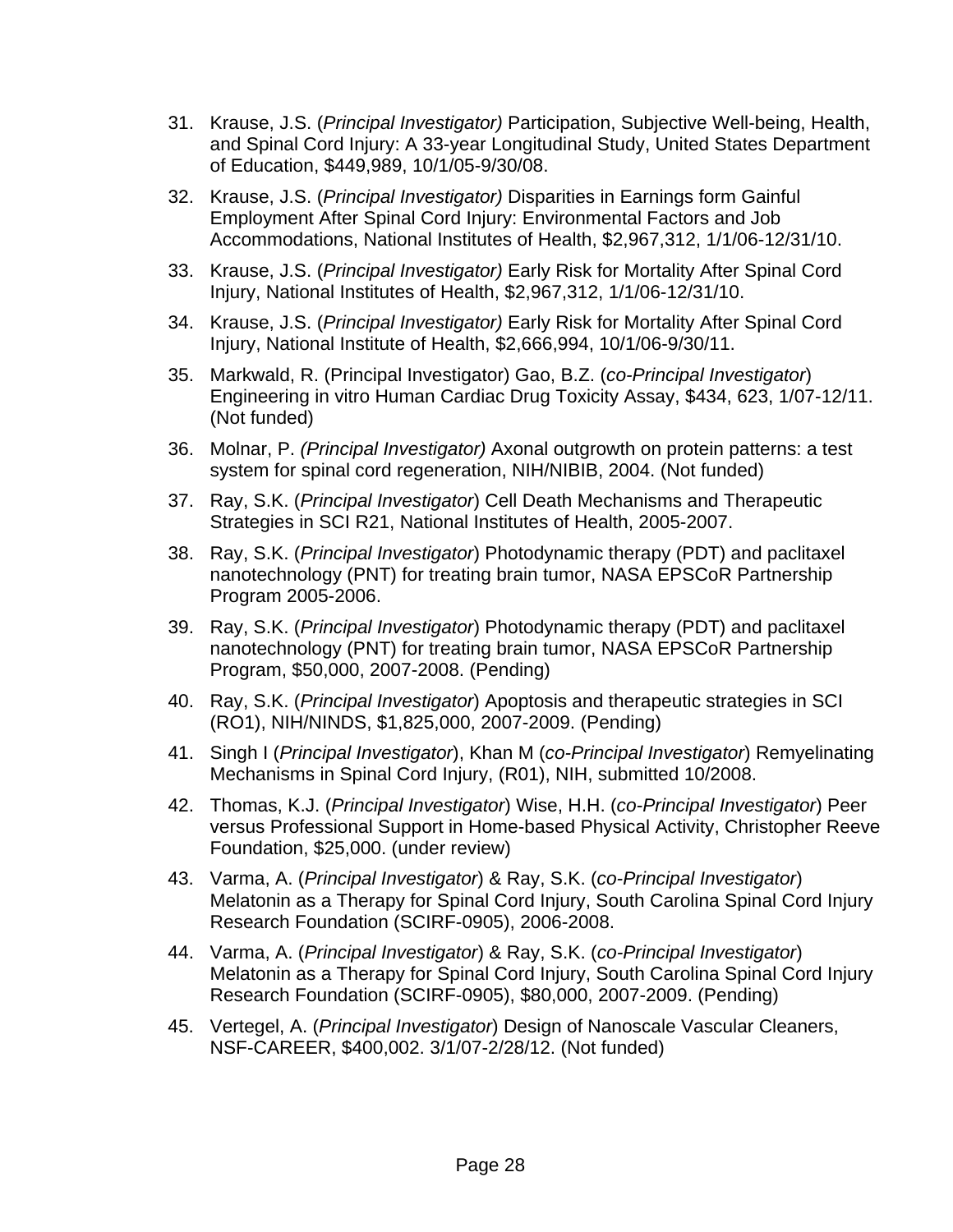31. Krause, J.S. (*Principal Investigator)* Participation, Subjective Well-being, Health, and Spinal Cord Injury: A 33-year Longitudinal Study, United States Department of Education, $449,989, 10/1/05-9/30/08.
32. Krause, J.S. (*Principal Investigator)* Disparities in Earnings form Gainful Employment After Spinal Cord Injury: Environmental Factors and Job Accommodations, National Institutes of Health, $2,967,312, 1/1/06-12/31/10.
33. Krause, J.S. (*Principal Investigator)* Early Risk for Mortality After Spinal Cord Injury, National Institutes of Health, $2,967,312, 1/1/06-12/31/10.
34. Krause, J.S. (*Principal Investigator)* Early Risk for Mortality After Spinal Cord Injury, National Institute of Health, $2,666,994, 10/1/06-9/30/11.
35. Markwald, R. (Principal Investigator) Gao, B.Z. (*co-Principal Investigator*) Engineering in vitro Human Cardiac Drug Toxicity Assay, $434, 623, 1/07-12/11. (Not funded)
36. Molnar, P. *(Principal Investigator)* Axonal outgrowth on protein patterns: a test system for spinal cord regeneration, NIH/NIBIB, 2004. (Not funded)
37. Ray, S.K. (*Principal Investigator*) Cell Death Mechanisms and Therapeutic Strategies in SCI R21, National Institutes of Health, 2005-2007.
38. Ray, S.K. (*Principal Investigator*) Photodynamic therapy (PDT) and paclitaxel nanotechnology (PNT) for treating brain tumor, NASA EPSCoR Partnership Program 2005-2006.
39. Ray, S.K. (*Principal Investigator*) Photodynamic therapy (PDT) and paclitaxel nanotechnology (PNT) for treating brain tumor, NASA EPSCoR Partnership Program, $50,000, 2007-2008. (Pending)
40. Ray, S.K. (*Principal Investigator*) Apoptosis and therapeutic strategies in SCI (RO1), NIH/NINDS, $1,825,000, 2007-2009. (Pending)
41. Singh I (*Principal Investigator*), Khan M (*co-Principal Investigator*) Remyelinating Mechanisms in Spinal Cord Injury, (R01), NIH, submitted 10/2008.
42. Thomas, K.J. (*Principal Investigator*) Wise, H.H. (*co-Principal Investigator*) Peer versus Professional Support in Home-based Physical Activity, Christopher Reeve Foundation, $25,000. (under review)
43. Varma, A. (*Principal Investigator*) & Ray, S.K. (*co-Principal Investigator*) Melatonin as a Therapy for Spinal Cord Injury, South Carolina Spinal Cord Injury Research Foundation (SCIRF-0905), 2006-2008.
44. Varma, A. (*Principal Investigator*) & Ray, S.K. (*co-Principal Investigator*) Melatonin as a Therapy for Spinal Cord Injury, South Carolina Spinal Cord Injury Research Foundation (SCIRF-0905), $80,000, 2007-2009. (Pending)
45. Vertegel, A. (*Principal Investigator*) Design of Nanoscale Vascular Cleaners, NSF-CAREER, $400,002. 3/1/07-2/28/12. (Not funded)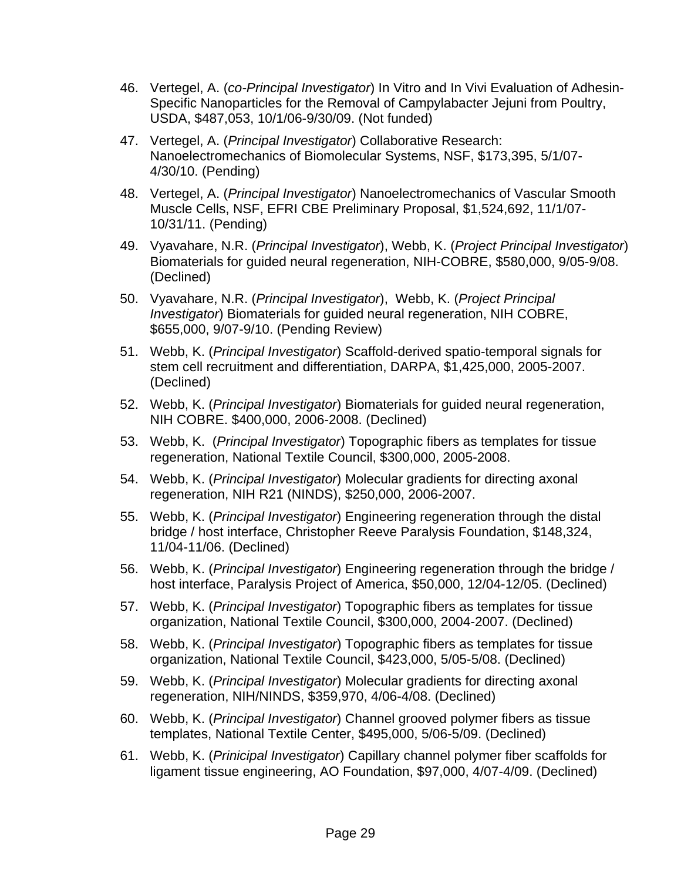46. Vertegel, A. (*co-Principal Investigator*) In Vitro and In Vivi Evaluation of Adhesin-Specific Nanoparticles for the Removal of Campylabacter Jejuni from Poultry, USDA, $487,053, 10/1/06-9/30/09. (Not funded)

47. Vertegel, A. (*Principal Investigator*) Collaborative Research: Nanoelectromechanics of Biomolecular Systems, NSF, $173,395, 5/1/07-4/30/10. (Pending)

48. Vertegel, A. (*Principal Investigator*) Nanoelectromechanics of Vascular Smooth Muscle Cells, NSF, EFRI CBE Preliminary Proposal, $1,524,692, 11/1/07-10/31/11. (Pending)

49. Vyavahare, N.R. (*Principal Investigator*), Webb, K. (*Project Principal Investigator*) Biomaterials for guided neural regeneration, NIH-COBRE, $580,000, 9/05-9/08. (Declined)

50. Vyavahare, N.R. (*Principal Investigator*), Webb, K. (*Project Principal Investigator*) Biomaterials for guided neural regeneration, NIH COBRE, $655,000, 9/07-9/10. (Pending Review)

51. Webb, K. (*Principal Investigator*) Scaffold-derived spatio-temporal signals for stem cell recruitment and differentiation, DARPA, $1,425,000, 2005-2007. (Declined)

52. Webb, K. (*Principal Investigator*) Biomaterials for guided neural regeneration, NIH COBRE. $400,000, 2006-2008. (Declined)

53. Webb, K. (*Principal Investigator*) Topographic fibers as templates for tissue regeneration, National Textile Council, $300,000, 2005-2008.

54. Webb, K. (*Principal Investigator*) Molecular gradients for directing axonal regeneration, NIH R21 (NINDS), $250,000, 2006-2007.

55. Webb, K. (*Principal Investigator*) Engineering regeneration through the distal bridge / host interface, Christopher Reeve Paralysis Foundation, $148,324, 11/04-11/06. (Declined)

56. Webb, K. (*Principal Investigator*) Engineering regeneration through the bridge / host interface, Paralysis Project of America, $50,000, 12/04-12/05. (Declined)

57. Webb, K. (*Principal Investigator*) Topographic fibers as templates for tissue organization, National Textile Council, $300,000, 2004-2007. (Declined)

58. Webb, K. (*Principal Investigator*) Topographic fibers as templates for tissue organization, National Textile Council, $423,000, 5/05-5/08. (Declined)

59. Webb, K. (*Principal Investigator*) Molecular gradients for directing axonal regeneration, NIH/NINDS, $359,970, 4/06-4/08. (Declined)

60. Webb, K. (*Principal Investigator*) Channel grooved polymer fibers as tissue templates, National Textile Center, $495,000, 5/06-5/09. (Declined)

61. Webb, K. (*Prinicipal Investigator*) Capillary channel polymer fiber scaffolds for ligament tissue engineering, AO Foundation, $97,000, 4/07-4/09. (Declined)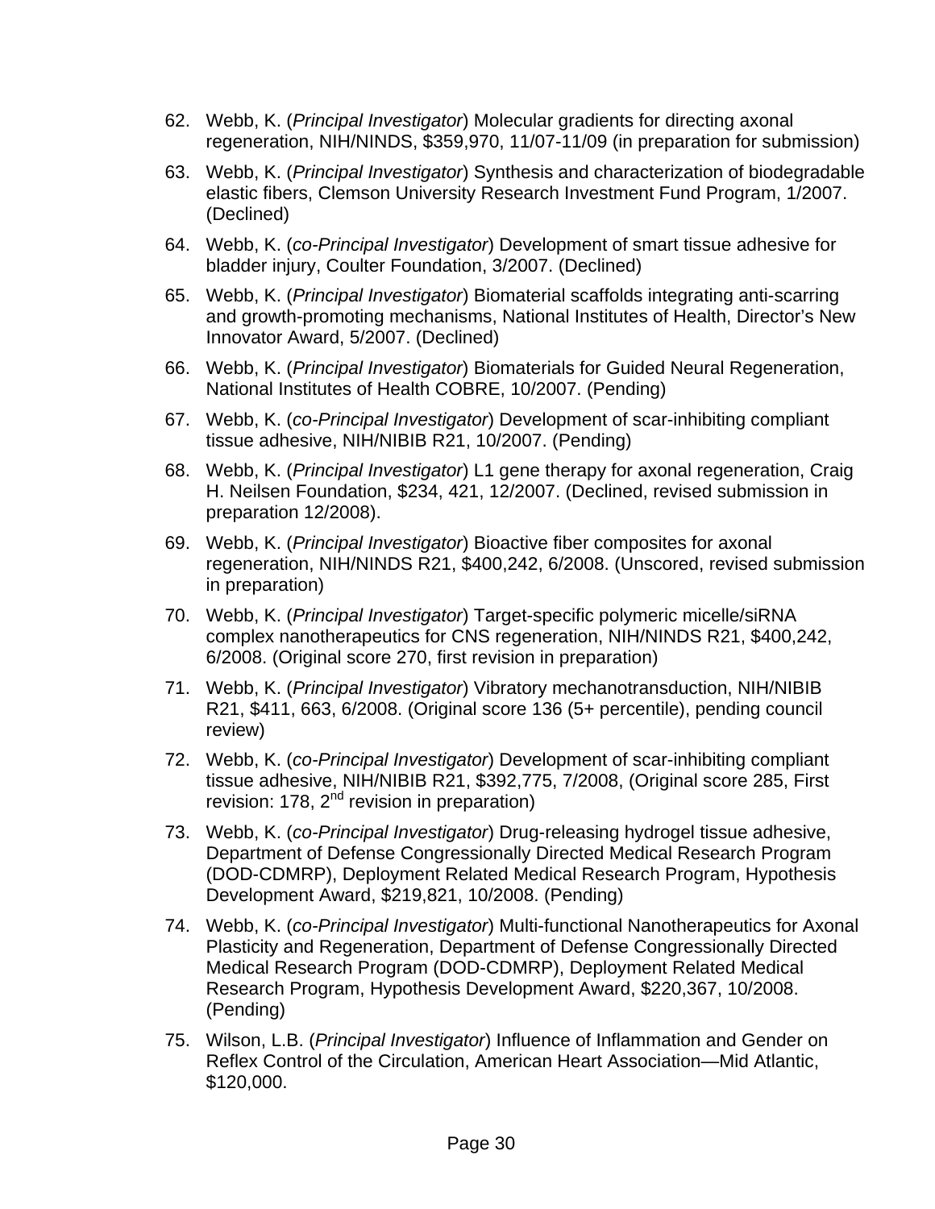62. Webb, K. (*Principal Investigator*) Molecular gradients for directing axonal regeneration, NIH/NINDS, $359,970, 11/07-11/09 (in preparation for submission)

63. Webb, K. (*Principal Investigator*) Synthesis and characterization of biodegradable elastic fibers, Clemson University Research Investment Fund Program, 1/2007. (Declined)

64. Webb, K. (*co-Principal Investigator*) Development of smart tissue adhesive for bladder injury, Coulter Foundation, 3/2007. (Declined)

65. Webb, K. (*Principal Investigator*) Biomaterial scaffolds integrating anti-scarring and growth-promoting mechanisms, National Institutes of Health, Director's New Innovator Award, 5/2007. (Declined)

66. Webb, K. (*Principal Investigator*) Biomaterials for Guided Neural Regeneration, National Institutes of Health COBRE, 10/2007. (Pending)

67. Webb, K. (*co-Principal Investigator*) Development of scar-inhibiting compliant tissue adhesive, NIH/NIBIB R21, 10/2007. (Pending)

68. Webb, K. (*Principal Investigator*) L1 gene therapy for axonal regeneration, Craig H. Neilsen Foundation, $234, 421, 12/2007. (Declined, revised submission in preparation 12/2008).

69. Webb, K. (*Principal Investigator*) Bioactive fiber composites for axonal regeneration, NIH/NINDS R21, $400,242, 6/2008. (Unscored, revised submission in preparation)

70. Webb, K. (*Principal Investigator*) Target-specific polymeric micelle/siRNA complex nanotherapeutics for CNS regeneration, NIH/NINDS R21, $400,242, 6/2008. (Original score 270, first revision in preparation)

71. Webb, K. (*Principal Investigator*) Vibratory mechanotransduction, NIH/NIBIB R21, $411, 663, 6/2008. (Original score 136 (5+ percentile), pending council review)

72. Webb, K. (*co-Principal Investigator*) Development of scar-inhibiting compliant tissue adhesive, NIH/NIBIB R21, $392,775, 7/2008, (Original score 285, First revision: 178, 2nd revision in preparation)

73. Webb, K. (*co-Principal Investigator*) Drug-releasing hydrogel tissue adhesive, Department of Defense Congressionally Directed Medical Research Program (DOD-CDMRP), Deployment Related Medical Research Program, Hypothesis Development Award, $219,821, 10/2008. (Pending)

74. Webb, K. (*co-Principal Investigator*) Multi-functional Nanotherapeutics for Axonal Plasticity and Regeneration, Department of Defense Congressionally Directed Medical Research Program (DOD-CDMRP), Deployment Related Medical Research Program, Hypothesis Development Award, $220,367, 10/2008. (Pending)

75. Wilson, L.B. (*Principal Investigator*) Influence of Inflammation and Gender on Reflex Control of the Circulation, American Heart Association—Mid Atlantic, $120,000.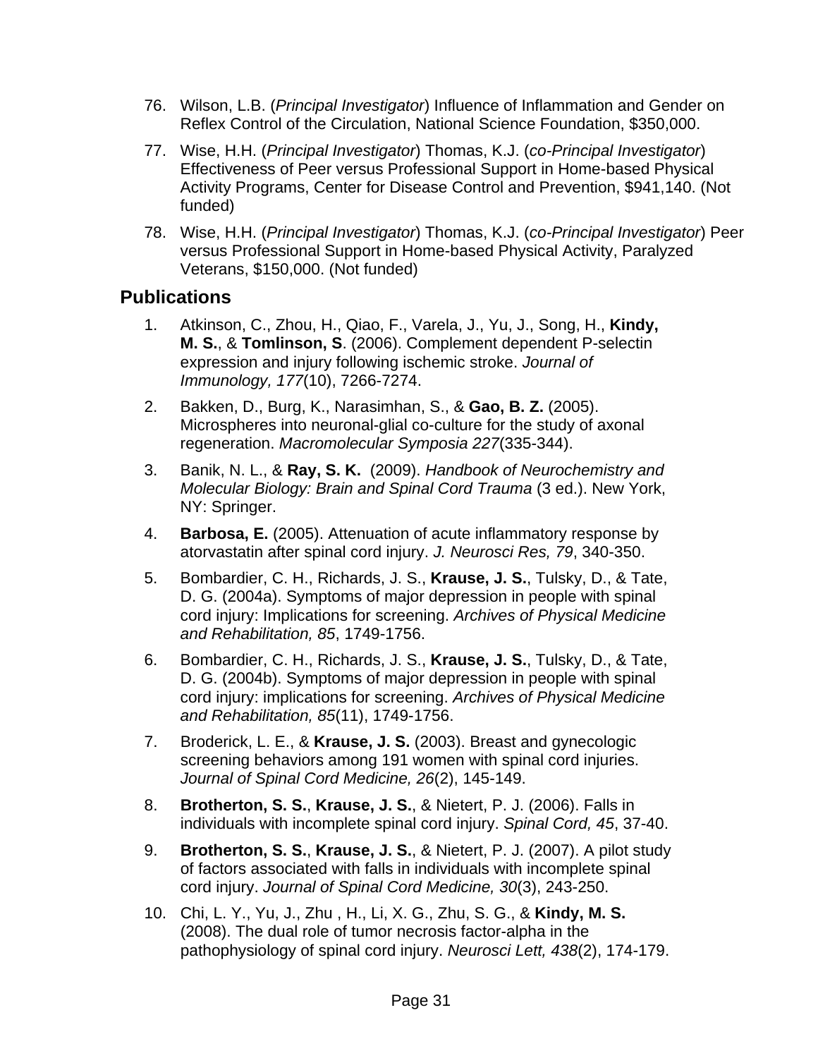76. Wilson, L.B. (*Principal Investigator*) Influence of Inflammation and Gender on Reflex Control of the Circulation, National Science Foundation, $350,000.

77. Wise, H.H. (*Principal Investigator*) Thomas, K.J. (*co-Principal Investigator*) Effectiveness of Peer versus Professional Support in Home-based Physical Activity Programs, Center for Disease Control and Prevention, $941,140. (Not funded)

78. Wise, H.H. (*Principal Investigator*) Thomas, K.J. (*co-Principal Investigator*) Peer versus Professional Support in Home-based Physical Activity, Paralyzed Veterans, $150,000. (Not funded)

## Publications

1. Atkinson, C., Zhou, H., Qiao, F., Varela, J., Yu, J., Song, H., **Kindy, M. S.**, & **Tomlinson, S**. (2006). Complement dependent P-selectin expression and injury following ischemic stroke. *Journal of Immunology, 177*(10), 7266-7274.

2. Bakken, D., Burg, K., Narasimhan, S., & **Gao, B. Z.** (2005). Microspheres into neuronal-glial co-culture for the study of axonal regeneration. *Macromolecular Symposia 227*(335-344).

3. Banik, N. L., & **Ray, S. K.** (2009). *Handbook of Neurochemistry and Molecular Biology: Brain and Spinal Cord Trauma* (3 ed.). New York, NY: Springer.

4. **Barbosa, E.** (2005). Attenuation of acute inflammatory response by atorvastatin after spinal cord injury. *J. Neurosci Res, 79*, 340-350.

5. Bombardier, C. H., Richards, J. S., **Krause, J. S.**, Tulsky, D., & Tate, D. G. (2004a). Symptoms of major depression in people with spinal cord injury: Implications for screening. *Archives of Physical Medicine and Rehabilitation, 85*, 1749-1756.

6. Bombardier, C. H., Richards, J. S., **Krause, J. S.**, Tulsky, D., & Tate, D. G. (2004b). Symptoms of major depression in people with spinal cord injury: implications for screening. *Archives of Physical Medicine and Rehabilitation, 85*(11), 1749-1756.

7. Broderick, L. E., & **Krause, J. S.** (2003). Breast and gynecologic screening behaviors among 191 women with spinal cord injuries. *Journal of Spinal Cord Medicine, 26*(2), 145-149.

8. **Brotherton, S. S.**, **Krause, J. S.**, & Nietert, P. J. (2006). Falls in individuals with incomplete spinal cord injury. *Spinal Cord, 45*, 37-40.

9. **Brotherton, S. S.**, **Krause, J. S.**, & Nietert, P. J. (2007). A pilot study of factors associated with falls in individuals with incomplete spinal cord injury. *Journal of Spinal Cord Medicine, 30*(3), 243-250.

10. Chi, L. Y., Yu, J., Zhu , H., Li, X. G., Zhu, S. G., & **Kindy, M. S.** (2008). The dual role of tumor necrosis factor-alpha in the pathophysiology of spinal cord injury. *Neurosci Lett, 438*(2), 174-179.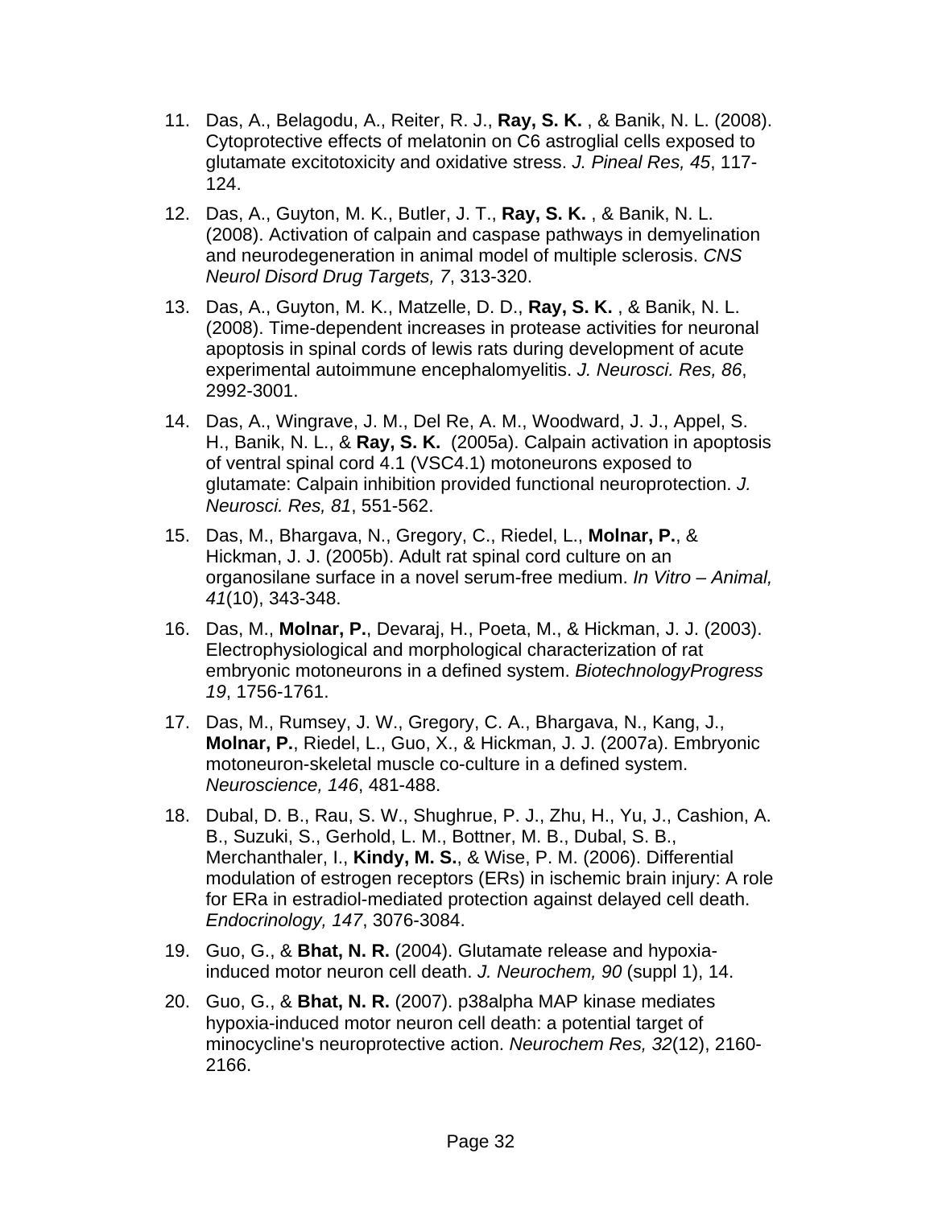11. Das, A., Belagodu, A., Reiter, R. J., **Ray, S. K.** , & Banik, N. L. (2008). Cytoprotective effects of melatonin on C6 astroglial cells exposed to glutamate excitotoxicity and oxidative stress. *J. Pineal Res, 45*, 117-124.
12. Das, A., Guyton, M. K., Butler, J. T., **Ray, S. K.** , & Banik, N. L. (2008). Activation of calpain and caspase pathways in demyelination and neurodegeneration in animal model of multiple sclerosis. *CNS Neurol Disord Drug Targets, 7*, 313-320.
13. Das, A., Guyton, M. K., Matzelle, D. D., **Ray, S. K.** , & Banik, N. L. (2008). Time-dependent increases in protease activities for neuronal apoptosis in spinal cords of lewis rats during development of acute experimental autoimmune encephalomyelitis. *J. Neurosci. Res, 86*, 2992-3001.
14. Das, A., Wingrave, J. M., Del Re, A. M., Woodward, J. J., Appel, S. H., Banik, N. L., & **Ray, S. K.** (2005a). Calpain activation in apoptosis of ventral spinal cord 4.1 (VSC4.1) motoneurons exposed to glutamate: Calpain inhibition provided functional neuroprotection. *J. Neurosci. Res, 81*, 551-562.
15. Das, M., Bhargava, N., Gregory, C., Riedel, L., **Molnar, P.**, & Hickman, J. J. (2005b). Adult rat spinal cord culture on an organosilane surface in a novel serum-free medium. *In Vitro – Animal, 41*(10), 343-348.
16. Das, M., **Molnar, P.**, Devaraj, H., Poeta, M., & Hickman, J. J. (2003). Electrophysiological and morphological characterization of rat embryonic motoneurons in a defined system. *BiotechnologyProgress 19*, 1756-1761.
17. Das, M., Rumsey, J. W., Gregory, C. A., Bhargava, N., Kang, J., **Molnar, P.**, Riedel, L., Guo, X., & Hickman, J. J. (2007a). Embryonic motoneuron-skeletal muscle co-culture in a defined system. *Neuroscience, 146*, 481-488.
18. Dubal, D. B., Rau, S. W., Shughrue, P. J., Zhu, H., Yu, J., Cashion, A. B., Suzuki, S., Gerhold, L. M., Bottner, M. B., Dubal, S. B., Merchanthaler, I., **Kindy, M. S.**, & Wise, P. M. (2006). Differential modulation of estrogen receptors (ERs) in ischemic brain injury: A role for ERa in estradiol-mediated protection against delayed cell death. *Endocrinology, 147*, 3076-3084.
19. Guo, G., & **Bhat, N. R.** (2004). Glutamate release and hypoxia-induced motor neuron cell death. *J. Neurochem, 90* (suppl 1), 14.
20. Guo, G., & **Bhat, N. R.** (2007). p38alpha MAP kinase mediates hypoxia-induced motor neuron cell death: a potential target of minocycline's neuroprotective action. *Neurochem Res, 32*(12), 2160-2166.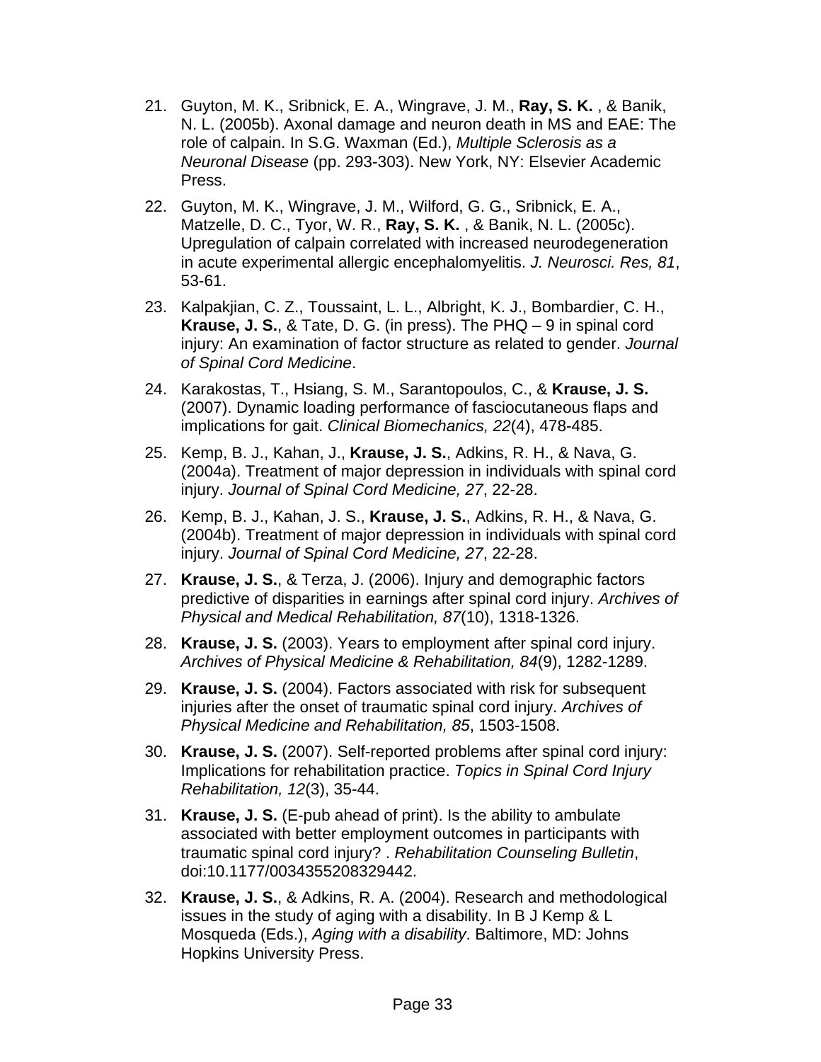21. Guyton, M. K., Sribnick, E. A., Wingrave, J. M., **Ray, S. K.** , & Banik, N. L. (2005b). Axonal damage and neuron death in MS and EAE: The role of calpain. In S.G. Waxman (Ed.), *Multiple Sclerosis as a Neuronal Disease* (pp. 293-303). New York, NY: Elsevier Academic Press.

22. Guyton, M. K., Wingrave, J. M., Wilford, G. G., Sribnick, E. A., Matzelle, D. C., Tyor, W. R., **Ray, S. K.** , & Banik, N. L. (2005c). Upregulation of calpain correlated with increased neurodegeneration in acute experimental allergic encephalomyelitis. *J. Neurosci. Res, 81*, 53-61.

23. Kalpakjian, C. Z., Toussaint, L. L., Albright, K. J., Bombardier, C. H., **Krause, J. S.**, & Tate, D. G. (in press). The PHQ – 9 in spinal cord injury: An examination of factor structure as related to gender. *Journal of Spinal Cord Medicine*.

24. Karakostas, T., Hsiang, S. M., Sarantopoulos, C., & **Krause, J. S.** (2007). Dynamic loading performance of fasciocutaneous flaps and implications for gait. *Clinical Biomechanics, 22*(4), 478-485.

25. Kemp, B. J., Kahan, J., **Krause, J. S.**, Adkins, R. H., & Nava, G. (2004a). Treatment of major depression in individuals with spinal cord injury. *Journal of Spinal Cord Medicine, 27*, 22-28.

26. Kemp, B. J., Kahan, J. S., **Krause, J. S.**, Adkins, R. H., & Nava, G. (2004b). Treatment of major depression in individuals with spinal cord injury. *Journal of Spinal Cord Medicine, 27*, 22-28.

27. **Krause, J. S.**, & Terza, J. (2006). Injury and demographic factors predictive of disparities in earnings after spinal cord injury. *Archives of Physical and Medical Rehabilitation, 87*(10), 1318-1326.

28. **Krause, J. S.** (2003). Years to employment after spinal cord injury. *Archives of Physical Medicine & Rehabilitation, 84*(9), 1282-1289.

29. **Krause, J. S.** (2004). Factors associated with risk for subsequent injuries after the onset of traumatic spinal cord injury. *Archives of Physical Medicine and Rehabilitation, 85*, 1503-1508.

30. **Krause, J. S.** (2007). Self-reported problems after spinal cord injury: Implications for rehabilitation practice. *Topics in Spinal Cord Injury Rehabilitation, 12*(3), 35-44.

31. **Krause, J. S.** (E-pub ahead of print). Is the ability to ambulate associated with better employment outcomes in participants with traumatic spinal cord injury? . *Rehabilitation Counseling Bulletin*, doi:10.1177/0034355208329442.

32. **Krause, J. S.**, & Adkins, R. A. (2004). Research and methodological issues in the study of aging with a disability. In B J Kemp & L Mosqueda (Eds.), *Aging with a disability*. Baltimore, MD: Johns Hopkins University Press.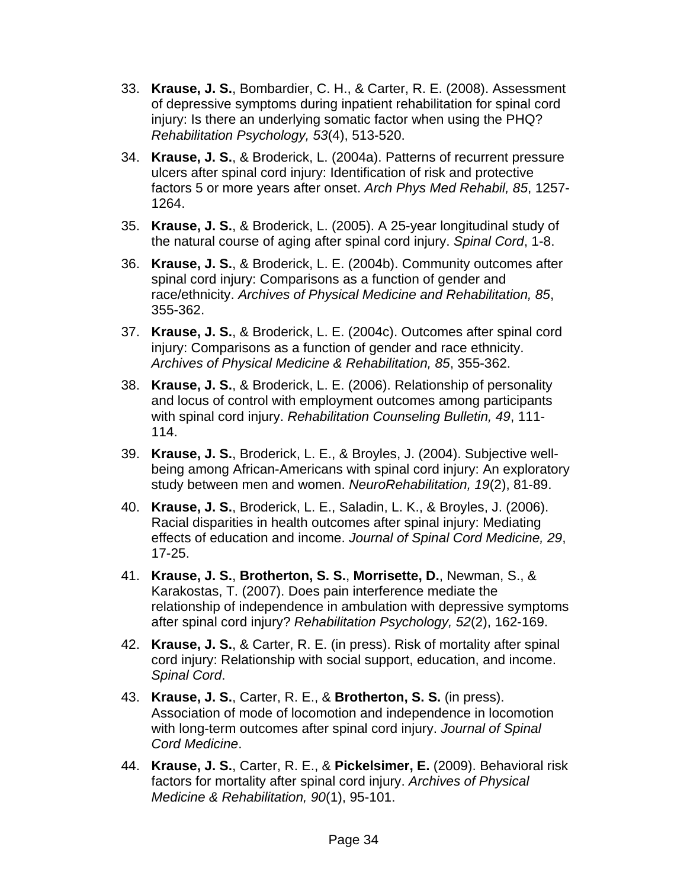33. **Krause, J. S.**, Bombardier, C. H., & Carter, R. E. (2008). Assessment of depressive symptoms during inpatient rehabilitation for spinal cord injury: Is there an underlying somatic factor when using the PHQ? *Rehabilitation Psychology, 53*(4), 513-520.

34. **Krause, J. S.**, & Broderick, L. (2004a). Patterns of recurrent pressure ulcers after spinal cord injury: Identification of risk and protective factors 5 or more years after onset. *Arch Phys Med Rehabil, 85*, 1257-1264.

35. **Krause, J. S.**, & Broderick, L. (2005). A 25-year longitudinal study of the natural course of aging after spinal cord injury. *Spinal Cord*, 1-8.

36. **Krause, J. S.**, & Broderick, L. E. (2004b). Community outcomes after spinal cord injury: Comparisons as a function of gender and race/ethnicity. *Archives of Physical Medicine and Rehabilitation, 85*, 355-362.

37. **Krause, J. S.**, & Broderick, L. E. (2004c). Outcomes after spinal cord injury: Comparisons as a function of gender and race ethnicity. *Archives of Physical Medicine & Rehabilitation, 85*, 355-362.

38. **Krause, J. S.**, & Broderick, L. E. (2006). Relationship of personality and locus of control with employment outcomes among participants with spinal cord injury. *Rehabilitation Counseling Bulletin, 49*, 111-114.

39. **Krause, J. S.**, Broderick, L. E., & Broyles, J. (2004). Subjective well-being among African-Americans with spinal cord injury: An exploratory study between men and women. *NeuroRehabilitation, 19*(2), 81-89.

40. **Krause, J. S.**, Broderick, L. E., Saladin, L. K., & Broyles, J. (2006). Racial disparities in health outcomes after spinal injury: Mediating effects of education and income. *Journal of Spinal Cord Medicine, 29*, 17-25.

41. **Krause, J. S.**, **Brotherton, S. S.**, **Morrisette, D.**, Newman, S., & Karakostas, T. (2007). Does pain interference mediate the relationship of independence in ambulation with depressive symptoms after spinal cord injury? *Rehabilitation Psychology, 52*(2), 162-169.

42. **Krause, J. S.**, & Carter, R. E. (in press). Risk of mortality after spinal cord injury: Relationship with social support, education, and income. *Spinal Cord*.

43. **Krause, J. S.**, Carter, R. E., & **Brotherton, S. S.** (in press). Association of mode of locomotion and independence in locomotion with long-term outcomes after spinal cord injury. *Journal of Spinal Cord Medicine*.

44. **Krause, J. S.**, Carter, R. E., & **Pickelsimer, E.** (2009). Behavioral risk factors for mortality after spinal cord injury. *Archives of Physical Medicine & Rehabilitation, 90*(1), 95-101.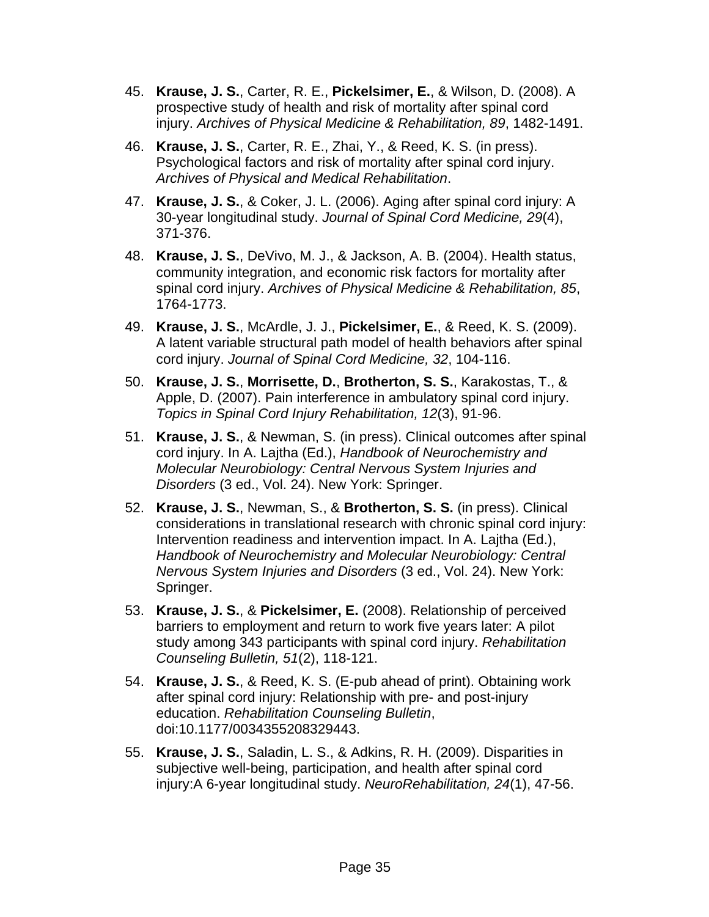45. **Krause, J. S.**, Carter, R. E., **Pickelsimer, E.**, & Wilson, D. (2008). A prospective study of health and risk of mortality after spinal cord injury. *Archives of Physical Medicine & Rehabilitation, 89*, 1482-1491.

46. **Krause, J. S.**, Carter, R. E., Zhai, Y., & Reed, K. S. (in press). Psychological factors and risk of mortality after spinal cord injury. *Archives of Physical and Medical Rehabilitation*.

47. **Krause, J. S.**, & Coker, J. L. (2006). Aging after spinal cord injury: A 30-year longitudinal study. *Journal of Spinal Cord Medicine, 29*(4), 371-376.

48. **Krause, J. S.**, DeVivo, M. J., & Jackson, A. B. (2004). Health status, community integration, and economic risk factors for mortality after spinal cord injury. *Archives of Physical Medicine & Rehabilitation, 85*, 1764-1773.

49. **Krause, J. S.**, McArdle, J. J., **Pickelsimer, E.**, & Reed, K. S. (2009). A latent variable structural path model of health behaviors after spinal cord injury. *Journal of Spinal Cord Medicine, 32*, 104-116.

50. **Krause, J. S.**, **Morrisette, D.**, **Brotherton, S. S.**, Karakostas, T., & Apple, D. (2007). Pain interference in ambulatory spinal cord injury. *Topics in Spinal Cord Injury Rehabilitation, 12*(3), 91-96.

51. **Krause, J. S.**, & Newman, S. (in press). Clinical outcomes after spinal cord injury. In A. Lajtha (Ed.), *Handbook of Neurochemistry and Molecular Neurobiology: Central Nervous System Injuries and Disorders* (3 ed., Vol. 24). New York: Springer.

52. **Krause, J. S.**, Newman, S., & **Brotherton, S. S.** (in press). Clinical considerations in translational research with chronic spinal cord injury: Intervention readiness and intervention impact. In A. Lajtha (Ed.), *Handbook of Neurochemistry and Molecular Neurobiology: Central Nervous System Injuries and Disorders* (3 ed., Vol. 24). New York: Springer.

53. **Krause, J. S.**, & **Pickelsimer, E.** (2008). Relationship of perceived barriers to employment and return to work five years later: A pilot study among 343 participants with spinal cord injury. *Rehabilitation Counseling Bulletin, 51*(2), 118-121.

54. **Krause, J. S.**, & Reed, K. S. (E-pub ahead of print). Obtaining work after spinal cord injury: Relationship with pre- and post-injury education. *Rehabilitation Counseling Bulletin*, doi:10.1177/0034355208329443.

55. **Krause, J. S.**, Saladin, L. S., & Adkins, R. H. (2009). Disparities in subjective well-being, participation, and health after spinal cord injury:A 6-year longitudinal study. *NeuroRehabilitation, 24*(1), 47-56.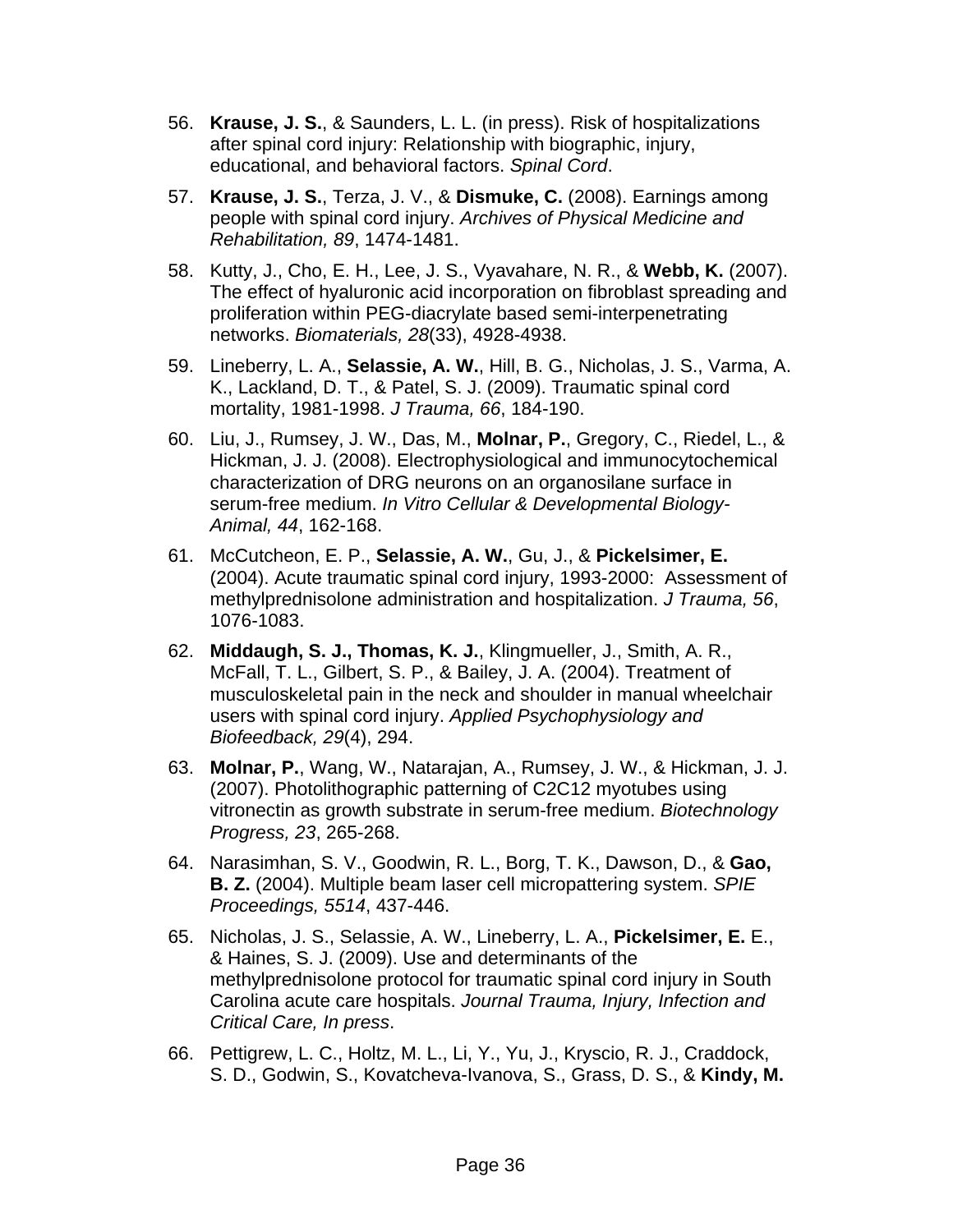56. **Krause, J. S.**, & Saunders, L. L. (in press). Risk of hospitalizations after spinal cord injury: Relationship with biographic, injury, educational, and behavioral factors. *Spinal Cord*.

57. **Krause, J. S.**, Terza, J. V., & **Dismuke, C.** (2008). Earnings among people with spinal cord injury. *Archives of Physical Medicine and Rehabilitation, 89*, 1474-1481.

58. Kutty, J., Cho, E. H., Lee, J. S., Vyavahare, N. R., & **Webb, K.** (2007). The effect of hyaluronic acid incorporation on fibroblast spreading and proliferation within PEG-diacrylate based semi-interpenetrating networks. *Biomaterials, 28*(33), 4928-4938.

59. Lineberry, L. A., **Selassie, A. W.**, Hill, B. G., Nicholas, J. S., Varma, A. K., Lackland, D. T., & Patel, S. J. (2009). Traumatic spinal cord mortality, 1981-1998. *J Trauma, 66*, 184-190.

60. Liu, J., Rumsey, J. W., Das, M., **Molnar, P.**, Gregory, C., Riedel, L., & Hickman, J. J. (2008). Electrophysiological and immunocytochemical characterization of DRG neurons on an organosilane surface in serum-free medium. *In Vitro Cellular & Developmental Biology-Animal, 44*, 162-168.

61. McCutcheon, E. P., **Selassie, A. W.**, Gu, J., & **Pickelsimer, E.** (2004). Acute traumatic spinal cord injury, 1993-2000: Assessment of methylprednisolone administration and hospitalization. *J Trauma, 56*, 1076-1083.

62. **Middaugh, S. J., Thomas, K. J.**, Klingmueller, J., Smith, A. R., McFall, T. L., Gilbert, S. P., & Bailey, J. A. (2004). Treatment of musculoskeletal pain in the neck and shoulder in manual wheelchair users with spinal cord injury. *Applied Psychophysiology and Biofeedback, 29*(4), 294.

63. **Molnar, P.**, Wang, W., Natarajan, A., Rumsey, J. W., & Hickman, J. J. (2007). Photolithographic patterning of C2C12 myotubes using vitronectin as growth substrate in serum-free medium. *Biotechnology Progress, 23*, 265-268.

64. Narasimhan, S. V., Goodwin, R. L., Borg, T. K., Dawson, D., & **Gao, B. Z.** (2004). Multiple beam laser cell micropattering system. *SPIE Proceedings, 5514*, 437-446.

65. Nicholas, J. S., Selassie, A. W., Lineberry, L. A., **Pickelsimer, E.** E., & Haines, S. J. (2009). Use and determinants of the methylprednisolone protocol for traumatic spinal cord injury in South Carolina acute care hospitals. *Journal Trauma, Injury, Infection and Critical Care, In press*.

66. Pettigrew, L. C., Holtz, M. L., Li, Y., Yu, J., Kryscio, R. J., Craddock, S. D., Godwin, S., Kovatcheva-Ivanova, S., Grass, D. S., & **Kindy, M.**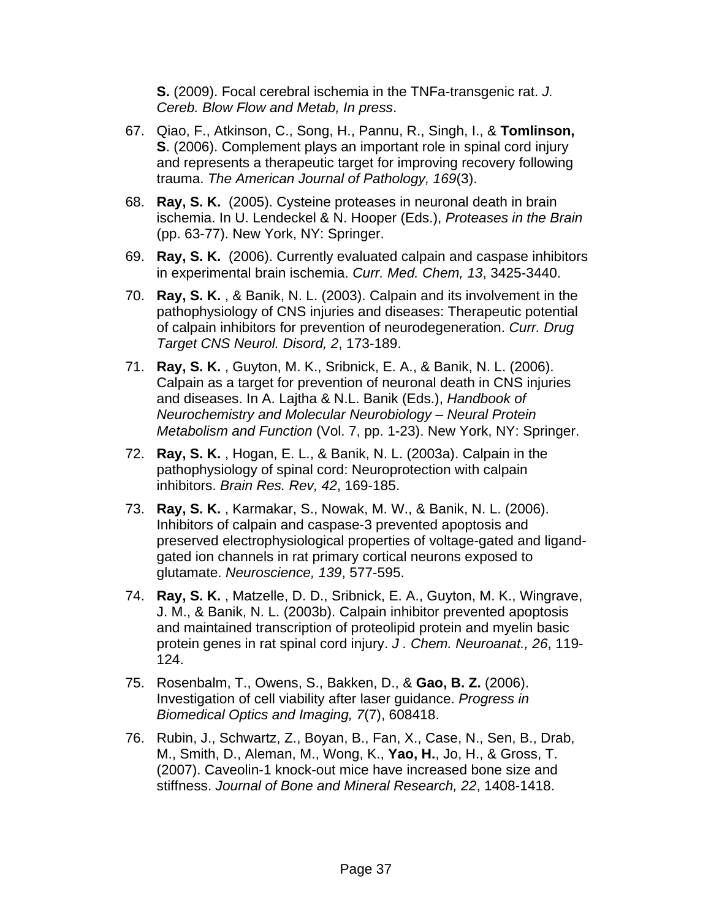**S.** (2009). Focal cerebral ischemia in the TNFa-transgenic rat. *J. Cereb. Blow Flow and Metab, In press*.

67. Qiao, F., Atkinson, C., Song, H., Pannu, R., Singh, I., & **Tomlinson, S**. (2006). Complement plays an important role in spinal cord injury and represents a therapeutic target for improving recovery following trauma. *The American Journal of Pathology, 169*(3).

68. **Ray, S. K.** (2005). Cysteine proteases in neuronal death in brain ischemia. In U. Lendeckel & N. Hooper (Eds.), *Proteases in the Brain* (pp. 63-77). New York, NY: Springer.

69. **Ray, S. K.** (2006). Currently evaluated calpain and caspase inhibitors in experimental brain ischemia. *Curr. Med. Chem, 13*, 3425-3440.

70. **Ray, S. K.** , & Banik, N. L. (2003). Calpain and its involvement in the pathophysiology of CNS injuries and diseases: Therapeutic potential of calpain inhibitors for prevention of neurodegeneration. *Curr. Drug Target CNS Neurol. Disord, 2*, 173-189.

71. **Ray, S. K.** , Guyton, M. K., Sribnick, E. A., & Banik, N. L. (2006). Calpain as a target for prevention of neuronal death in CNS injuries and diseases. In A. Lajtha & N.L. Banik (Eds.), *Handbook of Neurochemistry and Molecular Neurobiology – Neural Protein Metabolism and Function* (Vol. 7, pp. 1-23). New York, NY: Springer.

72. **Ray, S. K.** , Hogan, E. L., & Banik, N. L. (2003a). Calpain in the pathophysiology of spinal cord: Neuroprotection with calpain inhibitors. *Brain Res. Rev, 42*, 169-185.

73. **Ray, S. K.** , Karmakar, S., Nowak, M. W., & Banik, N. L. (2006). Inhibitors of calpain and caspase-3 prevented apoptosis and preserved electrophysiological properties of voltage-gated and ligand-gated ion channels in rat primary cortical neurons exposed to glutamate. *Neuroscience, 139*, 577-595.

74. **Ray, S. K.** , Matzelle, D. D., Sribnick, E. A., Guyton, M. K., Wingrave, J. M., & Banik, N. L. (2003b). Calpain inhibitor prevented apoptosis and maintained transcription of proteolipid protein and myelin basic protein genes in rat spinal cord injury. *J . Chem. Neuroanat., 26*, 119-124.

75. Rosenbalm, T., Owens, S., Bakken, D., & **Gao, B. Z.** (2006). Investigation of cell viability after laser guidance. *Progress in Biomedical Optics and Imaging, 7*(7), 608418.

76. Rubin, J., Schwartz, Z., Boyan, B., Fan, X., Case, N., Sen, B., Drab, M., Smith, D., Aleman, M., Wong, K., **Yao, H.**, Jo, H., & Gross, T. (2007). Caveolin-1 knock-out mice have increased bone size and stiffness. *Journal of Bone and Mineral Research, 22*, 1408-1418.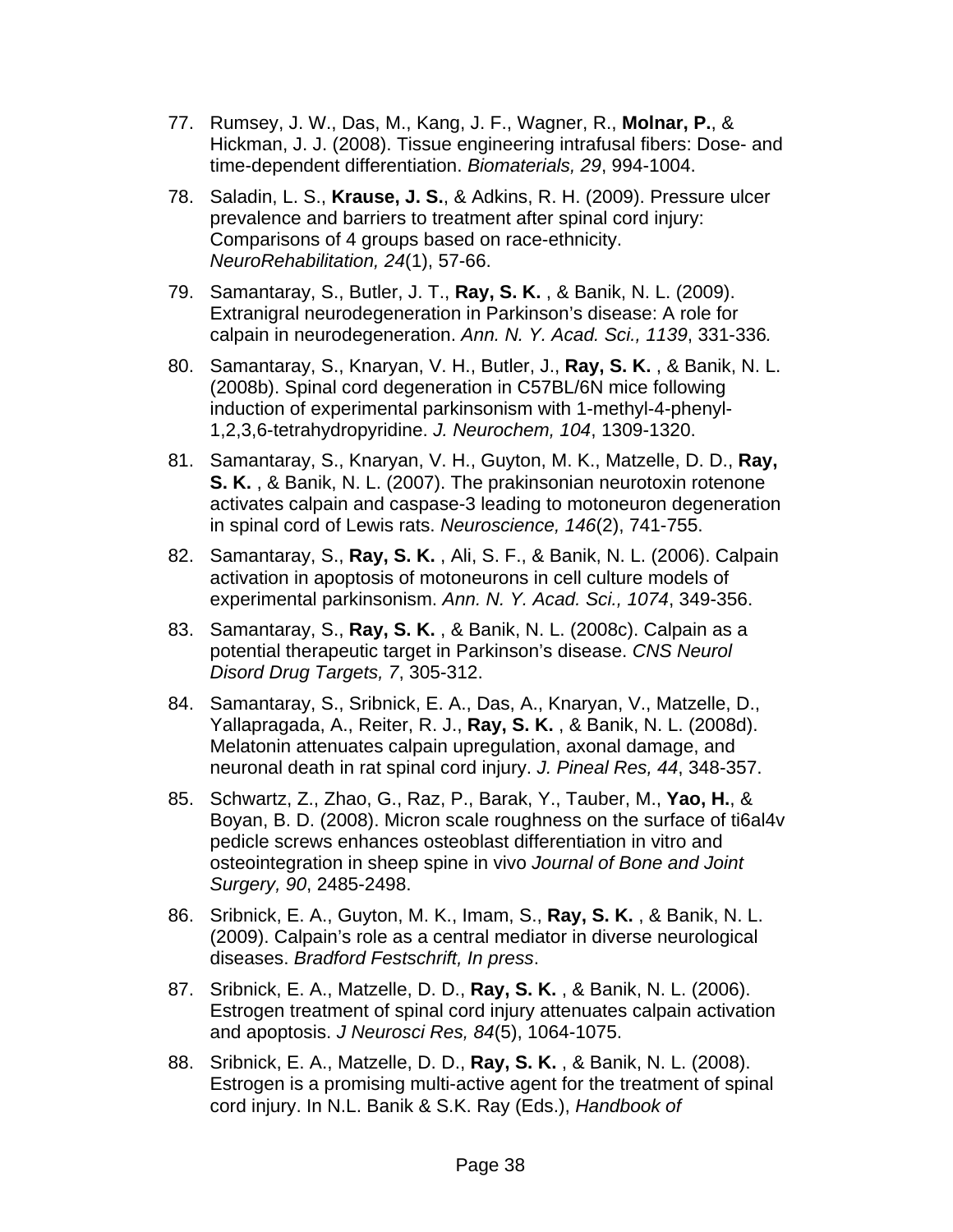77. Rumsey, J. W., Das, M., Kang, J. F., Wagner, R., **Molnar, P.**, & Hickman, J. J. (2008). Tissue engineering intrafusal fibers: Dose- and time-dependent differentiation. *Biomaterials, 29*, 994-1004.

78. Saladin, L. S., **Krause, J. S.**, & Adkins, R. H. (2009). Pressure ulcer prevalence and barriers to treatment after spinal cord injury: Comparisons of 4 groups based on race-ethnicity. *NeuroRehabilitation, 24*(1), 57-66.

79. Samantaray, S., Butler, J. T., **Ray, S. K.** , & Banik, N. L. (2009). Extranigral neurodegeneration in Parkinson's disease: A role for calpain in neurodegeneration. *Ann. N. Y. Acad. Sci., 1139*, 331-336*.*

80. Samantaray, S., Knaryan, V. H., Butler, J., **Ray, S. K.** , & Banik, N. L. (2008b). Spinal cord degeneration in C57BL/6N mice following induction of experimental parkinsonism with 1-methyl-4-phenyl-1,2,3,6-tetrahydropyridine. *J. Neurochem, 104*, 1309-1320.

81. Samantaray, S., Knaryan, V. H., Guyton, M. K., Matzelle, D. D., **Ray, S. K.** , & Banik, N. L. (2007). The prakinsonian neurotoxin rotenone activates calpain and caspase-3 leading to motoneuron degeneration in spinal cord of Lewis rats. *Neuroscience, 146*(2), 741-755.

82. Samantaray, S., **Ray, S. K.** , Ali, S. F., & Banik, N. L. (2006). Calpain activation in apoptosis of motoneurons in cell culture models of experimental parkinsonism. *Ann. N. Y. Acad. Sci., 1074*, 349-356.

83. Samantaray, S., **Ray, S. K.** , & Banik, N. L. (2008c). Calpain as a potential therapeutic target in Parkinson's disease. *CNS Neurol Disord Drug Targets, 7*, 305-312.

84. Samantaray, S., Sribnick, E. A., Das, A., Knaryan, V., Matzelle, D., Yallapragada, A., Reiter, R. J., **Ray, S. K.** , & Banik, N. L. (2008d). Melatonin attenuates calpain upregulation, axonal damage, and neuronal death in rat spinal cord injury. *J. Pineal Res, 44*, 348-357.

85. Schwartz, Z., Zhao, G., Raz, P., Barak, Y., Tauber, M., **Yao, H.**, & Boyan, B. D. (2008). Micron scale roughness on the surface of ti6al4v pedicle screws enhances osteoblast differentiation in vitro and osteointegration in sheep spine in vivo *Journal of Bone and Joint Surgery, 90*, 2485-2498.

86. Sribnick, E. A., Guyton, M. K., Imam, S., **Ray, S. K.** , & Banik, N. L. (2009). Calpain's role as a central mediator in diverse neurological diseases. *Bradford Festschrift, In press*.

87. Sribnick, E. A., Matzelle, D. D., **Ray, S. K.** , & Banik, N. L. (2006). Estrogen treatment of spinal cord injury attenuates calpain activation and apoptosis. *J Neurosci Res, 84*(5), 1064-1075.

88. Sribnick, E. A., Matzelle, D. D., **Ray, S. K.** , & Banik, N. L. (2008). Estrogen is a promising multi-active agent for the treatment of spinal cord injury. In N.L. Banik & S.K. Ray (Eds.), *Handbook of*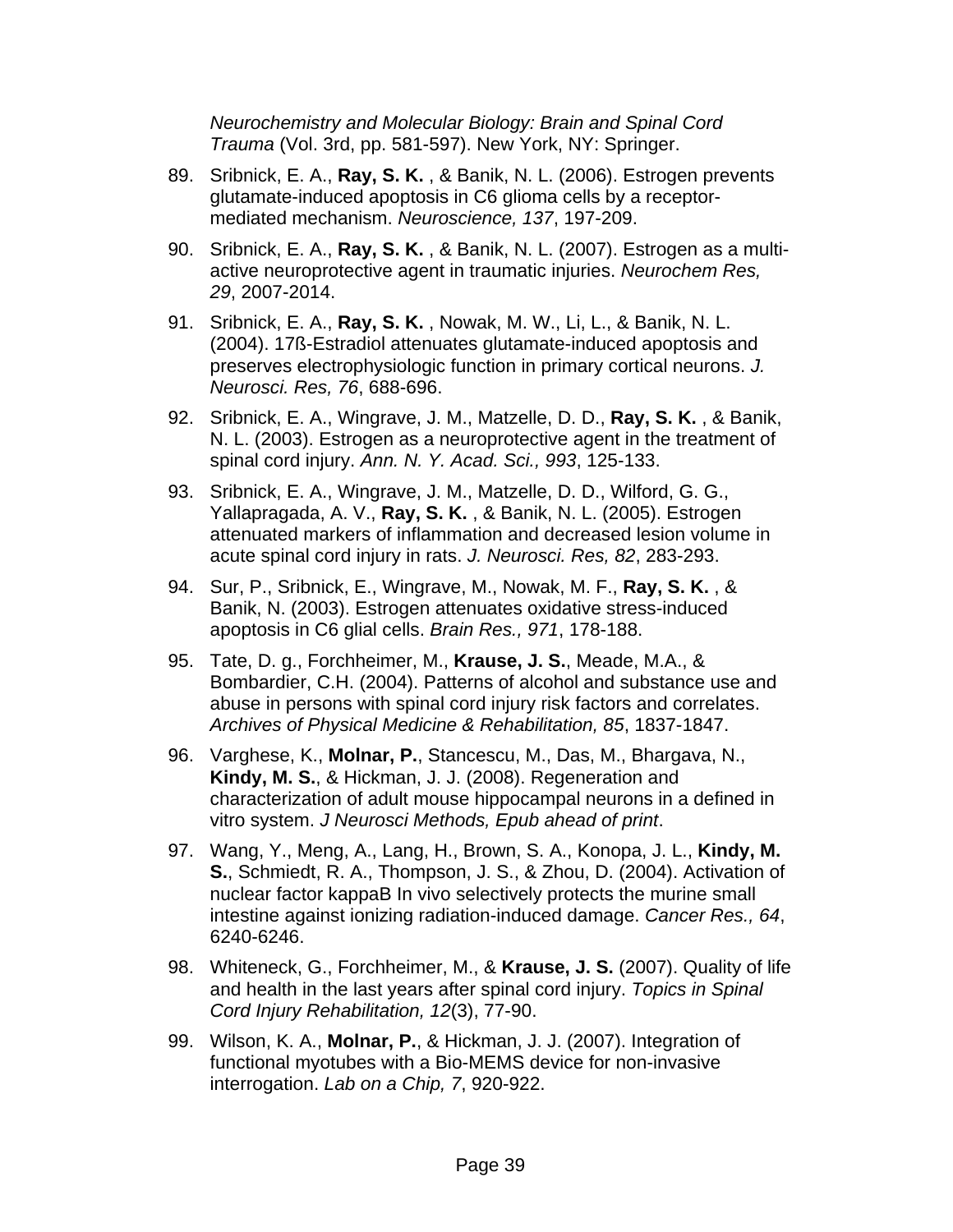*Neurochemistry and Molecular Biology: Brain and Spinal Cord Trauma* (Vol. 3rd, pp. 581-597). New York, NY: Springer.

89. Sribnick, E. A., **Ray, S. K.** , & Banik, N. L. (2006). Estrogen prevents glutamate-induced apoptosis in C6 glioma cells by a receptor-mediated mechanism. *Neuroscience, 137*, 197-209.

90. Sribnick, E. A., **Ray, S. K.** , & Banik, N. L. (2007). Estrogen as a multi-active neuroprotective agent in traumatic injuries. *Neurochem Res, 29*, 2007-2014.

91. Sribnick, E. A., **Ray, S. K.** , Nowak, M. W., Li, L., & Banik, N. L. (2004). 17ß-Estradiol attenuates glutamate-induced apoptosis and preserves electrophysiologic function in primary cortical neurons. *J. Neurosci. Res, 76*, 688-696.

92. Sribnick, E. A., Wingrave, J. M., Matzelle, D. D., **Ray, S. K.** , & Banik, N. L. (2003). Estrogen as a neuroprotective agent in the treatment of spinal cord injury. *Ann. N. Y. Acad. Sci., 993*, 125-133.

93. Sribnick, E. A., Wingrave, J. M., Matzelle, D. D., Wilford, G. G., Yallapragada, A. V., **Ray, S. K.** , & Banik, N. L. (2005). Estrogen attenuated markers of inflammation and decreased lesion volume in acute spinal cord injury in rats. *J. Neurosci. Res, 82*, 283-293.

94. Sur, P., Sribnick, E., Wingrave, M., Nowak, M. F., **Ray, S. K.** , & Banik, N. (2003). Estrogen attenuates oxidative stress-induced apoptosis in C6 glial cells. *Brain Res., 971*, 178-188.

95. Tate, D. g., Forchheimer, M., **Krause, J. S.**, Meade, M.A., & Bombardier, C.H. (2004). Patterns of alcohol and substance use and abuse in persons with spinal cord injury risk factors and correlates. *Archives of Physical Medicine & Rehabilitation, 85*, 1837-1847.

96. Varghese, K., **Molnar, P.**, Stancescu, M., Das, M., Bhargava, N., **Kindy, M. S.**, & Hickman, J. J. (2008). Regeneration and characterization of adult mouse hippocampal neurons in a defined in vitro system. *J Neurosci Methods, Epub ahead of print*.

97. Wang, Y., Meng, A., Lang, H., Brown, S. A., Konopa, J. L., **Kindy, M. S.**, Schmiedt, R. A., Thompson, J. S., & Zhou, D. (2004). Activation of nuclear factor kappaB In vivo selectively protects the murine small intestine against ionizing radiation-induced damage. *Cancer Res., 64*, 6240-6246.

98. Whiteneck, G., Forchheimer, M., & **Krause, J. S.** (2007). Quality of life and health in the last years after spinal cord injury. *Topics in Spinal Cord Injury Rehabilitation, 12*(3), 77-90.

99. Wilson, K. A., **Molnar, P.**, & Hickman, J. J. (2007). Integration of functional myotubes with a Bio-MEMS device for non-invasive interrogation. *Lab on a Chip, 7*, 920-922.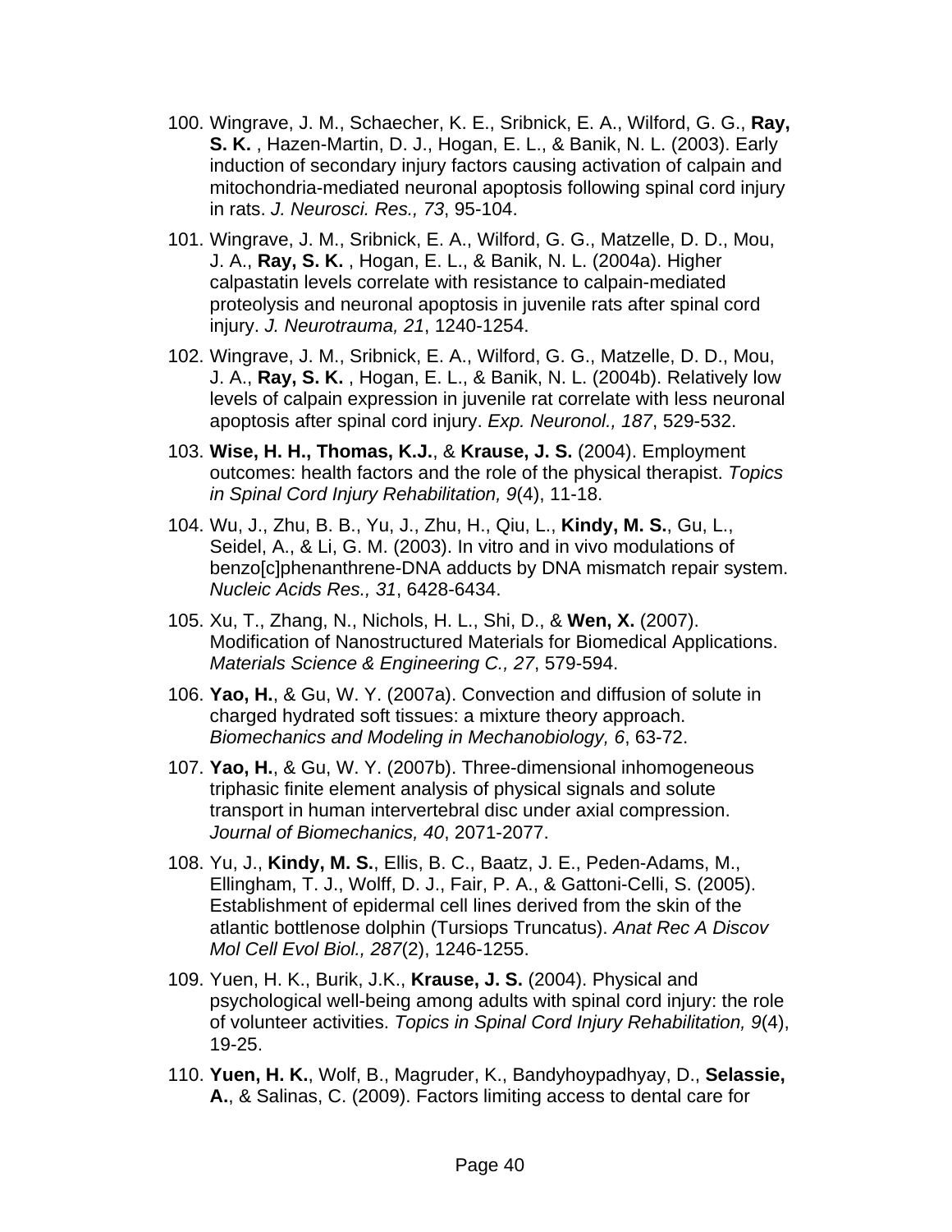100. Wingrave, J. M., Schaecher, K. E., Sribnick, E. A., Wilford, G. G., **Ray, S. K.** , Hazen-Martin, D. J., Hogan, E. L., & Banik, N. L. (2003). Early induction of secondary injury factors causing activation of calpain and mitochondria-mediated neuronal apoptosis following spinal cord injury in rats. *J. Neurosci. Res., 73*, 95-104.

101. Wingrave, J. M., Sribnick, E. A., Wilford, G. G., Matzelle, D. D., Mou, J. A., **Ray, S. K.** , Hogan, E. L., & Banik, N. L. (2004a). Higher calpastatin levels correlate with resistance to calpain-mediated proteolysis and neuronal apoptosis in juvenile rats after spinal cord injury. *J. Neurotrauma, 21*, 1240-1254.

102. Wingrave, J. M., Sribnick, E. A., Wilford, G. G., Matzelle, D. D., Mou, J. A., **Ray, S. K.** , Hogan, E. L., & Banik, N. L. (2004b). Relatively low levels of calpain expression in juvenile rat correlate with less neuronal apoptosis after spinal cord injury. *Exp. Neuronol., 187*, 529-532.

103. **Wise, H. H., Thomas, K.J.**, & **Krause, J. S.** (2004). Employment outcomes: health factors and the role of the physical therapist. *Topics in Spinal Cord Injury Rehabilitation, 9*(4), 11-18.

104. Wu, J., Zhu, B. B., Yu, J., Zhu, H., Qiu, L., **Kindy, M. S.**, Gu, L., Seidel, A., & Li, G. M. (2003). In vitro and in vivo modulations of benzo[c]phenanthrene-DNA adducts by DNA mismatch repair system. *Nucleic Acids Res., 31*, 6428-6434.

105. Xu, T., Zhang, N., Nichols, H. L., Shi, D., & **Wen, X.** (2007). Modification of Nanostructured Materials for Biomedical Applications. *Materials Science & Engineering C., 27*, 579-594.

106. **Yao, H.**, & Gu, W. Y. (2007a). Convection and diffusion of solute in charged hydrated soft tissues: a mixture theory approach. *Biomechanics and Modeling in Mechanobiology, 6*, 63-72.

107. **Yao, H.**, & Gu, W. Y. (2007b). Three-dimensional inhomogeneous triphasic finite element analysis of physical signals and solute transport in human intervertebral disc under axial compression. *Journal of Biomechanics, 40*, 2071-2077.

108. Yu, J., **Kindy, M. S.**, Ellis, B. C., Baatz, J. E., Peden-Adams, M., Ellingham, T. J., Wolff, D. J., Fair, P. A., & Gattoni-Celli, S. (2005). Establishment of epidermal cell lines derived from the skin of the atlantic bottlenose dolphin (Tursiops Truncatus). *Anat Rec A Discov Mol Cell Evol Biol., 287*(2), 1246-1255.

109. Yuen, H. K., Burik, J.K., **Krause, J. S.** (2004). Physical and psychological well-being among adults with spinal cord injury: the role of volunteer activities. *Topics in Spinal Cord Injury Rehabilitation, 9*(4), 19-25.

110. **Yuen, H. K.**, Wolf, B., Magruder, K., Bandyhoypadhyay, D., **Selassie, A.**, & Salinas, C. (2009). Factors limiting access to dental care for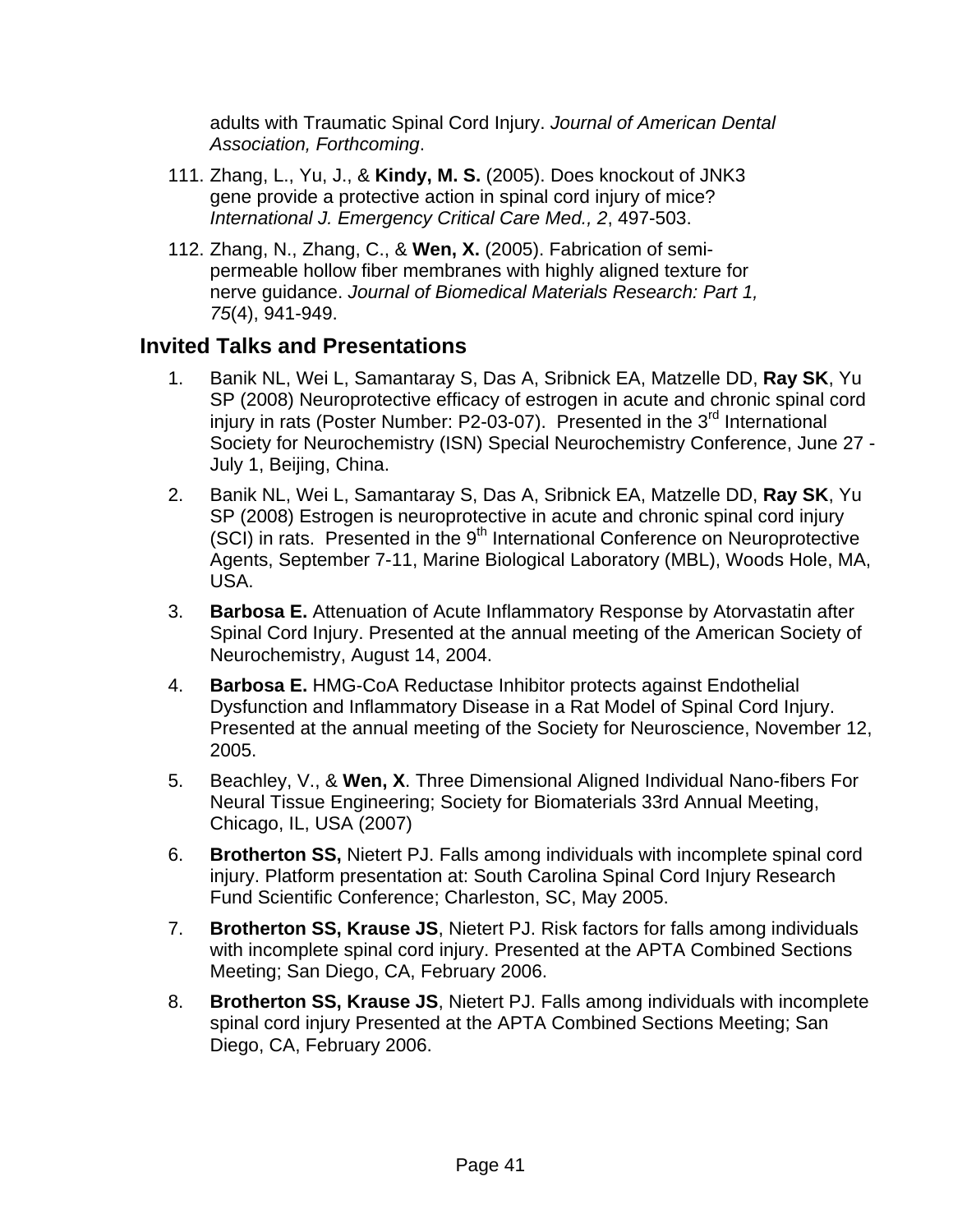adults with Traumatic Spinal Cord Injury. *Journal of American Dental Association, Forthcoming*.

111. Zhang, L., Yu, J., & **Kindy, M. S.** (2005). Does knockout of JNK3 gene provide a protective action in spinal cord injury of mice? *International J. Emergency Critical Care Med., 2*, 497-503.

112. Zhang, N., Zhang, C., & **Wen, X.** (2005). Fabrication of semi-permeable hollow fiber membranes with highly aligned texture for nerve guidance. *Journal of Biomedical Materials Research: Part 1, 75*(4), 941-949.

## Invited Talks and Presentations

1. Banik NL, Wei L, Samantaray S, Das A, Sribnick EA, Matzelle DD, **Ray SK**, Yu SP (2008) Neuroprotective efficacy of estrogen in acute and chronic spinal cord injury in rats (Poster Number: P2-03-07). Presented in the 3rd International Society for Neurochemistry (ISN) Special Neurochemistry Conference, June 27 - July 1, Beijing, China.

2. Banik NL, Wei L, Samantaray S, Das A, Sribnick EA, Matzelle DD, **Ray SK**, Yu SP (2008) Estrogen is neuroprotective in acute and chronic spinal cord injury (SCI) in rats. Presented in the 9th International Conference on Neuroprotective Agents, September 7-11, Marine Biological Laboratory (MBL), Woods Hole, MA, USA.

3. **Barbosa E.** Attenuation of Acute Inflammatory Response by Atorvastatin after Spinal Cord Injury. Presented at the annual meeting of the American Society of Neurochemistry, August 14, 2004.

4. **Barbosa E.** HMG-CoA Reductase Inhibitor protects against Endothelial Dysfunction and Inflammatory Disease in a Rat Model of Spinal Cord Injury. Presented at the annual meeting of the Society for Neuroscience, November 12, 2005.

5. Beachley, V., & **Wen, X**. Three Dimensional Aligned Individual Nano-fibers For Neural Tissue Engineering; Society for Biomaterials 33rd Annual Meeting, Chicago, IL, USA (2007)

6. **Brotherton SS,** Nietert PJ. Falls among individuals with incomplete spinal cord injury. Platform presentation at: South Carolina Spinal Cord Injury Research Fund Scientific Conference; Charleston, SC, May 2005.

7. **Brotherton SS, Krause JS**, Nietert PJ. Risk factors for falls among individuals with incomplete spinal cord injury. Presented at the APTA Combined Sections Meeting; San Diego, CA, February 2006.

8. **Brotherton SS, Krause JS**, Nietert PJ. Falls among individuals with incomplete spinal cord injury Presented at the APTA Combined Sections Meeting; San Diego, CA, February 2006.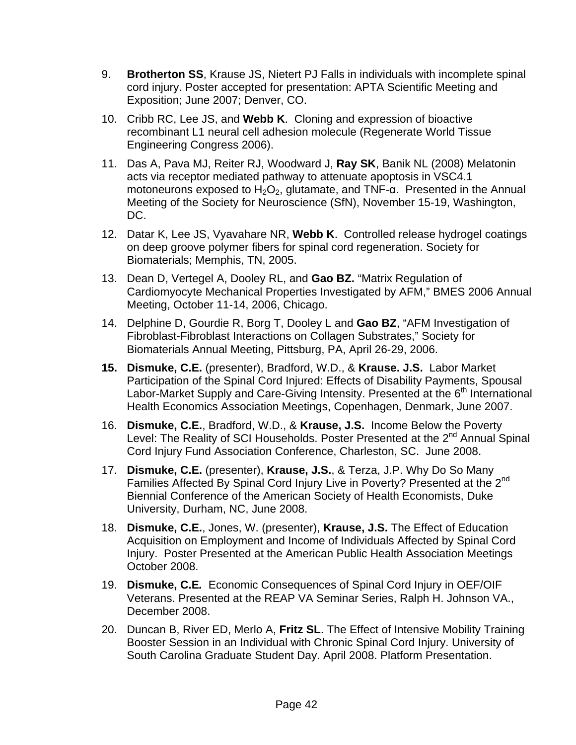9. **Brotherton SS**, Krause JS, Nietert PJ Falls in individuals with incomplete spinal cord injury. Poster accepted for presentation: APTA Scientific Meeting and Exposition; June 2007; Denver, CO.

10. Cribb RC, Lee JS, and **Webb K**. Cloning and expression of bioactive recombinant L1 neural cell adhesion molecule (Regenerate World Tissue Engineering Congress 2006).

11. Das A, Pava MJ, Reiter RJ, Woodward J, **Ray SK**, Banik NL (2008) Melatonin acts via receptor mediated pathway to attenuate apoptosis in VSC4.1 motoneurons exposed to $H_2O_2$, glutamate, and TNF-α. Presented in the Annual Meeting of the Society for Neuroscience (SfN), November 15-19, Washington, DC.

12. Datar K, Lee JS, Vyavahare NR, **Webb K**. Controlled release hydrogel coatings on deep groove polymer fibers for spinal cord regeneration. Society for Biomaterials; Memphis, TN, 2005.

13. Dean D, Vertegel A, Dooley RL, and **Gao BZ.** "Matrix Regulation of Cardiomyocyte Mechanical Properties Investigated by AFM," BMES 2006 Annual Meeting, October 11-14, 2006, Chicago.

14. Delphine D, Gourdie R, Borg T, Dooley L and **Gao BZ**, "AFM Investigation of Fibroblast-Fibroblast Interactions on Collagen Substrates," Society for Biomaterials Annual Meeting, Pittsburg, PA, April 26-29, 2006.

15. **Dismuke, C.E.** (presenter), Bradford, W.D., & **Krause. J.S.** Labor Market Participation of the Spinal Cord Injured: Effects of Disability Payments, Spousal Labor-Market Supply and Care-Giving Intensity. Presented at the 6th International Health Economics Association Meetings, Copenhagen, Denmark, June 2007.

16. **Dismuke, C.E.**, Bradford, W.D., & **Krause, J.S.** Income Below the Poverty Level: The Reality of SCI Households. Poster Presented at the 2nd Annual Spinal Cord Injury Fund Association Conference, Charleston, SC. June 2008.

17. **Dismuke, C.E.** (presenter), **Krause, J.S.**, & Terza, J.P. Why Do So Many Families Affected By Spinal Cord Injury Live in Poverty? Presented at the 2nd Biennial Conference of the American Society of Health Economists, Duke University, Durham, NC, June 2008.

18. **Dismuke, C.E.**, Jones, W. (presenter), **Krause, J.S.** The Effect of Education Acquisition on Employment and Income of Individuals Affected by Spinal Cord Injury. Poster Presented at the American Public Health Association Meetings October 2008.

19. **Dismuke, C.E.** Economic Consequences of Spinal Cord Injury in OEF/OIF Veterans. Presented at the REAP VA Seminar Series, Ralph H. Johnson VA., December 2008.

20. Duncan B, River ED, Merlo A, **Fritz SL**. The Effect of Intensive Mobility Training Booster Session in an Individual with Chronic Spinal Cord Injury. University of South Carolina Graduate Student Day. April 2008. Platform Presentation.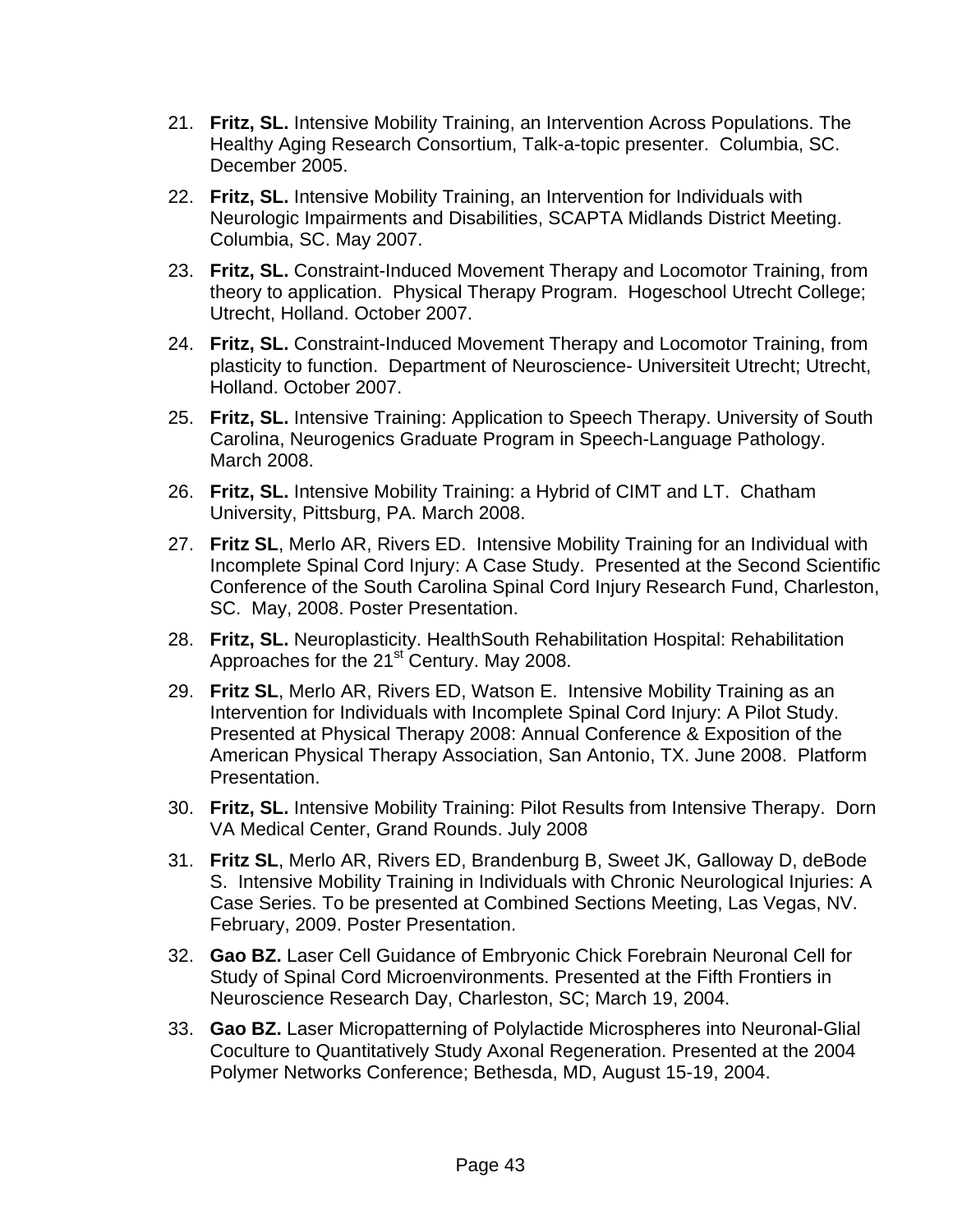21. **Fritz, SL.** Intensive Mobility Training, an Intervention Across Populations. The Healthy Aging Research Consortium, Talk-a-topic presenter. Columbia, SC. December 2005.

22. **Fritz, SL.** Intensive Mobility Training, an Intervention for Individuals with Neurologic Impairments and Disabilities, SCAPTA Midlands District Meeting. Columbia, SC. May 2007.

23. **Fritz, SL.** Constraint-Induced Movement Therapy and Locomotor Training, from theory to application. Physical Therapy Program. Hogeschool Utrecht College; Utrecht, Holland. October 2007.

24. **Fritz, SL.** Constraint-Induced Movement Therapy and Locomotor Training, from plasticity to function. Department of Neuroscience- Universiteit Utrecht; Utrecht, Holland. October 2007.

25. **Fritz, SL.** Intensive Training: Application to Speech Therapy. University of South Carolina, Neurogenics Graduate Program in Speech-Language Pathology. March 2008.

26. **Fritz, SL.** Intensive Mobility Training: a Hybrid of CIMT and LT. Chatham University, Pittsburg, PA. March 2008.

27. **Fritz SL**, Merlo AR, Rivers ED. Intensive Mobility Training for an Individual with Incomplete Spinal Cord Injury: A Case Study. Presented at the Second Scientific Conference of the South Carolina Spinal Cord Injury Research Fund, Charleston, SC. May, 2008. Poster Presentation.

28. **Fritz, SL.** Neuroplasticity. HealthSouth Rehabilitation Hospital: Rehabilitation Approaches for the 21st Century. May 2008.

29. **Fritz SL**, Merlo AR, Rivers ED, Watson E. Intensive Mobility Training as an Intervention for Individuals with Incomplete Spinal Cord Injury: A Pilot Study. Presented at Physical Therapy 2008: Annual Conference & Exposition of the American Physical Therapy Association, San Antonio, TX. June 2008. Platform Presentation.

30. **Fritz, SL.** Intensive Mobility Training: Pilot Results from Intensive Therapy. Dorn VA Medical Center, Grand Rounds. July 2008

31. **Fritz SL**, Merlo AR, Rivers ED, Brandenburg B, Sweet JK, Galloway D, deBode S. Intensive Mobility Training in Individuals with Chronic Neurological Injuries: A Case Series. To be presented at Combined Sections Meeting, Las Vegas, NV. February, 2009. Poster Presentation.

32. **Gao BZ.** Laser Cell Guidance of Embryonic Chick Forebrain Neuronal Cell for Study of Spinal Cord Microenvironments. Presented at the Fifth Frontiers in Neuroscience Research Day, Charleston, SC; March 19, 2004.

33. **Gao BZ.** Laser Micropatterning of Polylactide Microspheres into Neuronal-Glial Coculture to Quantitatively Study Axonal Regeneration. Presented at the 2004 Polymer Networks Conference; Bethesda, MD, August 15-19, 2004.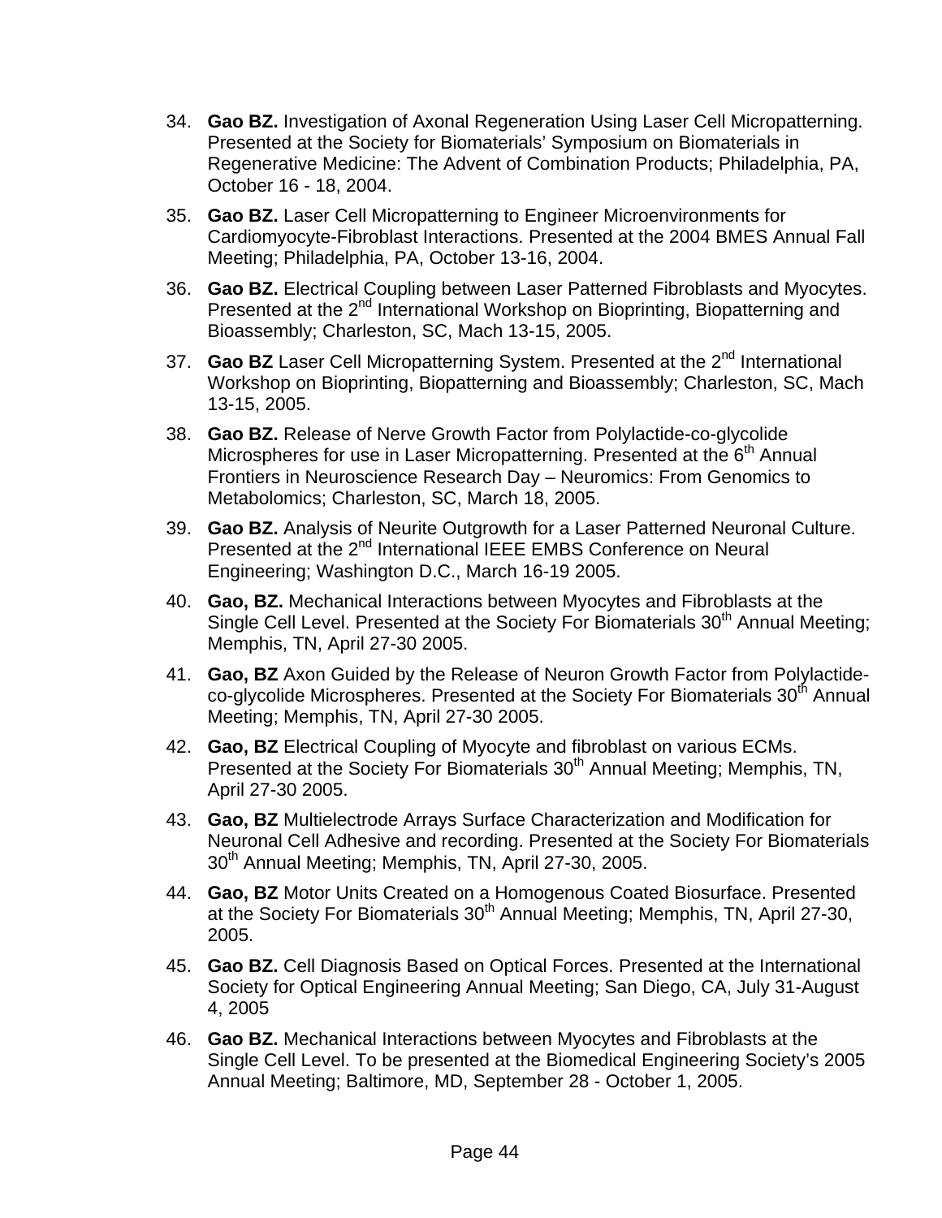34. **Gao BZ.** Investigation of Axonal Regeneration Using Laser Cell Micropatterning. Presented at the Society for Biomaterials' Symposium on Biomaterials in Regenerative Medicine: The Advent of Combination Products; Philadelphia, PA, October 16 - 18, 2004.

35. **Gao BZ.** Laser Cell Micropatterning to Engineer Microenvironments for Cardiomyocyte-Fibroblast Interactions. Presented at the 2004 BMES Annual Fall Meeting; Philadelphia, PA, October 13-16, 2004.

36. **Gao BZ.** Electrical Coupling between Laser Patterned Fibroblasts and Myocytes. Presented at the 2nd International Workshop on Bioprinting, Biopatterning and Bioassembly; Charleston, SC, Mach 13-15, 2005.

37. **Gao BZ** Laser Cell Micropatterning System. Presented at the 2nd International Workshop on Bioprinting, Biopatterning and Bioassembly; Charleston, SC, Mach 13-15, 2005.

38. **Gao BZ.** Release of Nerve Growth Factor from Polylactide-co-glycolide Microspheres for use in Laser Micropatterning. Presented at the 6th Annual Frontiers in Neuroscience Research Day – Neuromics: From Genomics to Metabolomics; Charleston, SC, March 18, 2005.

39. **Gao BZ.** Analysis of Neurite Outgrowth for a Laser Patterned Neuronal Culture. Presented at the 2nd International IEEE EMBS Conference on Neural Engineering; Washington D.C., March 16-19 2005.

40. **Gao, BZ.** Mechanical Interactions between Myocytes and Fibroblasts at the Single Cell Level. Presented at the Society For Biomaterials 30th Annual Meeting; Memphis, TN, April 27-30 2005.

41. **Gao, BZ** Axon Guided by the Release of Neuron Growth Factor from Polylactide-co-glycolide Microspheres. Presented at the Society For Biomaterials 30th Annual Meeting; Memphis, TN, April 27-30 2005.

42. **Gao, BZ** Electrical Coupling of Myocyte and fibroblast on various ECMs. Presented at the Society For Biomaterials 30th Annual Meeting; Memphis, TN, April 27-30 2005.

43. **Gao, BZ** Multielectrode Arrays Surface Characterization and Modification for Neuronal Cell Adhesive and recording. Presented at the Society For Biomaterials 30th Annual Meeting; Memphis, TN, April 27-30, 2005.

44. **Gao, BZ** Motor Units Created on a Homogenous Coated Biosurface. Presented at the Society For Biomaterials 30th Annual Meeting; Memphis, TN, April 27-30, 2005.

45. **Gao BZ.** Cell Diagnosis Based on Optical Forces. Presented at the International Society for Optical Engineering Annual Meeting; San Diego, CA, July 31-August 4, 2005

46. **Gao BZ.** Mechanical Interactions between Myocytes and Fibroblasts at the Single Cell Level. To be presented at the Biomedical Engineering Society's 2005 Annual Meeting; Baltimore, MD, September 28 - October 1, 2005.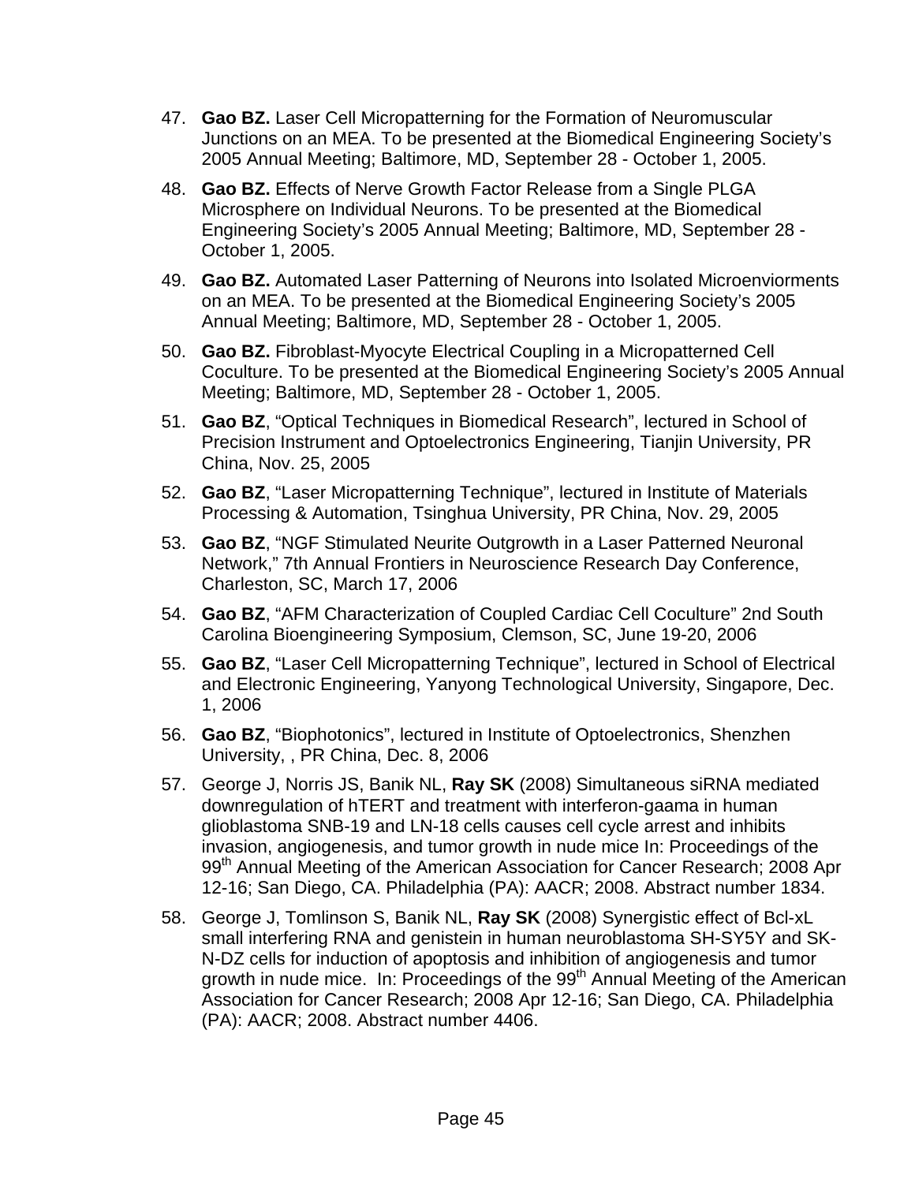47. **Gao BZ.** Laser Cell Micropatterning for the Formation of Neuromuscular Junctions on an MEA. To be presented at the Biomedical Engineering Society's 2005 Annual Meeting; Baltimore, MD, September 28 - October 1, 2005.

48. **Gao BZ.** Effects of Nerve Growth Factor Release from a Single PLGA Microsphere on Individual Neurons. To be presented at the Biomedical Engineering Society's 2005 Annual Meeting; Baltimore, MD, September 28 - October 1, 2005.

49. **Gao BZ.** Automated Laser Patterning of Neurons into Isolated Microenviorments on an MEA. To be presented at the Biomedical Engineering Society's 2005 Annual Meeting; Baltimore, MD, September 28 - October 1, 2005.

50. **Gao BZ.** Fibroblast-Myocyte Electrical Coupling in a Micropatterned Cell Coculture. To be presented at the Biomedical Engineering Society's 2005 Annual Meeting; Baltimore, MD, September 28 - October 1, 2005.

51. **Gao BZ**, "Optical Techniques in Biomedical Research", lectured in School of Precision Instrument and Optoelectronics Engineering, Tianjin University, PR China, Nov. 25, 2005

52. **Gao BZ**, "Laser Micropatterning Technique", lectured in Institute of Materials Processing & Automation, Tsinghua University, PR China, Nov. 29, 2005

53. **Gao BZ**, "NGF Stimulated Neurite Outgrowth in a Laser Patterned Neuronal Network," 7th Annual Frontiers in Neuroscience Research Day Conference, Charleston, SC, March 17, 2006

54. **Gao BZ**, "AFM Characterization of Coupled Cardiac Cell Coculture" 2nd South Carolina Bioengineering Symposium, Clemson, SC, June 19-20, 2006

55. **Gao BZ**, "Laser Cell Micropatterning Technique", lectured in School of Electrical and Electronic Engineering, Yanyong Technological University, Singapore, Dec. 1, 2006

56. **Gao BZ**, "Biophotonics", lectured in Institute of Optoelectronics, Shenzhen University, , PR China, Dec. 8, 2006

57. George J, Norris JS, Banik NL, **Ray SK** (2008) Simultaneous siRNA mediated downregulation of hTERT and treatment with interferon-gaama in human glioblastoma SNB-19 and LN-18 cells causes cell cycle arrest and inhibits invasion, angiogenesis, and tumor growth in nude mice In: Proceedings of the 99th Annual Meeting of the American Association for Cancer Research; 2008 Apr 12-16; San Diego, CA. Philadelphia (PA): AACR; 2008. Abstract number 1834.

58. George J, Tomlinson S, Banik NL, **Ray SK** (2008) Synergistic effect of Bcl-xL small interfering RNA and genistein in human neuroblastoma SH-SY5Y and SK-N-DZ cells for induction of apoptosis and inhibition of angiogenesis and tumor growth in nude mice. In: Proceedings of the 99th Annual Meeting of the American Association for Cancer Research; 2008 Apr 12-16; San Diego, CA. Philadelphia (PA): AACR; 2008. Abstract number 4406.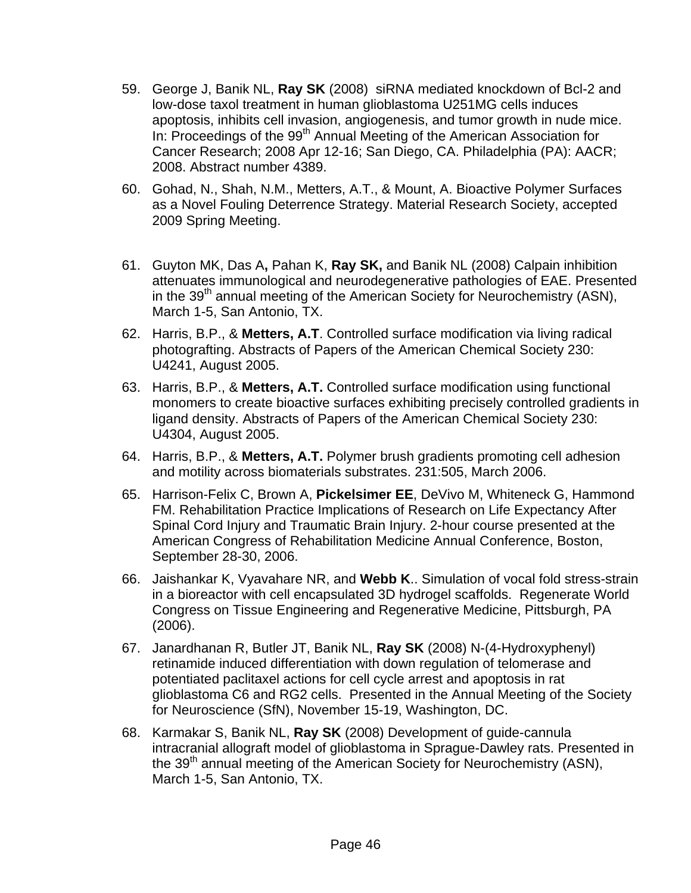59. George J, Banik NL, **Ray SK** (2008) siRNA mediated knockdown of Bcl-2 and low-dose taxol treatment in human glioblastoma U251MG cells induces apoptosis, inhibits cell invasion, angiogenesis, and tumor growth in nude mice. In: Proceedings of the 99th Annual Meeting of the American Association for Cancer Research; 2008 Apr 12-16; San Diego, CA. Philadelphia (PA): AACR; 2008. Abstract number 4389.

60. Gohad, N., Shah, N.M., Metters, A.T., & Mount, A. Bioactive Polymer Surfaces as a Novel Fouling Deterrence Strategy. Material Research Society, accepted 2009 Spring Meeting.

61. Guyton MK, Das A**,** Pahan K, **Ray SK,** and Banik NL (2008) Calpain inhibition attenuates immunological and neurodegenerative pathologies of EAE. Presented in the 39th annual meeting of the American Society for Neurochemistry (ASN), March 1-5, San Antonio, TX.

62. Harris, B.P., & **Metters, A.T**. Controlled surface modification via living radical photografting. Abstracts of Papers of the American Chemical Society 230: U4241, August 2005.

63. Harris, B.P., & **Metters, A.T.** Controlled surface modification using functional monomers to create bioactive surfaces exhibiting precisely controlled gradients in ligand density. Abstracts of Papers of the American Chemical Society 230: U4304, August 2005.

64. Harris, B.P., & **Metters, A.T.** Polymer brush gradients promoting cell adhesion and motility across biomaterials substrates. 231:505, March 2006.

65. Harrison-Felix C, Brown A, **Pickelsimer EE**, DeVivo M, Whiteneck G, Hammond FM. Rehabilitation Practice Implications of Research on Life Expectancy After Spinal Cord Injury and Traumatic Brain Injury. 2-hour course presented at the American Congress of Rehabilitation Medicine Annual Conference, Boston, September 28-30, 2006.

66. Jaishankar K, Vyavahare NR, and **Webb K**.. Simulation of vocal fold stress-strain in a bioreactor with cell encapsulated 3D hydrogel scaffolds. Regenerate World Congress on Tissue Engineering and Regenerative Medicine, Pittsburgh, PA (2006).

67. Janardhanan R, Butler JT, Banik NL, **Ray SK** (2008) N-(4-Hydroxyphenyl) retinamide induced differentiation with down regulation of telomerase and potentiated paclitaxel actions for cell cycle arrest and apoptosis in rat glioblastoma C6 and RG2 cells. Presented in the Annual Meeting of the Society for Neuroscience (SfN), November 15-19, Washington, DC.

68. Karmakar S, Banik NL, **Ray SK** (2008) Development of guide-cannula intracranial allograft model of glioblastoma in Sprague-Dawley rats. Presented in the 39th annual meeting of the American Society for Neurochemistry (ASN), March 1-5, San Antonio, TX.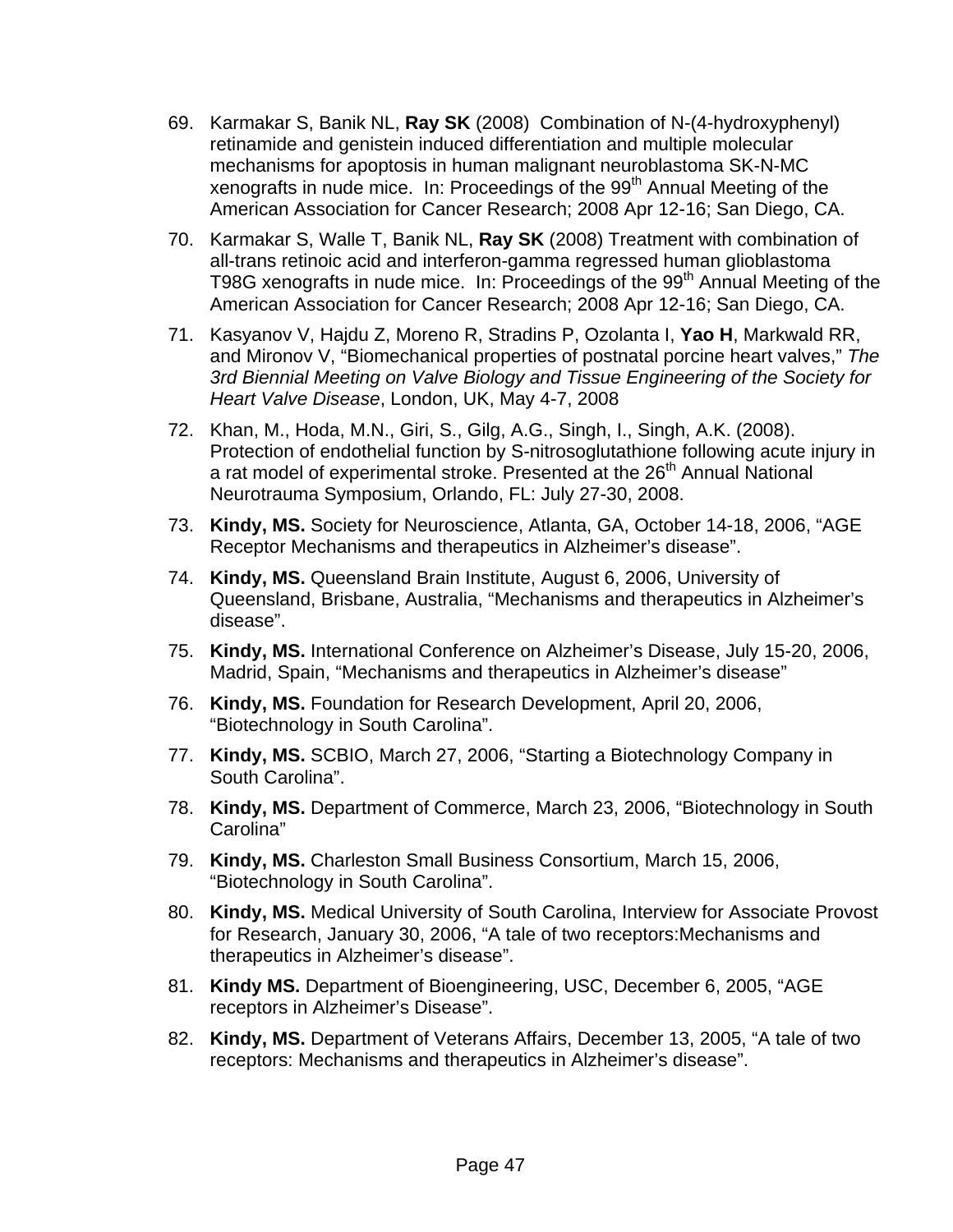69. Karmakar S, Banik NL, **Ray SK** (2008) Combination of N-(4-hydroxyphenyl) retinamide and genistein induced differentiation and multiple molecular mechanisms for apoptosis in human malignant neuroblastoma SK-N-MC xenografts in nude mice. In: Proceedings of the 99th Annual Meeting of the American Association for Cancer Research; 2008 Apr 12-16; San Diego, CA.

70. Karmakar S, Walle T, Banik NL, **Ray SK** (2008) Treatment with combination of all-trans retinoic acid and interferon-gamma regressed human glioblastoma T98G xenografts in nude mice. In: Proceedings of the 99th Annual Meeting of the American Association for Cancer Research; 2008 Apr 12-16; San Diego, CA.

71. Kasyanov V, Hajdu Z, Moreno R, Stradins P, Ozolanta I, **Yao H**, Markwald RR, and Mironov V, "Biomechanical properties of postnatal porcine heart valves," *The 3rd Biennial Meeting on Valve Biology and Tissue Engineering of the Society for Heart Valve Disease*, London, UK, May 4-7, 2008

72. Khan, M., Hoda, M.N., Giri, S., Gilg, A.G., Singh, I., Singh, A.K. (2008). Protection of endothelial function by S-nitrosoglutathione following acute injury in a rat model of experimental stroke. Presented at the 26th Annual National Neurotrauma Symposium, Orlando, FL: July 27-30, 2008.

73. **Kindy, MS.** Society for Neuroscience, Atlanta, GA, October 14-18, 2006, "AGE Receptor Mechanisms and therapeutics in Alzheimer's disease".

74. **Kindy, MS.** Queensland Brain Institute, August 6, 2006, University of Queensland, Brisbane, Australia, "Mechanisms and therapeutics in Alzheimer's disease".

75. **Kindy, MS.** International Conference on Alzheimer's Disease, July 15-20, 2006, Madrid, Spain, "Mechanisms and therapeutics in Alzheimer's disease"

76. **Kindy, MS.** Foundation for Research Development, April 20, 2006, "Biotechnology in South Carolina".

77. **Kindy, MS.** SCBIO, March 27, 2006, "Starting a Biotechnology Company in South Carolina".

78. **Kindy, MS.** Department of Commerce, March 23, 2006, "Biotechnology in South Carolina"

79. **Kindy, MS.** Charleston Small Business Consortium, March 15, 2006, "Biotechnology in South Carolina".

80. **Kindy, MS.** Medical University of South Carolina, Interview for Associate Provost for Research, January 30, 2006, "A tale of two receptors:Mechanisms and therapeutics in Alzheimer's disease".

81. **Kindy MS.** Department of Bioengineering, USC, December 6, 2005, "AGE receptors in Alzheimer's Disease".

82. **Kindy, MS.** Department of Veterans Affairs, December 13, 2005, "A tale of two receptors: Mechanisms and therapeutics in Alzheimer's disease".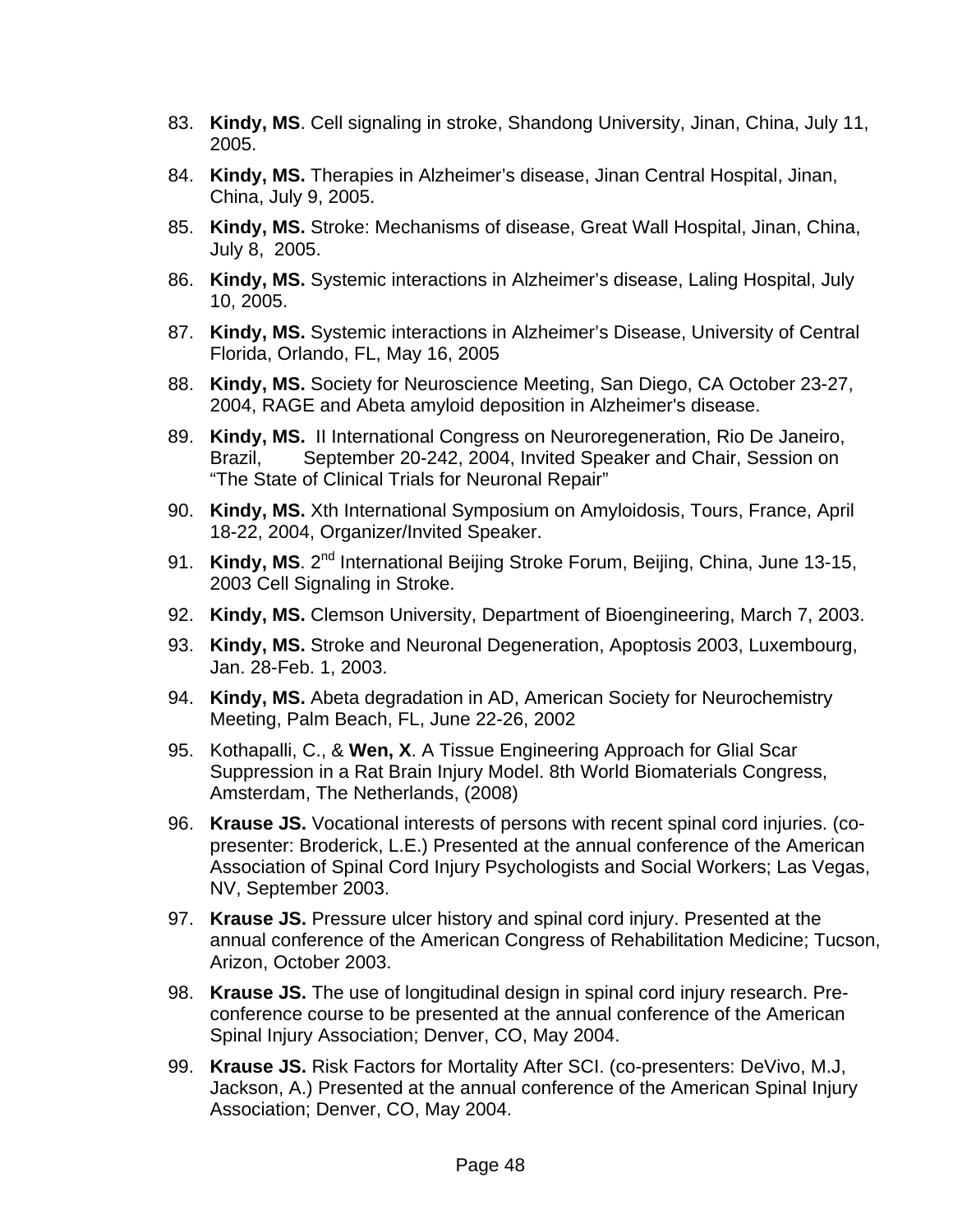83. **Kindy, MS**. Cell signaling in stroke, Shandong University, Jinan, China, July 11, 2005.
84. **Kindy, MS.** Therapies in Alzheimer's disease, Jinan Central Hospital, Jinan, China, July 9, 2005.
85. **Kindy, MS.** Stroke: Mechanisms of disease, Great Wall Hospital, Jinan, China, July 8, 2005.
86. **Kindy, MS.** Systemic interactions in Alzheimer's disease, Laling Hospital, July 10, 2005.
87. **Kindy, MS.** Systemic interactions in Alzheimer's Disease, University of Central Florida, Orlando, FL, May 16, 2005
88. **Kindy, MS.** Society for Neuroscience Meeting, San Diego, CA October 23-27, 2004, RAGE and Abeta amyloid deposition in Alzheimer's disease.
89. **Kindy, MS.** II International Congress on Neuroregeneration, Rio De Janeiro, Brazil, September 20-242, 2004, Invited Speaker and Chair, Session on "The State of Clinical Trials for Neuronal Repair"
90. **Kindy, MS.** Xth International Symposium on Amyloidosis, Tours, France, April 18-22, 2004, Organizer/Invited Speaker.
91. **Kindy, MS**. 2nd International Beijing Stroke Forum, Beijing, China, June 13-15, 2003 Cell Signaling in Stroke.
92. **Kindy, MS.** Clemson University, Department of Bioengineering, March 7, 2003.
93. **Kindy, MS.** Stroke and Neuronal Degeneration, Apoptosis 2003, Luxembourg, Jan. 28-Feb. 1, 2003.
94. **Kindy, MS.** Abeta degradation in AD, American Society for Neurochemistry Meeting, Palm Beach, FL, June 22-26, 2002
95. Kothapalli, C., & **Wen, X**. A Tissue Engineering Approach for Glial Scar Suppression in a Rat Brain Injury Model. 8th World Biomaterials Congress, Amsterdam, The Netherlands, (2008)
96. **Krause JS.** Vocational interests of persons with recent spinal cord injuries. (co-presenter: Broderick, L.E.) Presented at the annual conference of the American Association of Spinal Cord Injury Psychologists and Social Workers; Las Vegas, NV, September 2003.
97. **Krause JS.** Pressure ulcer history and spinal cord injury. Presented at the annual conference of the American Congress of Rehabilitation Medicine; Tucson, Arizon, October 2003.
98. **Krause JS.** The use of longitudinal design in spinal cord injury research. Pre-conference course to be presented at the annual conference of the American Spinal Injury Association; Denver, CO, May 2004.
99. **Krause JS.** Risk Factors for Mortality After SCI. (co-presenters: DeVivo, M.J, Jackson, A.) Presented at the annual conference of the American Spinal Injury Association; Denver, CO, May 2004.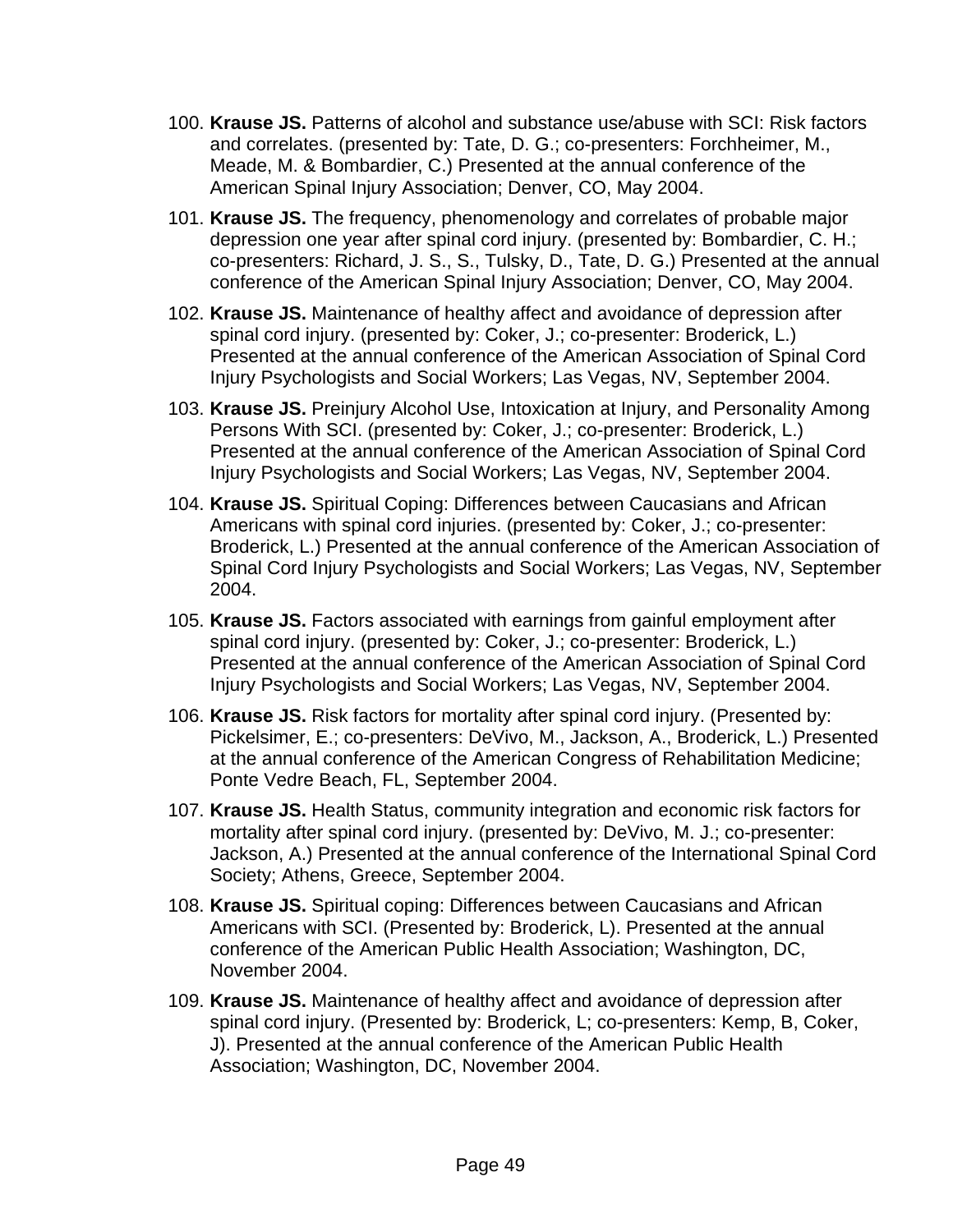100. **Krause JS.** Patterns of alcohol and substance use/abuse with SCI: Risk factors and correlates. (presented by: Tate, D. G.; co-presenters: Forchheimer, M., Meade, M. & Bombardier, C.) Presented at the annual conference of the American Spinal Injury Association; Denver, CO, May 2004.

101. **Krause JS.** The frequency, phenomenology and correlates of probable major depression one year after spinal cord injury. (presented by: Bombardier, C. H.; co-presenters: Richard, J. S., S., Tulsky, D., Tate, D. G.) Presented at the annual conference of the American Spinal Injury Association; Denver, CO, May 2004.

102. **Krause JS.** Maintenance of healthy affect and avoidance of depression after spinal cord injury. (presented by: Coker, J.; co-presenter: Broderick, L.) Presented at the annual conference of the American Association of Spinal Cord Injury Psychologists and Social Workers; Las Vegas, NV, September 2004.

103. **Krause JS.** Preinjury Alcohol Use, Intoxication at Injury, and Personality Among Persons With SCI. (presented by: Coker, J.; co-presenter: Broderick, L.) Presented at the annual conference of the American Association of Spinal Cord Injury Psychologists and Social Workers; Las Vegas, NV, September 2004.

104. **Krause JS.** Spiritual Coping: Differences between Caucasians and African Americans with spinal cord injuries. (presented by: Coker, J.; co-presenter: Broderick, L.) Presented at the annual conference of the American Association of Spinal Cord Injury Psychologists and Social Workers; Las Vegas, NV, September 2004.

105. **Krause JS.** Factors associated with earnings from gainful employment after spinal cord injury. (presented by: Coker, J.; co-presenter: Broderick, L.) Presented at the annual conference of the American Association of Spinal Cord Injury Psychologists and Social Workers; Las Vegas, NV, September 2004.

106. **Krause JS.** Risk factors for mortality after spinal cord injury. (Presented by: Pickelsimer, E.; co-presenters: DeVivo, M., Jackson, A., Broderick, L.) Presented at the annual conference of the American Congress of Rehabilitation Medicine; Ponte Vedre Beach, FL, September 2004.

107. **Krause JS.** Health Status, community integration and economic risk factors for mortality after spinal cord injury. (presented by: DeVivo, M. J.; co-presenter: Jackson, A.) Presented at the annual conference of the International Spinal Cord Society; Athens, Greece, September 2004.

108. **Krause JS.** Spiritual coping: Differences between Caucasians and African Americans with SCI. (Presented by: Broderick, L). Presented at the annual conference of the American Public Health Association; Washington, DC, November 2004.

109. **Krause JS.** Maintenance of healthy affect and avoidance of depression after spinal cord injury. (Presented by: Broderick, L; co-presenters: Kemp, B, Coker, J). Presented at the annual conference of the American Public Health Association; Washington, DC, November 2004.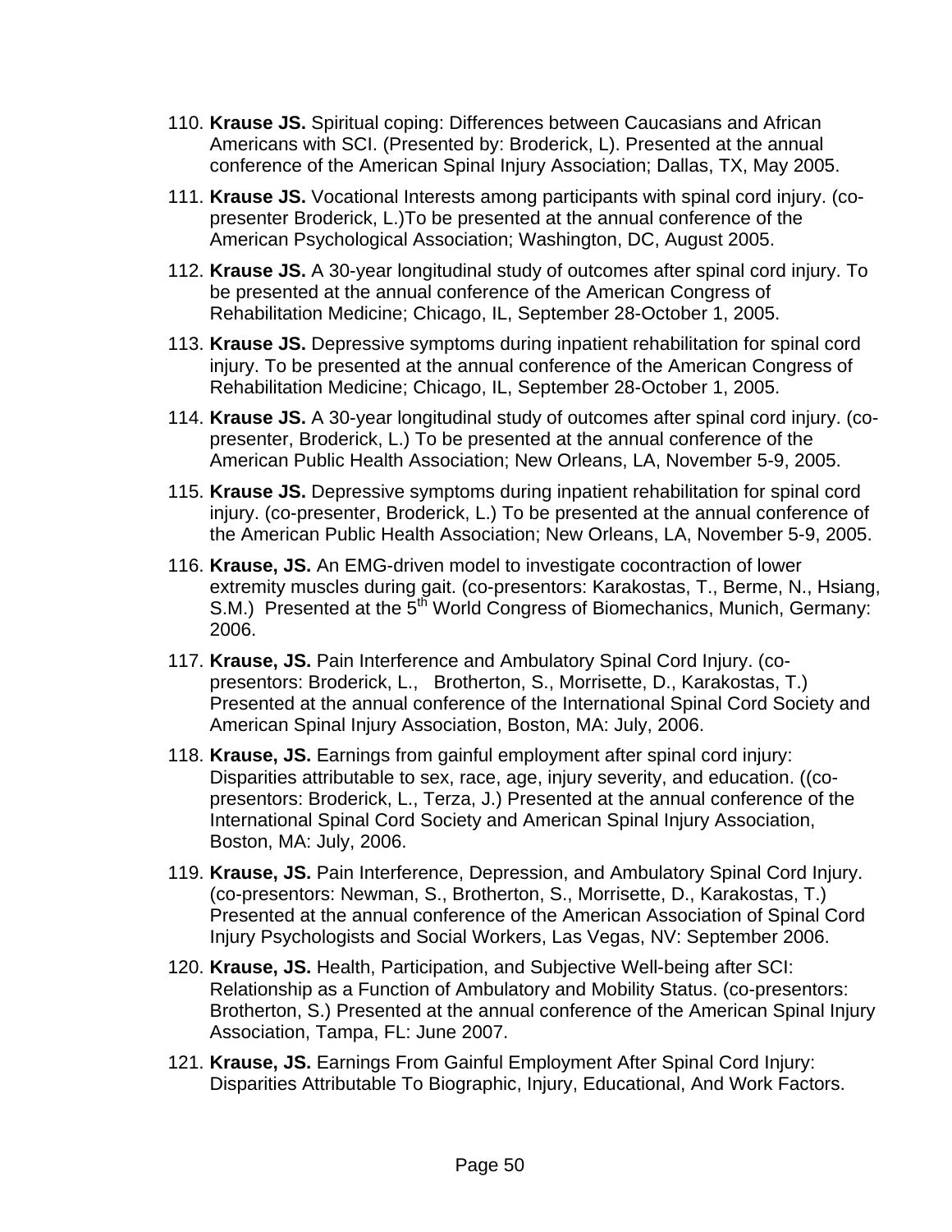110. **Krause JS.** Spiritual coping: Differences between Caucasians and African Americans with SCI. (Presented by: Broderick, L). Presented at the annual conference of the American Spinal Injury Association; Dallas, TX, May 2005.

111. **Krause JS.** Vocational Interests among participants with spinal cord injury. (co-presenter Broderick, L.)To be presented at the annual conference of the American Psychological Association; Washington, DC, August 2005.

112. **Krause JS.** A 30-year longitudinal study of outcomes after spinal cord injury. To be presented at the annual conference of the American Congress of Rehabilitation Medicine; Chicago, IL, September 28-October 1, 2005.

113. **Krause JS.** Depressive symptoms during inpatient rehabilitation for spinal cord injury. To be presented at the annual conference of the American Congress of Rehabilitation Medicine; Chicago, IL, September 28-October 1, 2005.

114. **Krause JS.** A 30-year longitudinal study of outcomes after spinal cord injury. (co-presenter, Broderick, L.) To be presented at the annual conference of the American Public Health Association; New Orleans, LA, November 5-9, 2005.

115. **Krause JS.** Depressive symptoms during inpatient rehabilitation for spinal cord injury. (co-presenter, Broderick, L.) To be presented at the annual conference of the American Public Health Association; New Orleans, LA, November 5-9, 2005.

116. **Krause, JS.** An EMG-driven model to investigate cocontraction of lower extremity muscles during gait. (co-presentors: Karakostas, T., Berme, N., Hsiang, S.M.) Presented at the 5th World Congress of Biomechanics, Munich, Germany: 2006.

117. **Krause, JS.** Pain Interference and Ambulatory Spinal Cord Injury. (co-presentors: Broderick, L., Brotherton, S., Morrisette, D., Karakostas, T.) Presented at the annual conference of the International Spinal Cord Society and American Spinal Injury Association, Boston, MA: July, 2006.

118. **Krause, JS.** Earnings from gainful employment after spinal cord injury: Disparities attributable to sex, race, age, injury severity, and education. ((co-presentors: Broderick, L., Terza, J.) Presented at the annual conference of the International Spinal Cord Society and American Spinal Injury Association, Boston, MA: July, 2006.

119. **Krause, JS.** Pain Interference, Depression, and Ambulatory Spinal Cord Injury. (co-presentors: Newman, S., Brotherton, S., Morrisette, D., Karakostas, T.) Presented at the annual conference of the American Association of Spinal Cord Injury Psychologists and Social Workers, Las Vegas, NV: September 2006.

120. **Krause, JS.** Health, Participation, and Subjective Well-being after SCI: Relationship as a Function of Ambulatory and Mobility Status. (co-presentors: Brotherton, S.) Presented at the annual conference of the American Spinal Injury Association, Tampa, FL: June 2007.

121. **Krause, JS.** Earnings From Gainful Employment After Spinal Cord Injury: Disparities Attributable To Biographic, Injury, Educational, And Work Factors.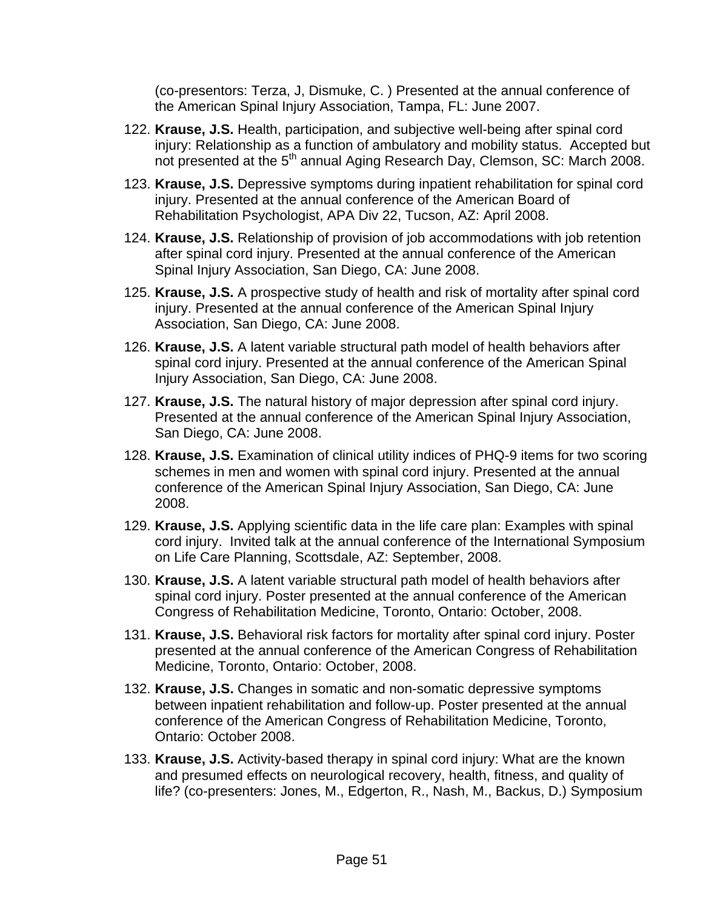(co-presentors: Terza, J, Dismuke, C. ) Presented at the annual conference of the American Spinal Injury Association, Tampa, FL: June 2007.

122. **Krause, J.S.** Health, participation, and subjective well-being after spinal cord injury: Relationship as a function of ambulatory and mobility status. Accepted but not presented at the 5th annual Aging Research Day, Clemson, SC: March 2008.
123. **Krause, J.S.** Depressive symptoms during inpatient rehabilitation for spinal cord injury. Presented at the annual conference of the American Board of Rehabilitation Psychologist, APA Div 22, Tucson, AZ: April 2008.
124. **Krause, J.S.** Relationship of provision of job accommodations with job retention after spinal cord injury. Presented at the annual conference of the American Spinal Injury Association, San Diego, CA: June 2008.
125. **Krause, J.S.** A prospective study of health and risk of mortality after spinal cord injury. Presented at the annual conference of the American Spinal Injury Association, San Diego, CA: June 2008.
126. **Krause, J.S.** A latent variable structural path model of health behaviors after spinal cord injury. Presented at the annual conference of the American Spinal Injury Association, San Diego, CA: June 2008.
127. **Krause, J.S.** The natural history of major depression after spinal cord injury. Presented at the annual conference of the American Spinal Injury Association, San Diego, CA: June 2008.
128. **Krause, J.S.** Examination of clinical utility indices of PHQ-9 items for two scoring schemes in men and women with spinal cord injury. Presented at the annual conference of the American Spinal Injury Association, San Diego, CA: June 2008.
129. **Krause, J.S.** Applying scientific data in the life care plan: Examples with spinal cord injury. Invited talk at the annual conference of the International Symposium on Life Care Planning, Scottsdale, AZ: September, 2008.
130. **Krause, J.S.** A latent variable structural path model of health behaviors after spinal cord injury. Poster presented at the annual conference of the American Congress of Rehabilitation Medicine, Toronto, Ontario: October, 2008.
131. **Krause, J.S.** Behavioral risk factors for mortality after spinal cord injury. Poster presented at the annual conference of the American Congress of Rehabilitation Medicine, Toronto, Ontario: October, 2008.
132. **Krause, J.S.** Changes in somatic and non-somatic depressive symptoms between inpatient rehabilitation and follow-up. Poster presented at the annual conference of the American Congress of Rehabilitation Medicine, Toronto, Ontario: October 2008.
133. **Krause, J.S.** Activity-based therapy in spinal cord injury: What are the known and presumed effects on neurological recovery, health, fitness, and quality of life? (co-presenters: Jones, M., Edgerton, R., Nash, M., Backus, D.) Symposium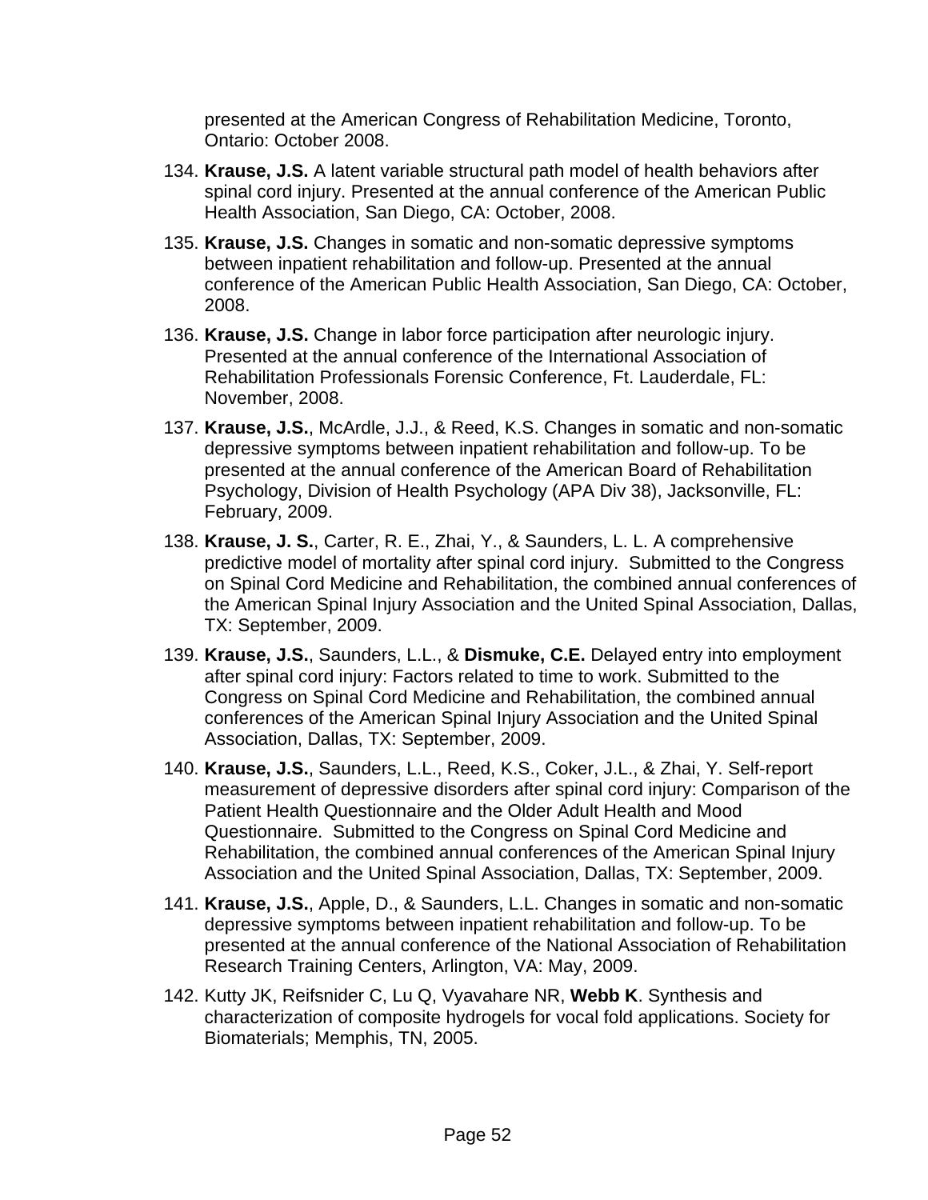presented at the American Congress of Rehabilitation Medicine, Toronto, Ontario: October 2008.

134. **Krause, J.S.** A latent variable structural path model of health behaviors after spinal cord injury. Presented at the annual conference of the American Public Health Association, San Diego, CA: October, 2008.

135. **Krause, J.S.** Changes in somatic and non-somatic depressive symptoms between inpatient rehabilitation and follow-up. Presented at the annual conference of the American Public Health Association, San Diego, CA: October, 2008.

136. **Krause, J.S.** Change in labor force participation after neurologic injury. Presented at the annual conference of the International Association of Rehabilitation Professionals Forensic Conference, Ft. Lauderdale, FL: November, 2008.

137. **Krause, J.S.**, McArdle, J.J., & Reed, K.S. Changes in somatic and non-somatic depressive symptoms between inpatient rehabilitation and follow-up. To be presented at the annual conference of the American Board of Rehabilitation Psychology, Division of Health Psychology (APA Div 38), Jacksonville, FL: February, 2009.

138. **Krause, J. S.**, Carter, R. E., Zhai, Y., & Saunders, L. L. A comprehensive predictive model of mortality after spinal cord injury. Submitted to the Congress on Spinal Cord Medicine and Rehabilitation, the combined annual conferences of the American Spinal Injury Association and the United Spinal Association, Dallas, TX: September, 2009.

139. **Krause, J.S.**, Saunders, L.L., & **Dismuke, C.E.** Delayed entry into employment after spinal cord injury: Factors related to time to work. Submitted to the Congress on Spinal Cord Medicine and Rehabilitation, the combined annual conferences of the American Spinal Injury Association and the United Spinal Association, Dallas, TX: September, 2009.

140. **Krause, J.S.**, Saunders, L.L., Reed, K.S., Coker, J.L., & Zhai, Y. Self-report measurement of depressive disorders after spinal cord injury: Comparison of the Patient Health Questionnaire and the Older Adult Health and Mood Questionnaire. Submitted to the Congress on Spinal Cord Medicine and Rehabilitation, the combined annual conferences of the American Spinal Injury Association and the United Spinal Association, Dallas, TX: September, 2009.

141. **Krause, J.S.**, Apple, D., & Saunders, L.L. Changes in somatic and non-somatic depressive symptoms between inpatient rehabilitation and follow-up. To be presented at the annual conference of the National Association of Rehabilitation Research Training Centers, Arlington, VA: May, 2009.

142. Kutty JK, Reifsnider C, Lu Q, Vyavahare NR, **Webb K**. Synthesis and characterization of composite hydrogels for vocal fold applications. Society for Biomaterials; Memphis, TN, 2005.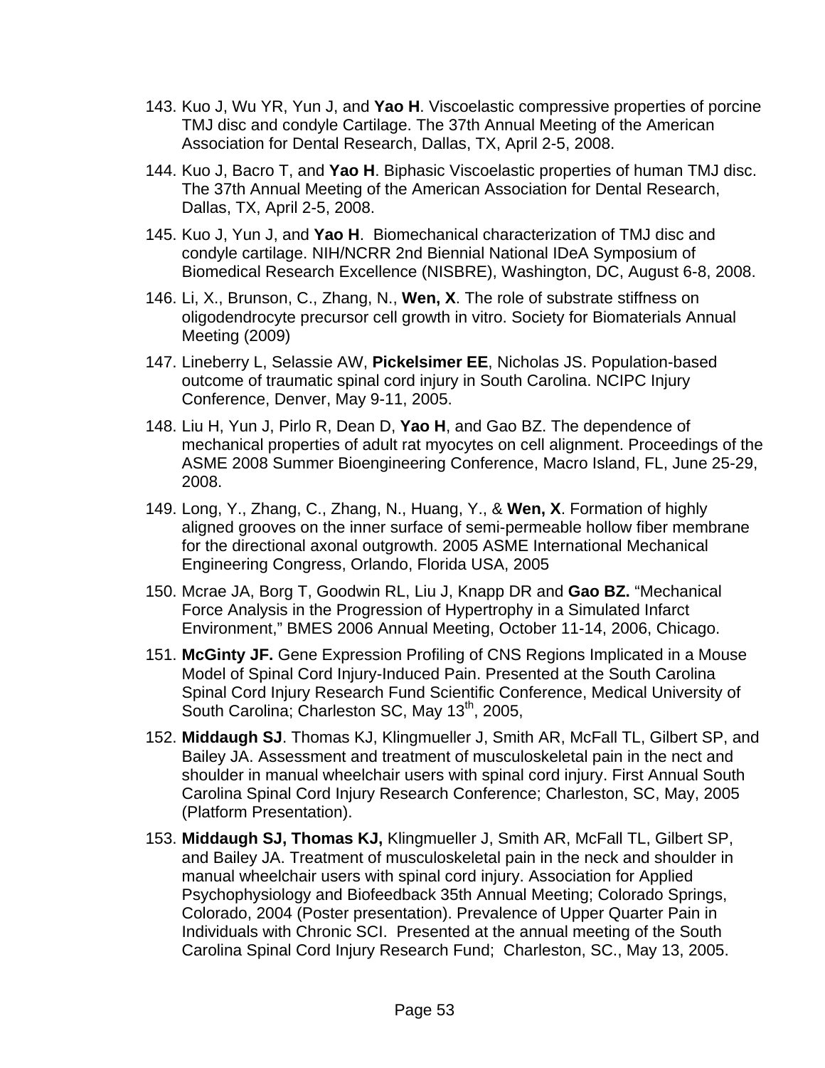143. Kuo J, Wu YR, Yun J, and **Yao H**. Viscoelastic compressive properties of porcine TMJ disc and condyle Cartilage. The 37th Annual Meeting of the American Association for Dental Research, Dallas, TX, April 2-5, 2008.
144. Kuo J, Bacro T, and **Yao H**. Biphasic Viscoelastic properties of human TMJ disc. The 37th Annual Meeting of the American Association for Dental Research, Dallas, TX, April 2-5, 2008.
145. Kuo J, Yun J, and **Yao H**. Biomechanical characterization of TMJ disc and condyle cartilage. NIH/NCRR 2nd Biennial National IDeA Symposium of Biomedical Research Excellence (NISBRE), Washington, DC, August 6-8, 2008.
146. Li, X., Brunson, C., Zhang, N., **Wen, X**. The role of substrate stiffness on oligodendrocyte precursor cell growth in vitro. Society for Biomaterials Annual Meeting (2009)
147. Lineberry L, Selassie AW, **Pickelsimer EE**, Nicholas JS. Population-based outcome of traumatic spinal cord injury in South Carolina. NCIPC Injury Conference, Denver, May 9-11, 2005.
148. Liu H, Yun J, Pirlo R, Dean D, **Yao H**, and Gao BZ. The dependence of mechanical properties of adult rat myocytes on cell alignment. Proceedings of the ASME 2008 Summer Bioengineering Conference, Macro Island, FL, June 25-29, 2008.
149. Long, Y., Zhang, C., Zhang, N., Huang, Y., & **Wen, X**. Formation of highly aligned grooves on the inner surface of semi-permeable hollow fiber membrane for the directional axonal outgrowth. 2005 ASME International Mechanical Engineering Congress, Orlando, Florida USA, 2005
150. Mcrae JA, Borg T, Goodwin RL, Liu J, Knapp DR and **Gao BZ.** "Mechanical Force Analysis in the Progression of Hypertrophy in a Simulated Infarct Environment," BMES 2006 Annual Meeting, October 11-14, 2006, Chicago.
151. **McGinty JF.** Gene Expression Profiling of CNS Regions Implicated in a Mouse Model of Spinal Cord Injury-Induced Pain. Presented at the South Carolina Spinal Cord Injury Research Fund Scientific Conference, Medical University of South Carolina; Charleston SC, May 13th, 2005,
152. **Middaugh SJ**. Thomas KJ, Klingmueller J, Smith AR, McFall TL, Gilbert SP, and Bailey JA. Assessment and treatment of musculoskeletal pain in the nect and shoulder in manual wheelchair users with spinal cord injury. First Annual South Carolina Spinal Cord Injury Research Conference; Charleston, SC, May, 2005 (Platform Presentation).
153. **Middaugh SJ, Thomas KJ,** Klingmueller J, Smith AR, McFall TL, Gilbert SP, and Bailey JA. Treatment of musculoskeletal pain in the neck and shoulder in manual wheelchair users with spinal cord injury. Association for Applied Psychophysiology and Biofeedback 35th Annual Meeting; Colorado Springs, Colorado, 2004 (Poster presentation). Prevalence of Upper Quarter Pain in Individuals with Chronic SCI. Presented at the annual meeting of the South Carolina Spinal Cord Injury Research Fund; Charleston, SC., May 13, 2005.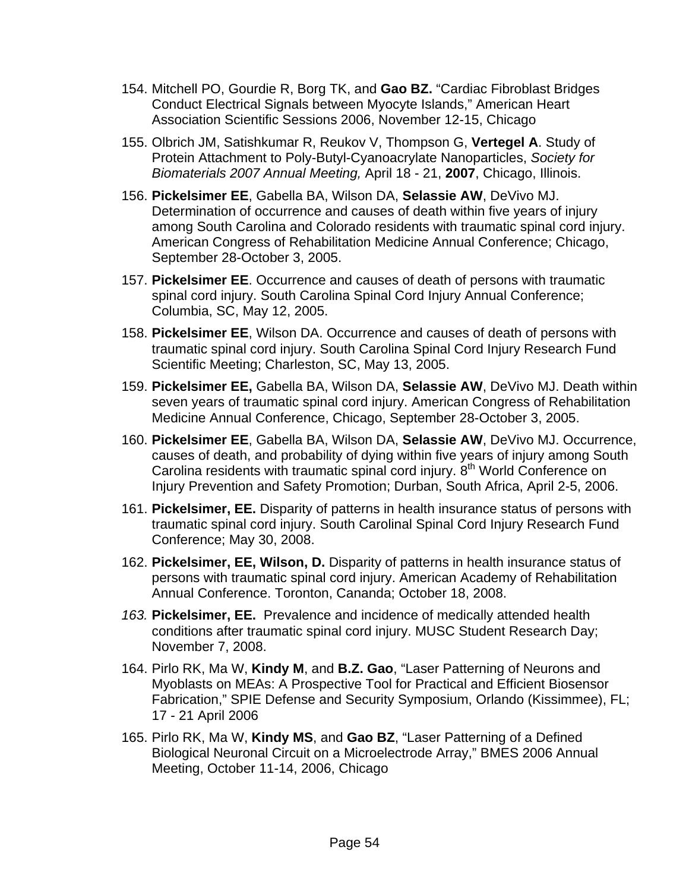154. Mitchell PO, Gourdie R, Borg TK, and **Gao BZ.** "Cardiac Fibroblast Bridges Conduct Electrical Signals between Myocyte Islands," American Heart Association Scientific Sessions 2006, November 12-15, Chicago

155. Olbrich JM, Satishkumar R, Reukov V, Thompson G, **Vertegel A**. Study of Protein Attachment to Poly-Butyl-Cyanoacrylate Nanoparticles, *Society for Biomaterials 2007 Annual Meeting,* April 18 - 21, **2007**, Chicago, Illinois.

156. **Pickelsimer EE**, Gabella BA, Wilson DA, **Selassie AW**, DeVivo MJ. Determination of occurrence and causes of death within five years of injury among South Carolina and Colorado residents with traumatic spinal cord injury. American Congress of Rehabilitation Medicine Annual Conference; Chicago, September 28-October 3, 2005.

157. **Pickelsimer EE**. Occurrence and causes of death of persons with traumatic spinal cord injury. South Carolina Spinal Cord Injury Annual Conference; Columbia, SC, May 12, 2005.

158. **Pickelsimer EE**, Wilson DA. Occurrence and causes of death of persons with traumatic spinal cord injury. South Carolina Spinal Cord Injury Research Fund Scientific Meeting; Charleston, SC, May 13, 2005.

159. **Pickelsimer EE,** Gabella BA, Wilson DA, **Selassie AW**, DeVivo MJ. Death within seven years of traumatic spinal cord injury. American Congress of Rehabilitation Medicine Annual Conference, Chicago, September 28-October 3, 2005.

160. **Pickelsimer EE**, Gabella BA, Wilson DA, **Selassie AW**, DeVivo MJ. Occurrence, causes of death, and probability of dying within five years of injury among South Carolina residents with traumatic spinal cord injury. 8th World Conference on Injury Prevention and Safety Promotion; Durban, South Africa, April 2-5, 2006.

161. **Pickelsimer, EE.** Disparity of patterns in health insurance status of persons with traumatic spinal cord injury. South Carolinal Spinal Cord Injury Research Fund Conference; May 30, 2008.

162. **Pickelsimer, EE, Wilson, D.** Disparity of patterns in health insurance status of persons with traumatic spinal cord injury. American Academy of Rehabilitation Annual Conference. Toronton, Cananda; October 18, 2008.

163. **Pickelsimer, EE.** Prevalence and incidence of medically attended health conditions after traumatic spinal cord injury. MUSC Student Research Day; November 7, 2008.

164. Pirlo RK, Ma W, **Kindy M**, and **B.Z. Gao**, "Laser Patterning of Neurons and Myoblasts on MEAs: A Prospective Tool for Practical and Efficient Biosensor Fabrication," SPIE Defense and Security Symposium, Orlando (Kissimmee), FL; 17 - 21 April 2006

165. Pirlo RK, Ma W, **Kindy MS**, and **Gao BZ**, "Laser Patterning of a Defined Biological Neuronal Circuit on a Microelectrode Array," BMES 2006 Annual Meeting, October 11-14, 2006, Chicago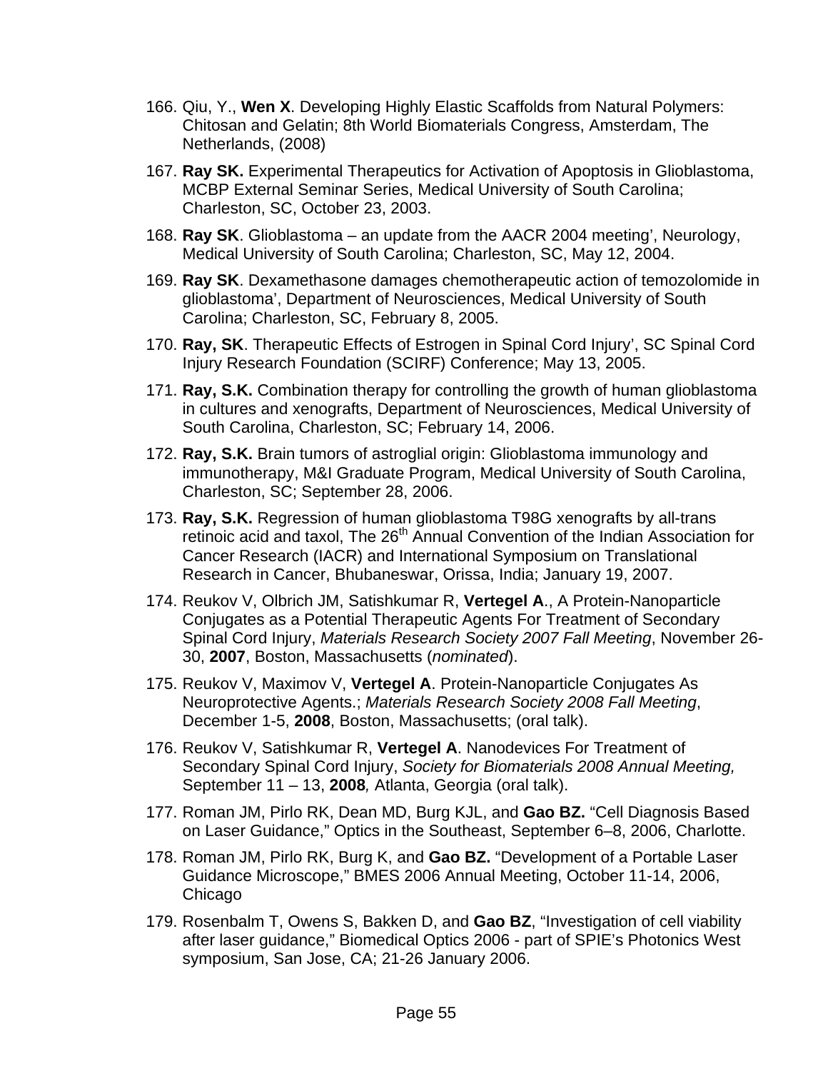166. Qiu, Y., **Wen X**. Developing Highly Elastic Scaffolds from Natural Polymers: Chitosan and Gelatin; 8th World Biomaterials Congress, Amsterdam, The Netherlands, (2008)

167. **Ray SK.** Experimental Therapeutics for Activation of Apoptosis in Glioblastoma, MCBP External Seminar Series, Medical University of South Carolina; Charleston, SC, October 23, 2003.

168. **Ray SK**. Glioblastoma – an update from the AACR 2004 meeting', Neurology, Medical University of South Carolina; Charleston, SC, May 12, 2004.

169. **Ray SK**. Dexamethasone damages chemotherapeutic action of temozolomide in glioblastoma', Department of Neurosciences, Medical University of South Carolina; Charleston, SC, February 8, 2005.

170. **Ray, SK**. Therapeutic Effects of Estrogen in Spinal Cord Injury', SC Spinal Cord Injury Research Foundation (SCIRF) Conference; May 13, 2005.

171. **Ray, S.K.** Combination therapy for controlling the growth of human glioblastoma in cultures and xenografts, Department of Neurosciences, Medical University of South Carolina, Charleston, SC; February 14, 2006.

172. **Ray, S.K.** Brain tumors of astroglial origin: Glioblastoma immunology and immunotherapy, M&I Graduate Program, Medical University of South Carolina, Charleston, SC; September 28, 2006.

173. **Ray, S.K.** Regression of human glioblastoma T98G xenografts by all-trans retinoic acid and taxol, The 26th Annual Convention of the Indian Association for Cancer Research (IACR) and International Symposium on Translational Research in Cancer, Bhubaneswar, Orissa, India; January 19, 2007.

174. Reukov V, Olbrich JM, Satishkumar R, **Vertegel A**., A Protein-Nanoparticle Conjugates as a Potential Therapeutic Agents For Treatment of Secondary Spinal Cord Injury, *Materials Research Society 2007 Fall Meeting*, November 26-30, **2007**, Boston, Massachusetts (*nominated*).

175. Reukov V, Maximov V, **Vertegel A**. Protein-Nanoparticle Conjugates As Neuroprotective Agents.; *Materials Research Society 2008 Fall Meeting*, December 1-5, **2008**, Boston, Massachusetts; (oral talk).

176. Reukov V, Satishkumar R, **Vertegel A**. Nanodevices For Treatment of Secondary Spinal Cord Injury, *Society for Biomaterials 2008 Annual Meeting,* September 11 – 13, **2008***,* Atlanta, Georgia (oral talk).

177. Roman JM, Pirlo RK, Dean MD, Burg KJL, and **Gao BZ.** "Cell Diagnosis Based on Laser Guidance," Optics in the Southeast, September 6–8, 2006, Charlotte.

178. Roman JM, Pirlo RK, Burg K, and **Gao BZ.** "Development of a Portable Laser Guidance Microscope," BMES 2006 Annual Meeting, October 11-14, 2006, Chicago

179. Rosenbalm T, Owens S, Bakken D, and **Gao BZ**, "Investigation of cell viability after laser guidance," Biomedical Optics 2006 - part of SPIE's Photonics West symposium, San Jose, CA; 21-26 January 2006.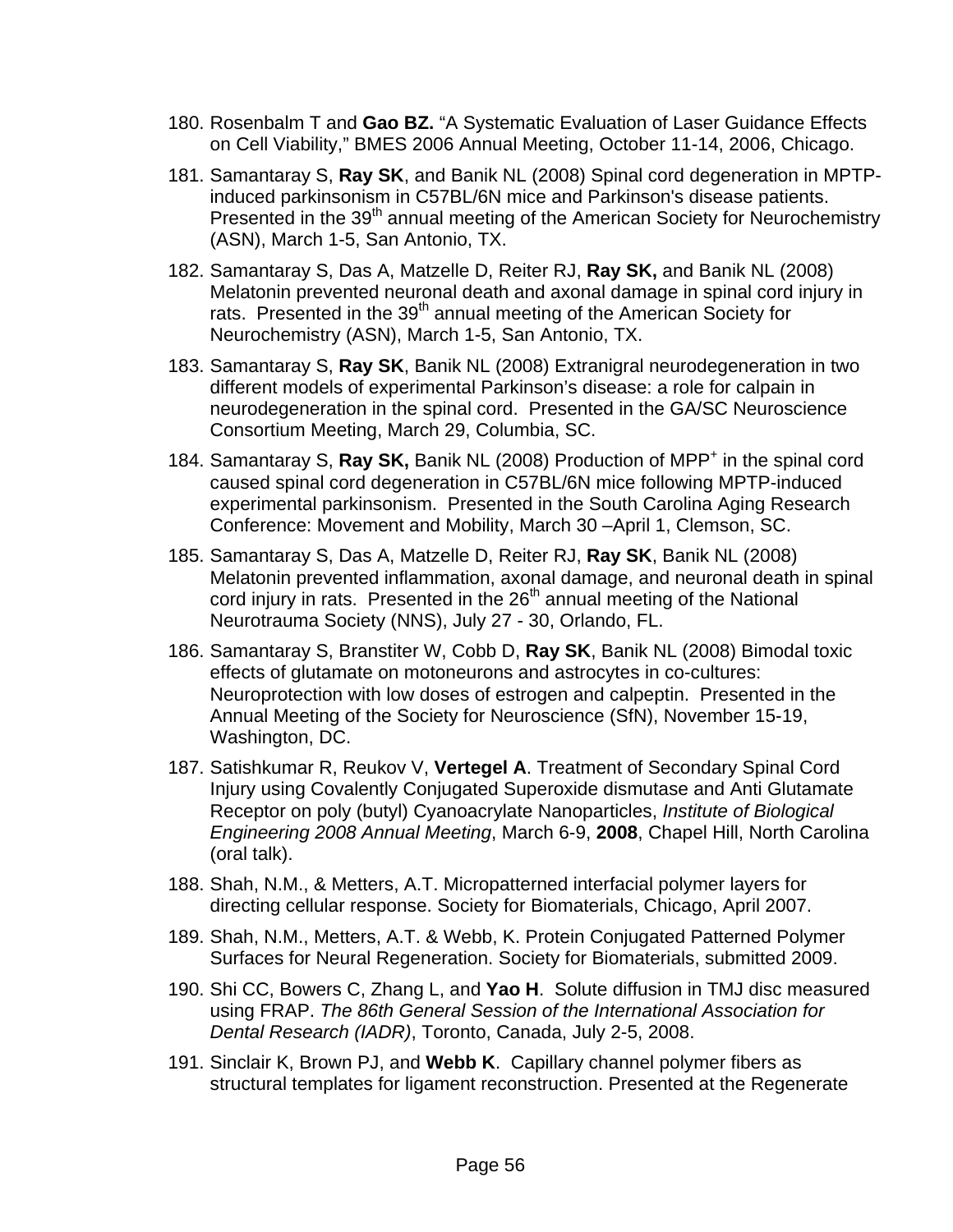180. Rosenbalm T and **Gao BZ.** “A Systematic Evaluation of Laser Guidance Effects on Cell Viability,” BMES 2006 Annual Meeting, October 11-14, 2006, Chicago.

181. Samantaray S, **Ray SK**, and Banik NL (2008) Spinal cord degeneration in MPTP-induced parkinsonism in C57BL/6N mice and Parkinson's disease patients. Presented in the 39th annual meeting of the American Society for Neurochemistry (ASN), March 1-5, San Antonio, TX.

182. Samantaray S, Das A, Matzelle D, Reiter RJ, **Ray SK,** and Banik NL (2008) Melatonin prevented neuronal death and axonal damage in spinal cord injury in rats. Presented in the 39th annual meeting of the American Society for Neurochemistry (ASN), March 1-5, San Antonio, TX.

183. Samantaray S, **Ray SK**, Banik NL (2008) Extranigral neurodegeneration in two different models of experimental Parkinson’s disease: a role for calpain in neurodegeneration in the spinal cord. Presented in the GA/SC Neuroscience Consortium Meeting, March 29, Columbia, SC.

184. Samantaray S, **Ray SK,** Banik NL (2008) Production of $MPP^+$ in the spinal cord caused spinal cord degeneration in C57BL/6N mice following MPTP-induced experimental parkinsonism. Presented in the South Carolina Aging Research Conference: Movement and Mobility, March 30 –April 1, Clemson, SC.

185. Samantaray S, Das A, Matzelle D, Reiter RJ, **Ray SK**, Banik NL (2008) Melatonin prevented inflammation, axonal damage, and neuronal death in spinal cord injury in rats. Presented in the 26th annual meeting of the National Neurotrauma Society (NNS), July 27 - 30, Orlando, FL.

186. Samantaray S, Branstiter W, Cobb D, **Ray SK**, Banik NL (2008) Bimodal toxic effects of glutamate on motoneurons and astrocytes in co-cultures: Neuroprotection with low doses of estrogen and calpeptin. Presented in the Annual Meeting of the Society for Neuroscience (SfN), November 15-19, Washington, DC.

187. Satishkumar R, Reukov V, **Vertegel A**. Treatment of Secondary Spinal Cord Injury using Covalently Conjugated Superoxide dismutase and Anti Glutamate Receptor on poly (butyl) Cyanoacrylate Nanoparticles, *Institute of Biological Engineering 2008 Annual Meeting*, March 6-9, **2008**, Chapel Hill, North Carolina (oral talk).

188. Shah, N.M., & Metters, A.T. Micropatterned interfacial polymer layers for directing cellular response. Society for Biomaterials, Chicago, April 2007.

189. Shah, N.M., Metters, A.T. & Webb, K. Protein Conjugated Patterned Polymer Surfaces for Neural Regeneration. Society for Biomaterials, submitted 2009.

190. Shi CC, Bowers C, Zhang L, and **Yao H**. Solute diffusion in TMJ disc measured using FRAP. *The 86th General Session of the International Association for Dental Research (IADR)*, Toronto, Canada, July 2-5, 2008.

191. Sinclair K, Brown PJ, and **Webb K**. Capillary channel polymer fibers as structural templates for ligament reconstruction. Presented at the Regenerate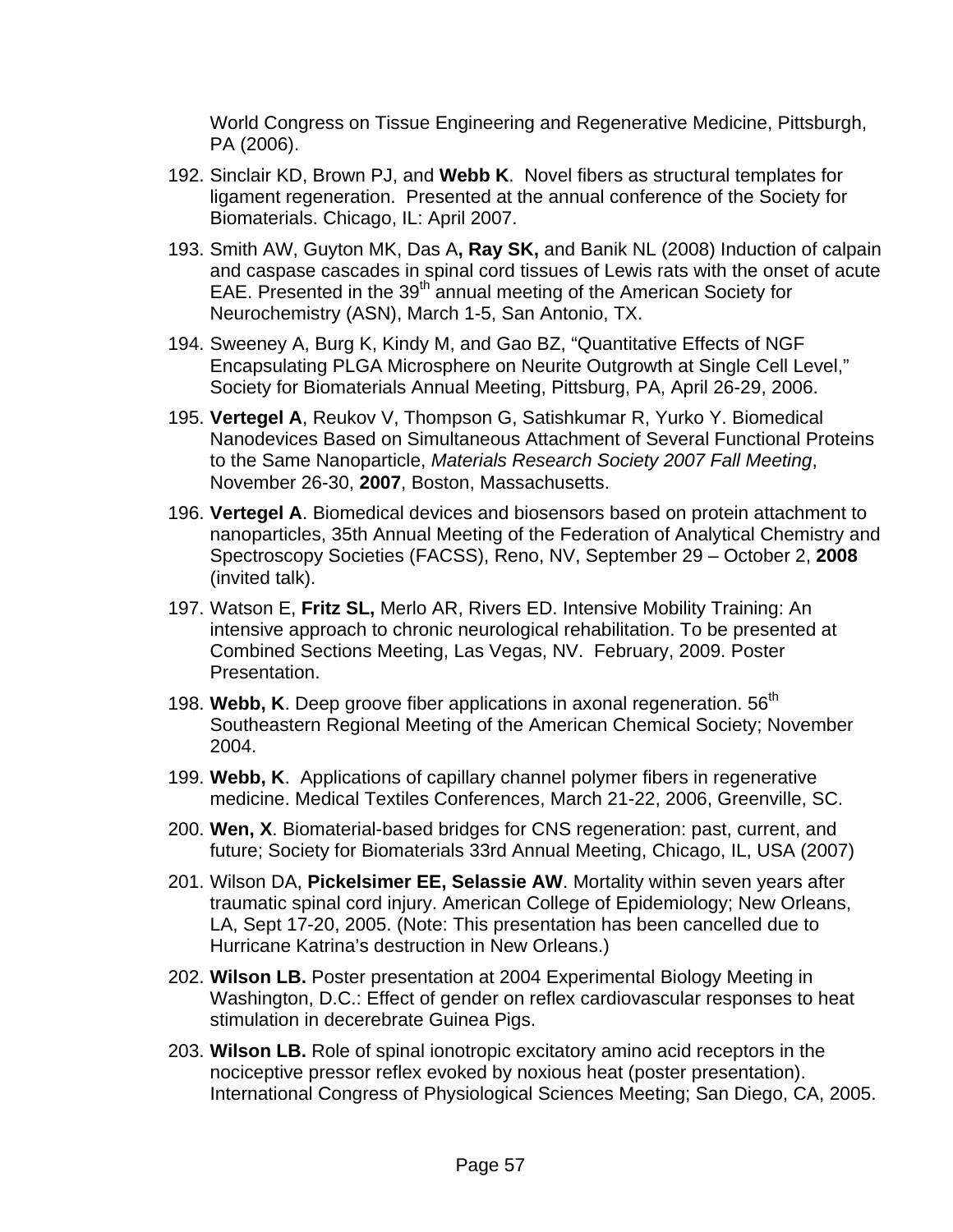World Congress on Tissue Engineering and Regenerative Medicine, Pittsburgh, PA (2006).

192. Sinclair KD, Brown PJ, and **Webb K**. Novel fibers as structural templates for ligament regeneration. Presented at the annual conference of the Society for Biomaterials. Chicago, IL: April 2007.

193. Smith AW, Guyton MK, Das A**, Ray SK,** and Banik NL (2008) Induction of calpain and caspase cascades in spinal cord tissues of Lewis rats with the onset of acute EAE. Presented in the 39th annual meeting of the American Society for Neurochemistry (ASN), March 1-5, San Antonio, TX.

194. Sweeney A, Burg K, Kindy M, and Gao BZ, "Quantitative Effects of NGF Encapsulating PLGA Microsphere on Neurite Outgrowth at Single Cell Level," Society for Biomaterials Annual Meeting, Pittsburg, PA, April 26-29, 2006.

195. **Vertegel A**, Reukov V, Thompson G, Satishkumar R, Yurko Y. Biomedical Nanodevices Based on Simultaneous Attachment of Several Functional Proteins to the Same Nanoparticle, *Materials Research Society 2007 Fall Meeting*, November 26-30, **2007**, Boston, Massachusetts.

196. **Vertegel A**. Biomedical devices and biosensors based on protein attachment to nanoparticles, 35th Annual Meeting of the Federation of Analytical Chemistry and Spectroscopy Societies (FACSS), Reno, NV, September 29 – October 2, **2008** (invited talk).

197. Watson E, **Fritz SL,** Merlo AR, Rivers ED. Intensive Mobility Training: An intensive approach to chronic neurological rehabilitation. To be presented at Combined Sections Meeting, Las Vegas, NV. February, 2009. Poster Presentation.

198. **Webb, K**. Deep groove fiber applications in axonal regeneration. 56th Southeastern Regional Meeting of the American Chemical Society; November 2004.

199. **Webb, K**. Applications of capillary channel polymer fibers in regenerative medicine. Medical Textiles Conferences, March 21-22, 2006, Greenville, SC.

200. **Wen, X**. Biomaterial-based bridges for CNS regeneration: past, current, and future; Society for Biomaterials 33rd Annual Meeting, Chicago, IL, USA (2007)

201. Wilson DA, **Pickelsimer EE, Selassie AW**. Mortality within seven years after traumatic spinal cord injury. American College of Epidemiology; New Orleans, LA, Sept 17-20, 2005. (Note: This presentation has been cancelled due to Hurricane Katrina's destruction in New Orleans.)

202. **Wilson LB.** Poster presentation at 2004 Experimental Biology Meeting in Washington, D.C.: Effect of gender on reflex cardiovascular responses to heat stimulation in decerebrate Guinea Pigs.

203. **Wilson LB.** Role of spinal ionotropic excitatory amino acid receptors in the nociceptive pressor reflex evoked by noxious heat (poster presentation). International Congress of Physiological Sciences Meeting; San Diego, CA, 2005.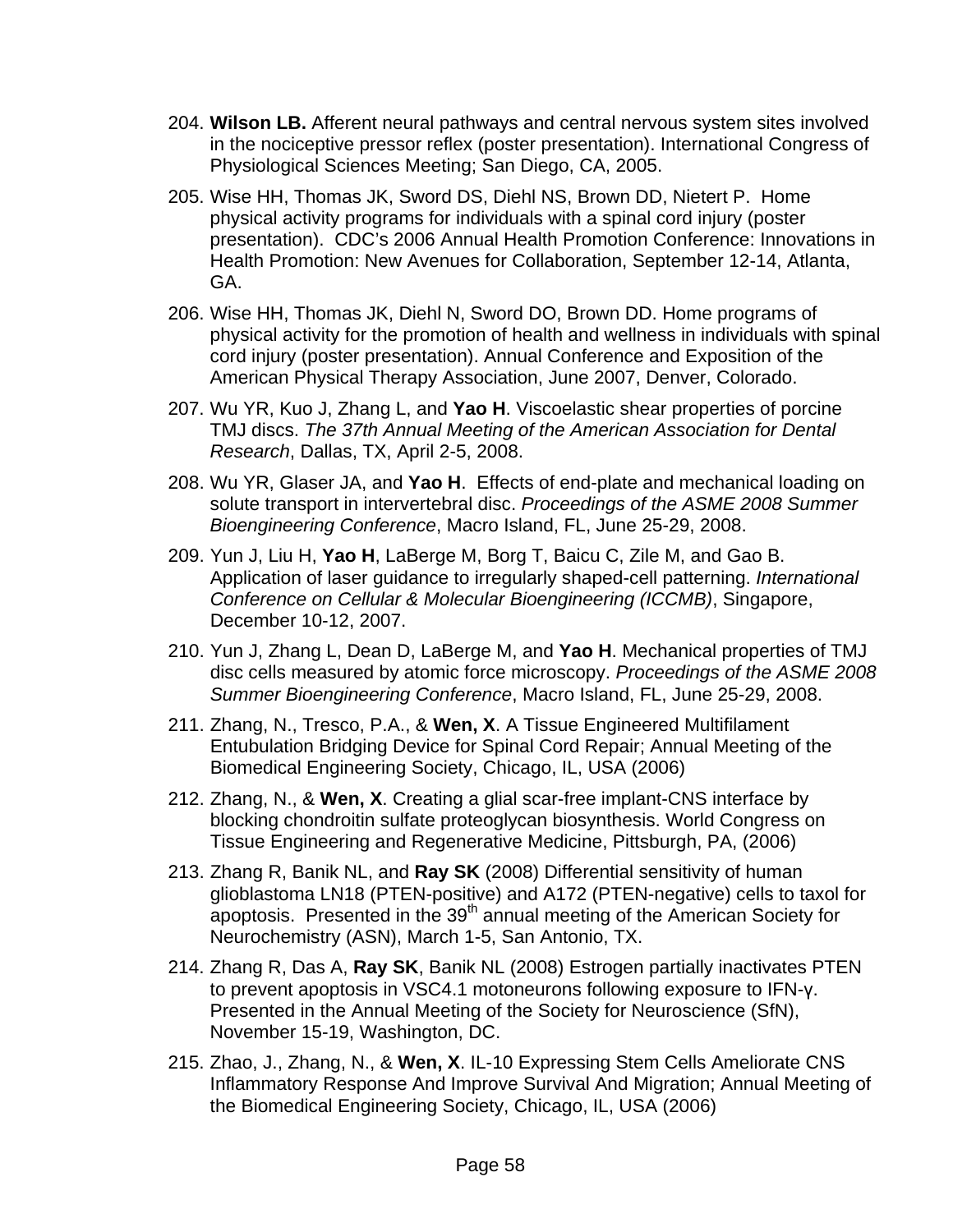204. **Wilson LB.** Afferent neural pathways and central nervous system sites involved in the nociceptive pressor reflex (poster presentation). International Congress of Physiological Sciences Meeting; San Diego, CA, 2005.

205. Wise HH, Thomas JK, Sword DS, Diehl NS, Brown DD, Nietert P. Home physical activity programs for individuals with a spinal cord injury (poster presentation). CDC's 2006 Annual Health Promotion Conference: Innovations in Health Promotion: New Avenues for Collaboration, September 12-14, Atlanta, GA.

206. Wise HH, Thomas JK, Diehl N, Sword DO, Brown DD. Home programs of physical activity for the promotion of health and wellness in individuals with spinal cord injury (poster presentation). Annual Conference and Exposition of the American Physical Therapy Association, June 2007, Denver, Colorado.

207. Wu YR, Kuo J, Zhang L, and **Yao H**. Viscoelastic shear properties of porcine TMJ discs. *The 37th Annual Meeting of the American Association for Dental Research*, Dallas, TX, April 2-5, 2008.

208. Wu YR, Glaser JA, and **Yao H**. Effects of end-plate and mechanical loading on solute transport in intervertebral disc. *Proceedings of the ASME 2008 Summer Bioengineering Conference*, Macro Island, FL, June 25-29, 2008.

209. Yun J, Liu H, **Yao H**, LaBerge M, Borg T, Baicu C, Zile M, and Gao B. Application of laser guidance to irregularly shaped-cell patterning. *International Conference on Cellular & Molecular Bioengineering (ICCMB)*, Singapore, December 10-12, 2007.

210. Yun J, Zhang L, Dean D, LaBerge M, and **Yao H**. Mechanical properties of TMJ disc cells measured by atomic force microscopy. *Proceedings of the ASME 2008 Summer Bioengineering Conference*, Macro Island, FL, June 25-29, 2008.

211. Zhang, N., Tresco, P.A., & **Wen, X**. A Tissue Engineered Multifilament Entubulation Bridging Device for Spinal Cord Repair; Annual Meeting of the Biomedical Engineering Society, Chicago, IL, USA (2006)

212. Zhang, N., & **Wen, X**. Creating a glial scar-free implant-CNS interface by blocking chondroitin sulfate proteoglycan biosynthesis. World Congress on Tissue Engineering and Regenerative Medicine, Pittsburgh, PA, (2006)

213. Zhang R, Banik NL, and **Ray SK** (2008) Differential sensitivity of human glioblastoma LN18 (PTEN-positive) and A172 (PTEN-negative) cells to taxol for apoptosis. Presented in the 39$^{th}$ annual meeting of the American Society for Neurochemistry (ASN), March 1-5, San Antonio, TX.

214. Zhang R, Das A, **Ray SK**, Banik NL (2008) Estrogen partially inactivates PTEN to prevent apoptosis in VSC4.1 motoneurons following exposure to IFN-γ. Presented in the Annual Meeting of the Society for Neuroscience (SfN), November 15-19, Washington, DC.

215. Zhao, J., Zhang, N., & **Wen, X**. IL-10 Expressing Stem Cells Ameliorate CNS Inflammatory Response And Improve Survival And Migration; Annual Meeting of the Biomedical Engineering Society, Chicago, IL, USA (2006)